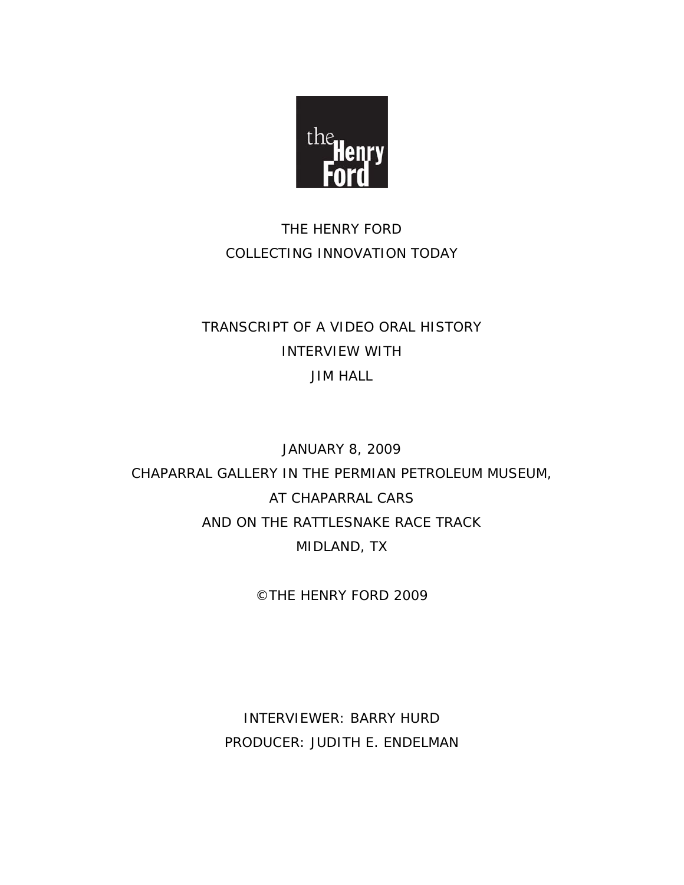the Henry Ford

THE HENRY FORD
COLLECTING INNOVATION TODAY

TRANSCRIPT OF A VIDEO ORAL HISTORY
INTERVIEW WITH
JIM HALL

JANUARY 8, 2009
CHAPARRAL GALLERY IN THE PERMIAN PETROLEUM MUSEUM,
AT CHAPARRAL CARS
AND ON THE RATTLESNAKE RACE TRACK
MIDLAND, TX

©THE HENRY FORD 2009

INTERVIEWER: BARRY HURD
PRODUCER: JUDITH E. ENDELMAN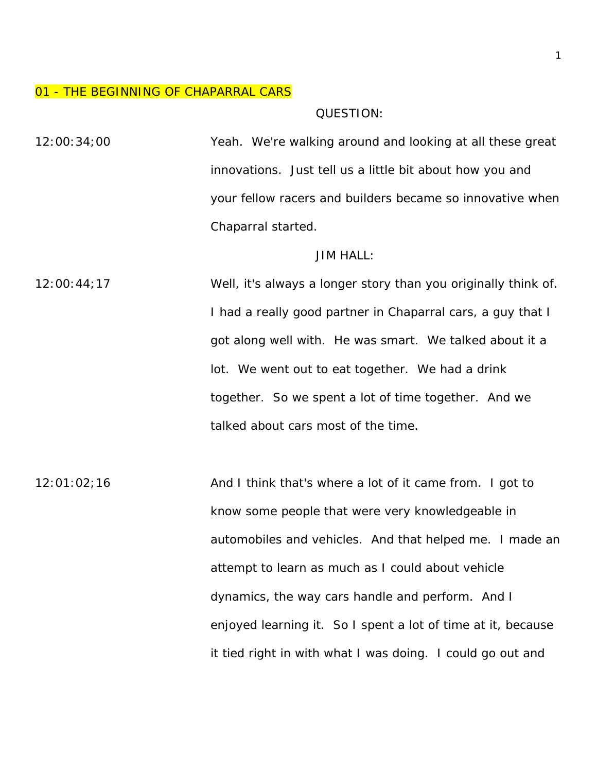## 01 - THE BEGINNING OF CHAPARRAL CARS

QUESTION:

12:00:34;00 Yeah. We're walking around and looking at all these great innovations. Just tell us a little bit about how you and your fellow racers and builders became so innovative when Chaparral started.

JIM HALL:

12:00:44;17 Well, it's always a longer story than you originally think of. I had a really good partner in Chaparral cars, a guy that I got along well with. He was smart. We talked about it a lot. We went out to eat together. We had a drink together. So we spent a lot of time together. And we talked about cars most of the time.

12:01:02;16 And I think that's where a lot of it came from. I got to know some people that were very knowledgeable in automobiles and vehicles. And that helped me. I made an attempt to learn as much as I could about vehicle dynamics, the way cars handle and perform. And I enjoyed learning it. So I spent a lot of time at it, because it tied right in with what I was doing. I could go out and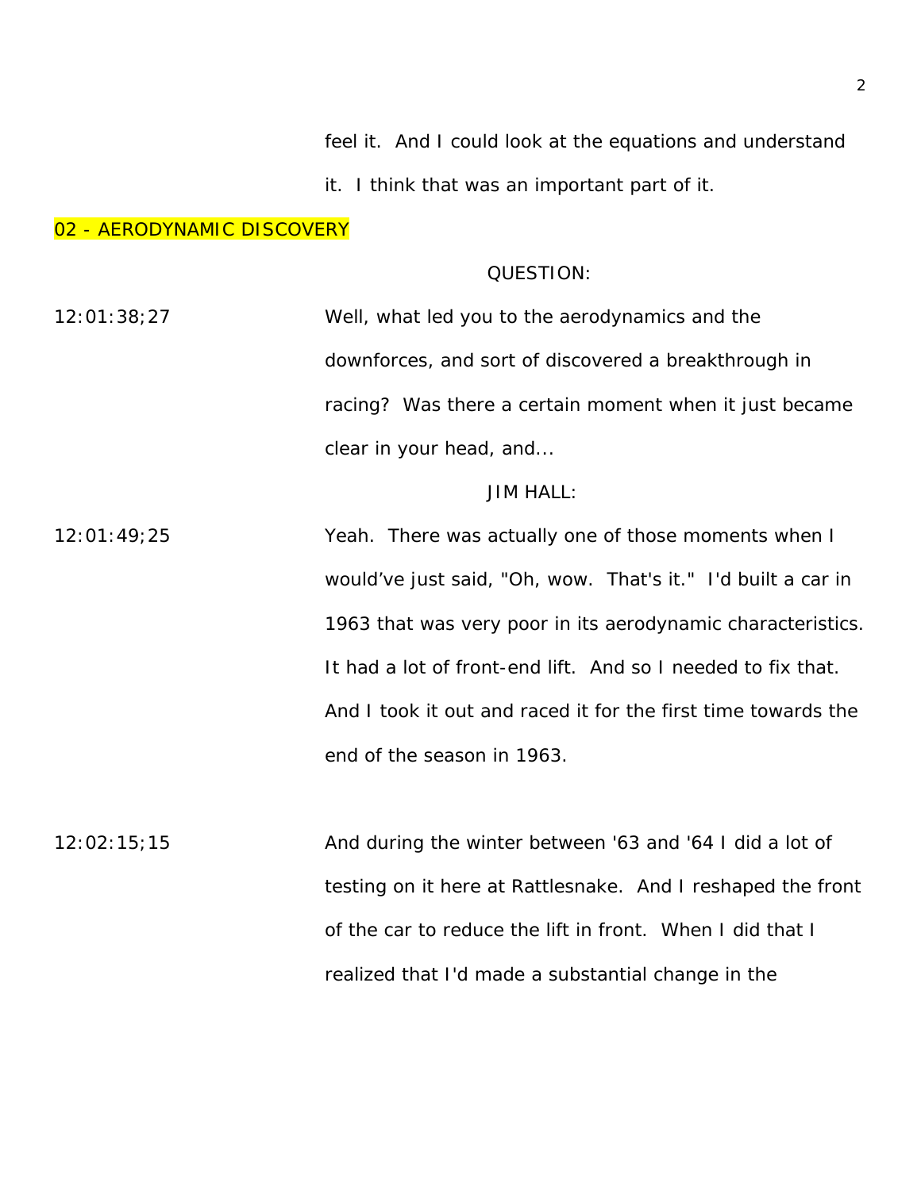feel it. And I could look at the equations and understand it. I think that was an important part of it.

## 02 - AERODYNAMIC DISCOVERY

QUESTION:

12:01:38;27 Well, what led you to the aerodynamics and the downforces, and sort of discovered a breakthrough in racing? Was there a certain moment when it just became clear in your head, and...

JIM HALL:

12:01:49;25 Yeah. There was actually one of those moments when I would've just said, "Oh, wow. That's it." I'd built a car in 1963 that was very poor in its aerodynamic characteristics. It had a lot of front-end lift. And so I needed to fix that. And I took it out and raced it for the first time towards the end of the season in 1963.

12:02:15;15 And during the winter between '63 and '64 I did a lot of testing on it here at Rattlesnake. And I reshaped the front of the car to reduce the lift in front. When I did that I realized that I'd made a substantial change in the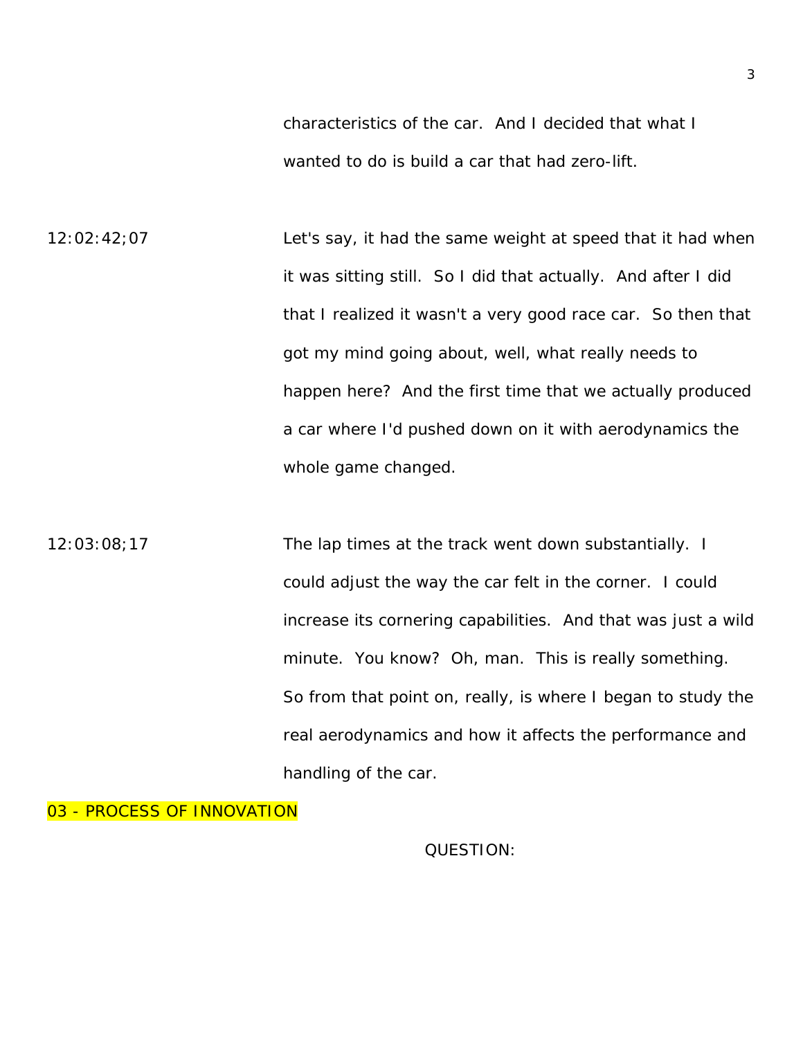characteristics of the car. And I decided that what I wanted to do is build a car that had zero-lift.

12:02:42;07 Let's say, it had the same weight at speed that it had when it was sitting still. So I did that actually. And after I did that I realized it wasn't a very good race car. So then that got my mind going about, well, what really needs to happen here? And the first time that we actually produced a car where I'd pushed down on it with aerodynamics the whole game changed.

12:03:08;17 The lap times at the track went down substantially. I could adjust the way the car felt in the corner. I could increase its cornering capabilities. And that was just a wild minute. You know? Oh, man. This is really something. So from that point on, really, is where I began to study the real aerodynamics and how it affects the performance and handling of the car.

## 03 - PROCESS OF INNOVATION

QUESTION: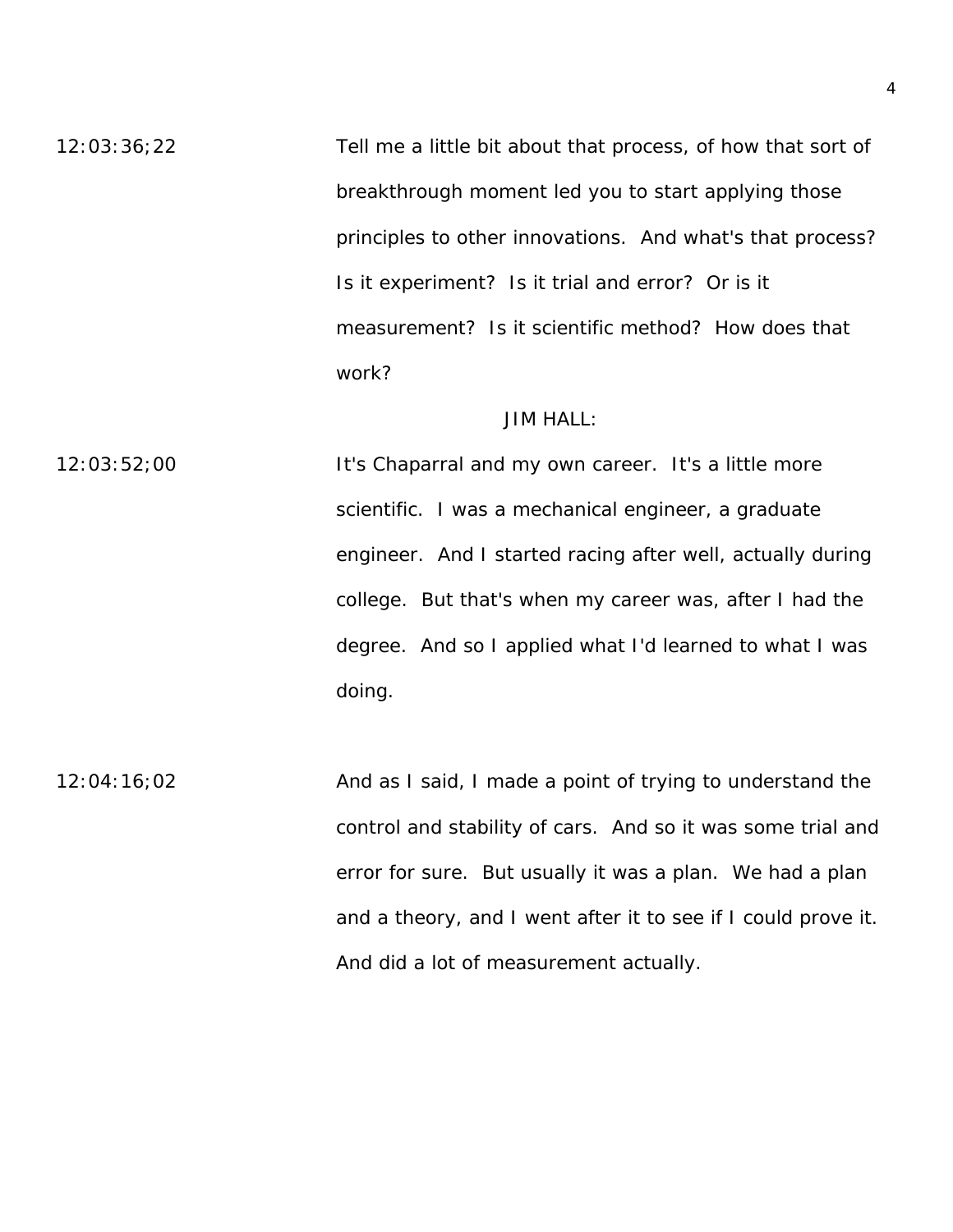12:03:36;22

Tell me a little bit about that process, of how that sort of breakthrough moment led you to start applying those principles to other innovations. And what's that process? Is it experiment? Is it trial and error? Or is it measurement? Is it scientific method? How does that work?

JIM HALL:

12:03:52;00

It's Chaparral and my own career. It's a little more scientific. I was a mechanical engineer, a graduate engineer. And I started racing after well, actually during college. But that's when my career was, after I had the degree. And so I applied what I'd learned to what I was doing.

12:04:16;02

And as I said, I made a point of trying to understand the control and stability of cars. And so it was some trial and error for sure. But usually it was a plan. We had a plan and a theory, and I went after it to see if I could prove it. And did a lot of measurement actually.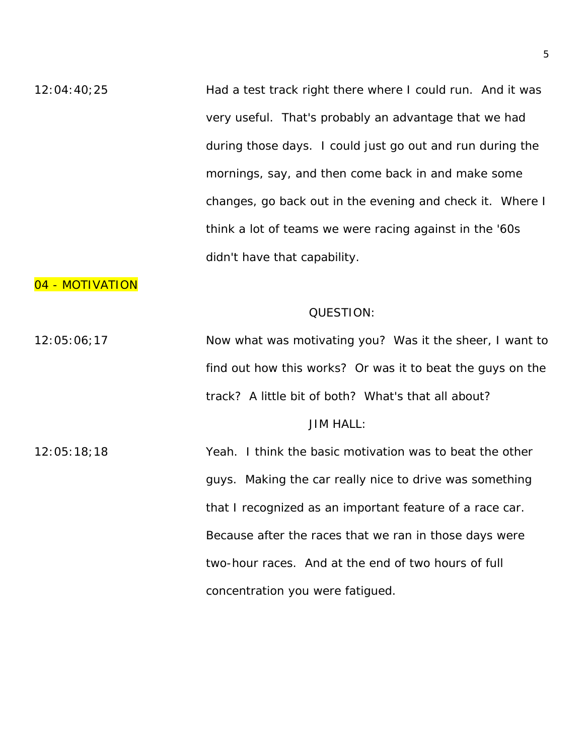12:04:40;25 Had a test track right there where I could run. And it was very useful. That's probably an advantage that we had during those days. I could just go out and run during the mornings, say, and then come back in and make some changes, go back out in the evening and check it. Where I think a lot of teams we were racing against in the '60s didn't have that capability.

## 04 - MOTIVATION

QUESTION:

12:05:06;17 Now what was motivating you? Was it the sheer, I want to find out how this works? Or was it to beat the guys on the track? A little bit of both? What's that all about?

JIM HALL:

12:05:18;18 Yeah. I think the basic motivation was to beat the other guys. Making the car really nice to drive was something that I recognized as an important feature of a race car. Because after the races that we ran in those days were two-hour races. And at the end of two hours of full concentration you were fatigued.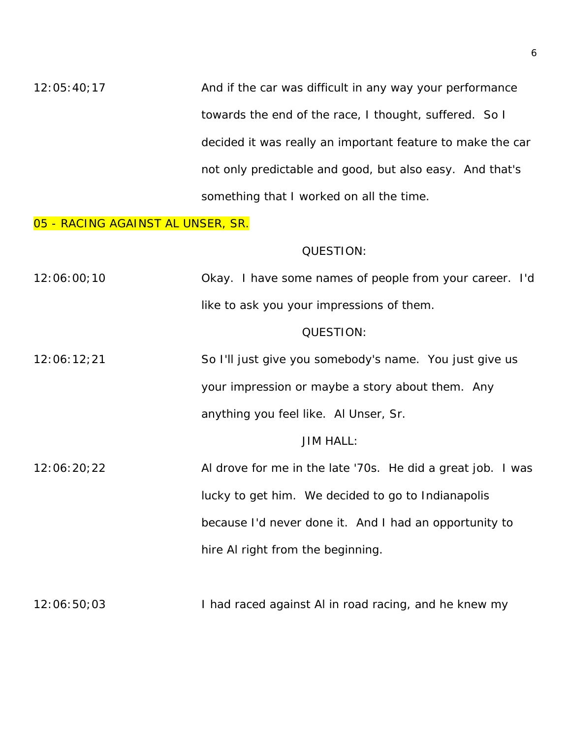12:05:40;17 And if the car was difficult in any way your performance towards the end of the race, I thought, suffered. So I decided it was really an important feature to make the car not only predictable and good, but also easy. And that's something that I worked on all the time.

## 05 - RACING AGAINST AL UNSER, SR.

QUESTION:

12:06:00;10 Okay. I have some names of people from your career. I'd like to ask you your impressions of them.

QUESTION:

12:06:12;21 So I'll just give you somebody's name. You just give us your impression or maybe a story about them. Any anything you feel like. Al Unser, Sr.

JIM HALL:

12:06:20;22 Al drove for me in the late '70s. He did a great job. I was lucky to get him. We decided to go to Indianapolis because I'd never done it. And I had an opportunity to hire Al right from the beginning.

12:06:50;03 I had raced against Al in road racing, and he knew my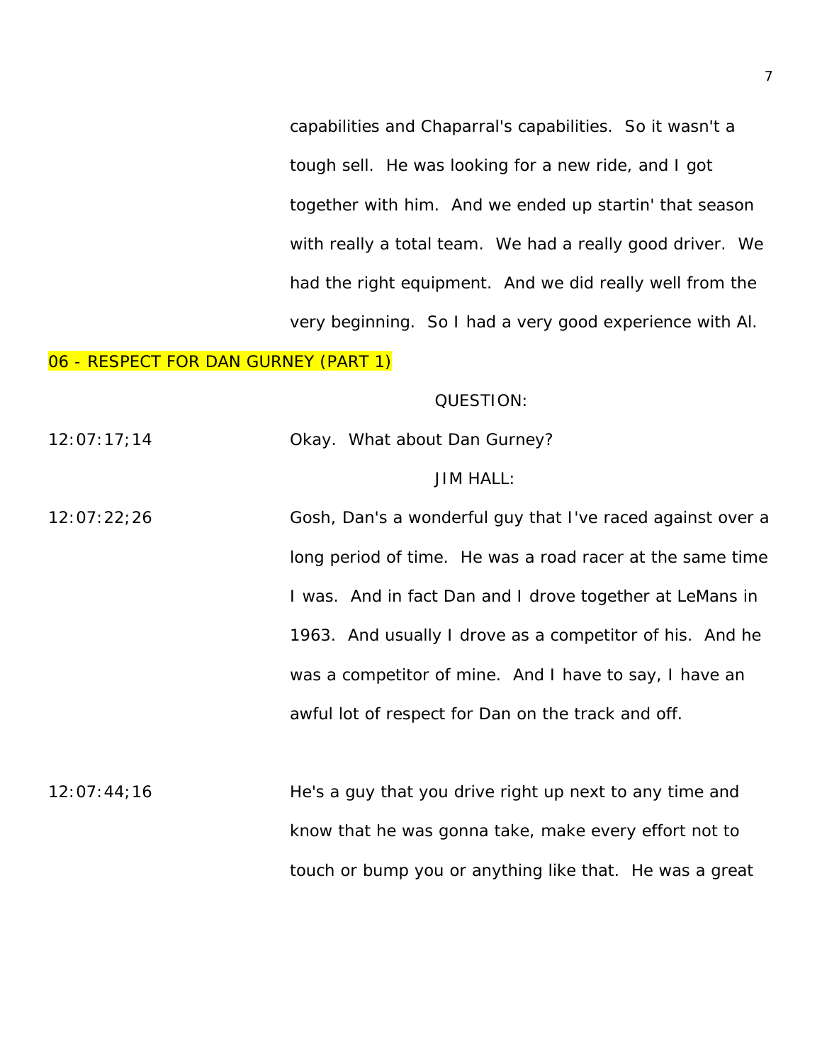capabilities and Chaparral's capabilities. So it wasn't a tough sell. He was looking for a new ride, and I got together with him. And we ended up startin' that season with really a total team. We had a really good driver. We had the right equipment. And we did really well from the very beginning. So I had a very good experience with Al.

## 06 - RESPECT FOR DAN GURNEY (PART 1)

QUESTION:

12:07:17;14 Okay. What about Dan Gurney?

JIM HALL:

12:07:22;26 Gosh, Dan's a wonderful guy that I've raced against over a long period of time. He was a road racer at the same time I was. And in fact Dan and I drove together at LeMans in 1963. And usually I drove as a competitor of his. And he was a competitor of mine. And I have to say, I have an awful lot of respect for Dan on the track and off.

12:07:44;16 He's a guy that you drive right up next to any time and know that he was gonna take, make every effort not to touch or bump you or anything like that. He was a great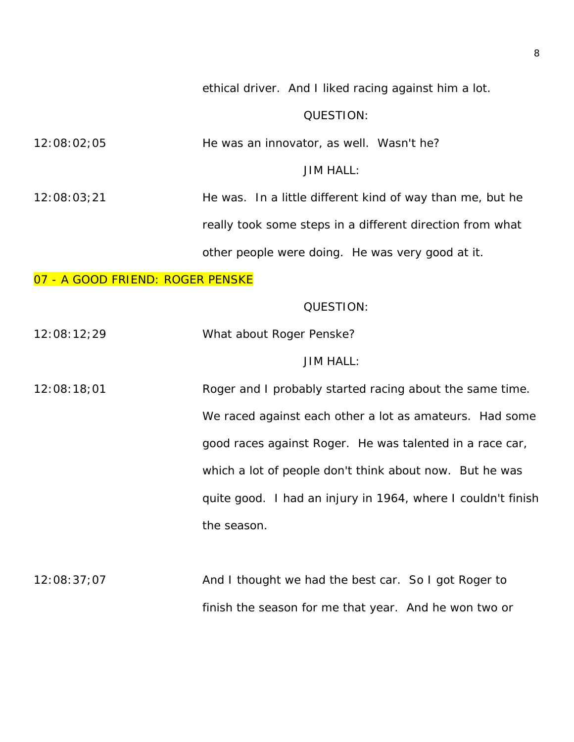ethical driver. And I liked racing against him a lot.

QUESTION:

12:08:02;05 He was an innovator, as well. Wasn't he?

JIM HALL:

12:08:03;21 He was. In a little different kind of way than me, but he really took some steps in a different direction from what other people were doing. He was very good at it.

07 - A GOOD FRIEND: ROGER PENSKE

QUESTION:

12:08:12;29 What about Roger Penske?

JIM HALL:

12:08:18;01 Roger and I probably started racing about the same time. We raced against each other a lot as amateurs. Had some good races against Roger. He was talented in a race car, which a lot of people don't think about now. But he was quite good. I had an injury in 1964, where I couldn't finish the season.

12:08:37;07 And I thought we had the best car. So I got Roger to finish the season for me that year. And he won two or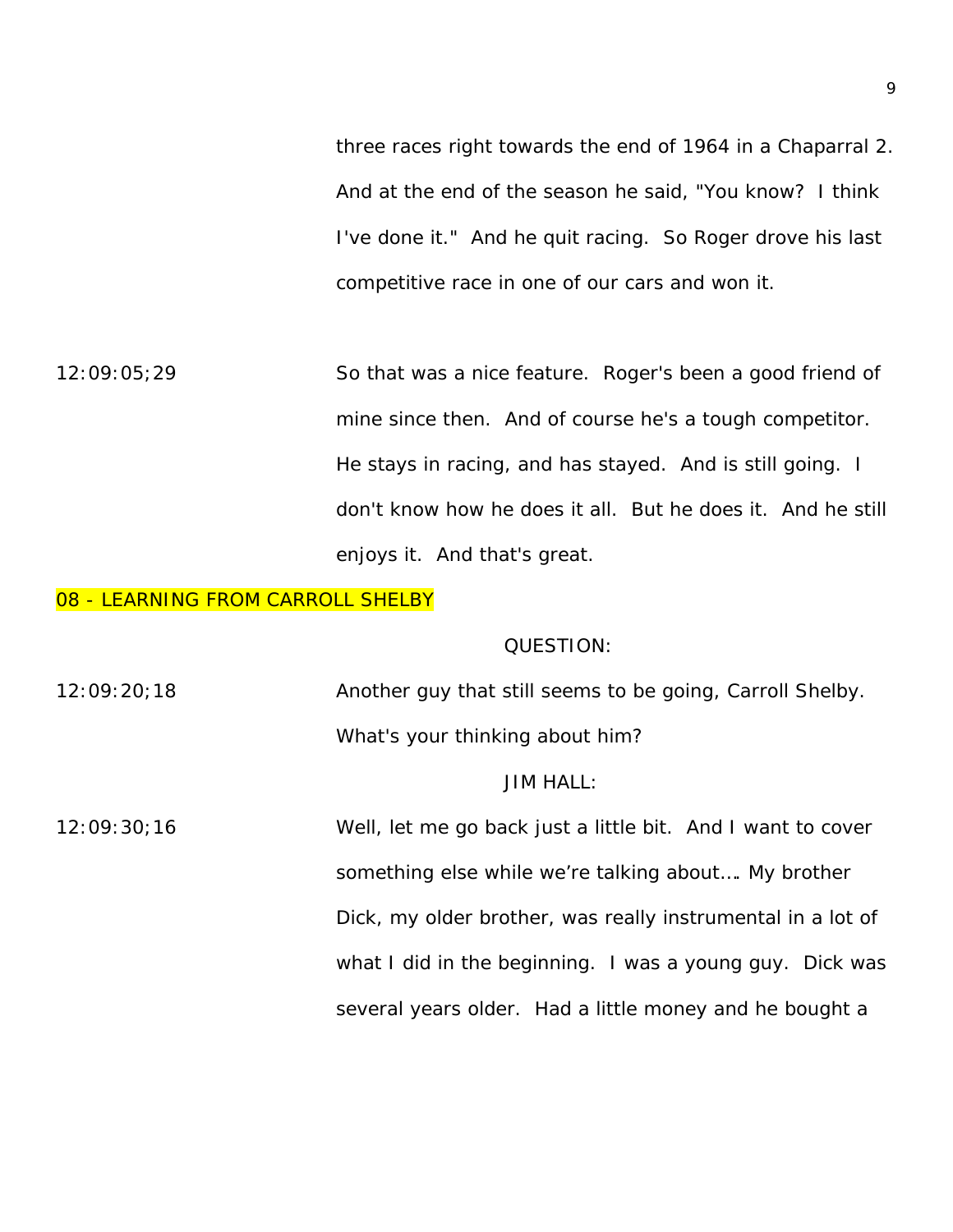three races right towards the end of 1964 in a Chaparral 2. And at the end of the season he said, "You know? I think I've done it." And he quit racing. So Roger drove his last competitive race in one of our cars and won it.

12:09:05;29 So that was a nice feature. Roger's been a good friend of mine since then. And of course he's a tough competitor. He stays in racing, and has stayed. And is still going. I don't know how he does it all. But he does it. And he still enjoys it. And that's great.

## 08 - LEARNING FROM CARROLL SHELBY

QUESTION:

12:09:20;18 Another guy that still seems to be going, Carroll Shelby. What's your thinking about him?

JIM HALL:

12:09:30;16 Well, let me go back just a little bit. And I want to cover something else while we're talking about…. My brother Dick, my older brother, was really instrumental in a lot of what I did in the beginning. I was a young guy. Dick was several years older. Had a little money and he bought a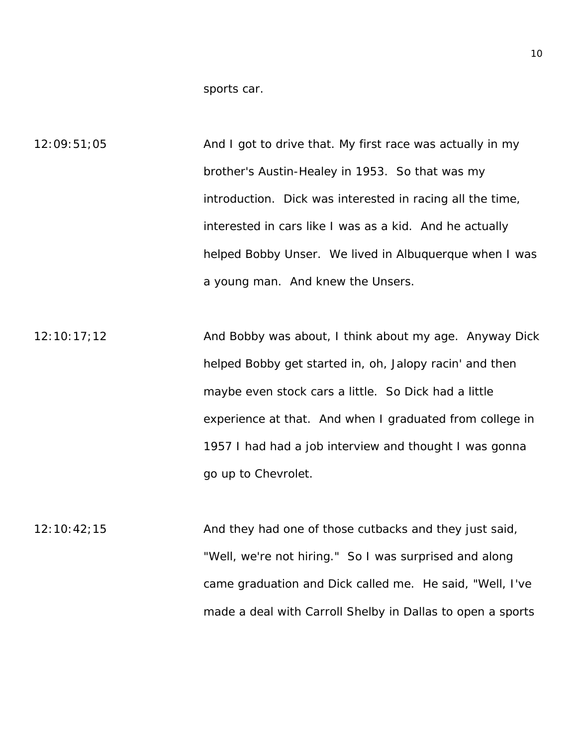sports car.

12:09:51;05 And I got to drive that. My first race was actually in my brother's Austin-Healey in 1953. So that was my introduction. Dick was interested in racing all the time, interested in cars like I was as a kid. And he actually helped Bobby Unser. We lived in Albuquerque when I was a young man. And knew the Unsers.

12:10:17;12 And Bobby was about, I think about my age. Anyway Dick helped Bobby get started in, oh, Jalopy racin' and then maybe even stock cars a little. So Dick had a little experience at that. And when I graduated from college in 1957 I had had a job interview and thought I was gonna go up to Chevrolet.

12:10:42;15 And they had one of those cutbacks and they just said, "Well, we're not hiring." So I was surprised and along came graduation and Dick called me. He said, "Well, I've made a deal with Carroll Shelby in Dallas to open a sports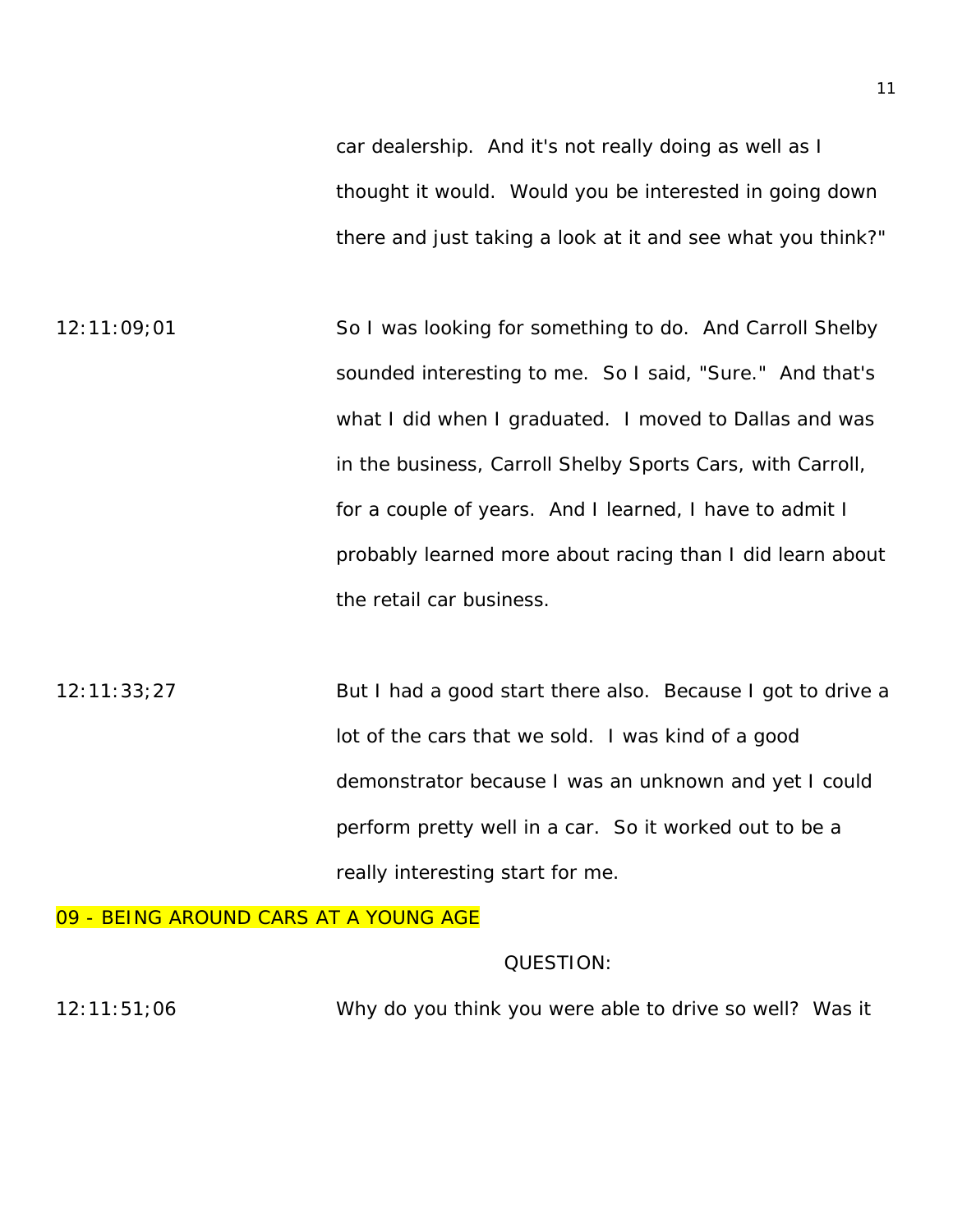car dealership. And it's not really doing as well as I thought it would. Would you be interested in going down there and just taking a look at it and see what you think?"

12:11:09;01 So I was looking for something to do. And Carroll Shelby sounded interesting to me. So I said, "Sure." And that's what I did when I graduated. I moved to Dallas and was in the business, Carroll Shelby Sports Cars, with Carroll, for a couple of years. And I learned, I have to admit I probably learned more about racing than I did learn about the retail car business.

12:11:33;27 But I had a good start there also. Because I got to drive a lot of the cars that we sold. I was kind of a good demonstrator because I was an unknown and yet I could perform pretty well in a car. So it worked out to be a really interesting start for me.

09 - BEING AROUND CARS AT A YOUNG AGE

QUESTION:

12:11:51;06 Why do you think you were able to drive so well? Was it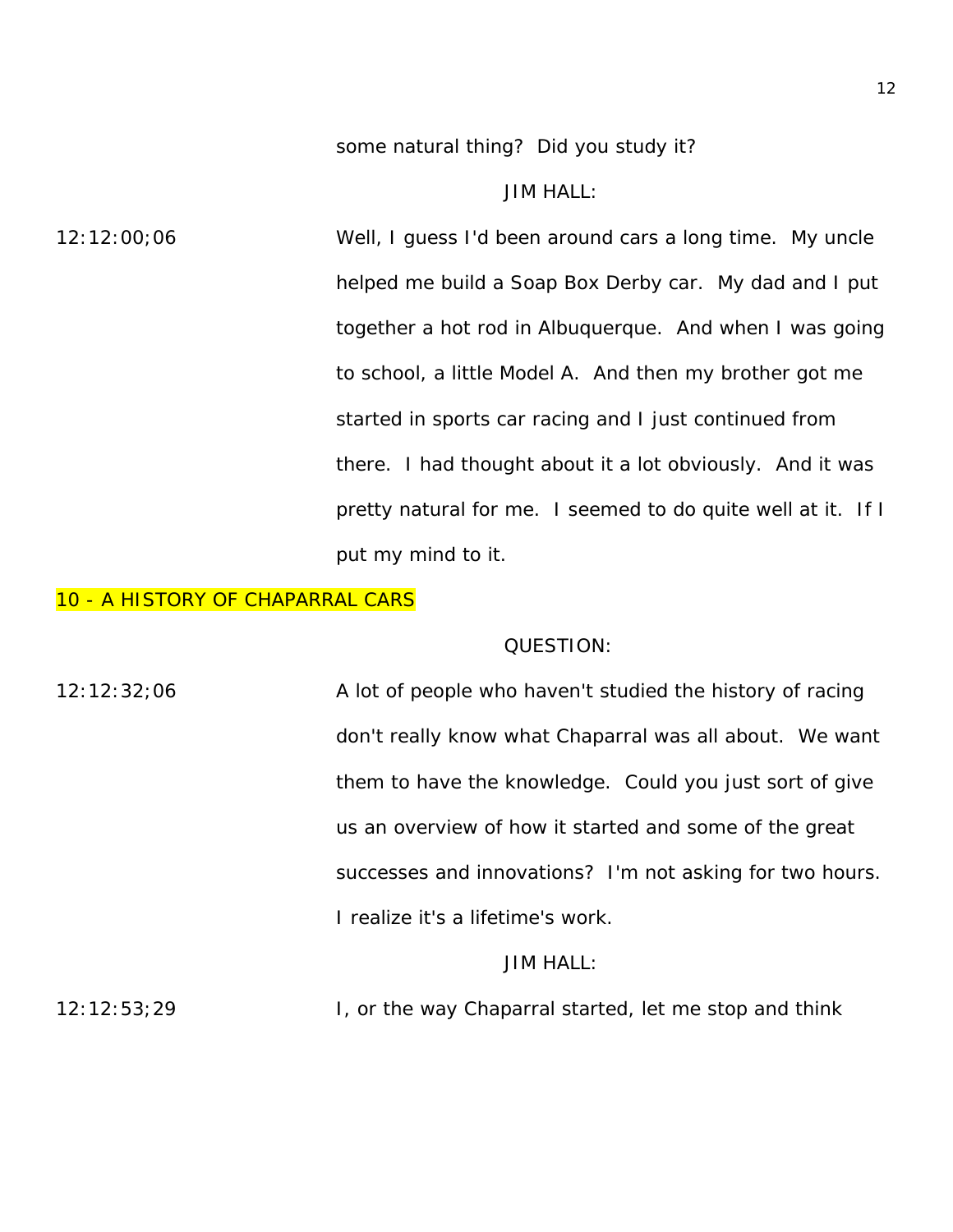some natural thing? Did you study it?

JIM HALL:

12:12:00;06 Well, I guess I'd been around cars a long time. My uncle helped me build a Soap Box Derby car. My dad and I put together a hot rod in Albuquerque. And when I was going to school, a little Model A. And then my brother got me started in sports car racing and I just continued from there. I had thought about it a lot obviously. And it was pretty natural for me. I seemed to do quite well at it. If I put my mind to it.

## 10 - A HISTORY OF CHAPARRAL CARS

QUESTION:

12:12:32;06 A lot of people who haven't studied the history of racing don't really know what Chaparral was all about. We want them to have the knowledge. Could you just sort of give us an overview of how it started and some of the great successes and innovations? I'm not asking for two hours. I realize it's a lifetime's work.

JIM HALL:

12:12:53;29 I, or the way Chaparral started, let me stop and think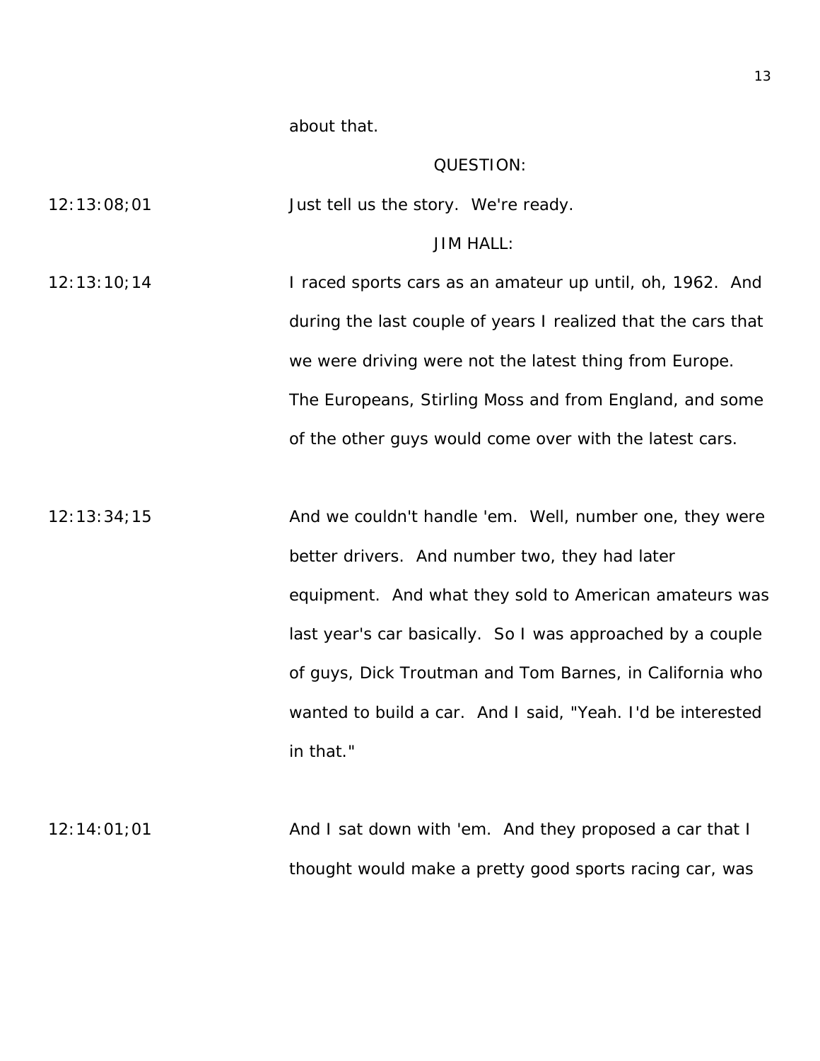about that.

QUESTION:

12:13:08;01 Just tell us the story. We're ready.

JIM HALL:

12:13:10;14 I raced sports cars as an amateur up until, oh, 1962. And during the last couple of years I realized that the cars that we were driving were not the latest thing from Europe. The Europeans, Stirling Moss and from England, and some of the other guys would come over with the latest cars.

12:13:34;15 And we couldn't handle 'em. Well, number one, they were better drivers. And number two, they had later equipment. And what they sold to American amateurs was last year's car basically. So I was approached by a couple of guys, Dick Troutman and Tom Barnes, in California who wanted to build a car. And I said, "Yeah. I'd be interested in that."

12:14:01;01 And I sat down with 'em. And they proposed a car that I thought would make a pretty good sports racing car, was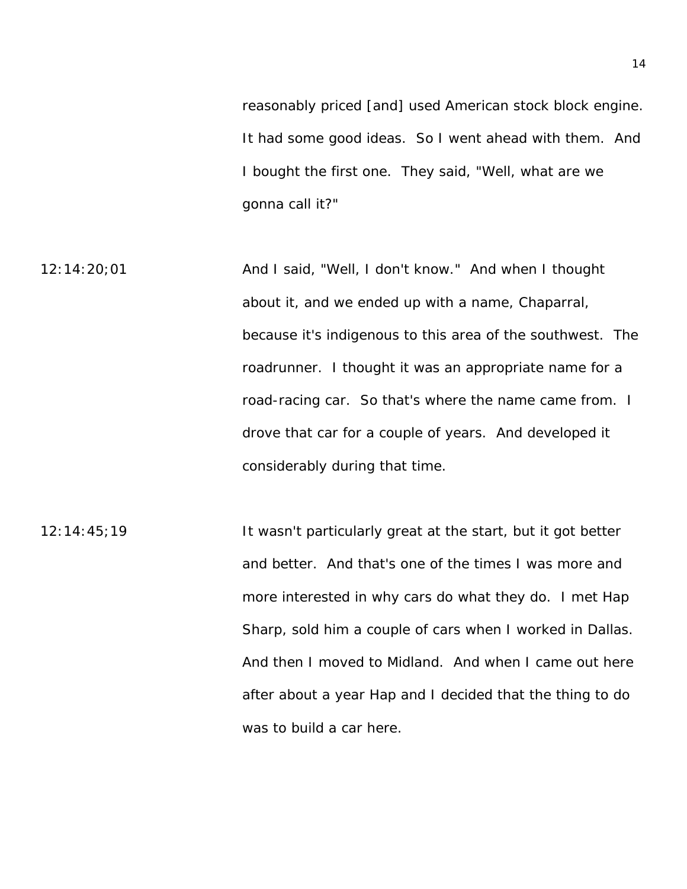reasonably priced [and] used American stock block engine. It had some good ideas. So I went ahead with them. And I bought the first one. They said, "Well, what are we gonna call it?"

12:14:20;01 And I said, "Well, I don't know." And when I thought about it, and we ended up with a name, Chaparral, because it's indigenous to this area of the southwest. The roadrunner. I thought it was an appropriate name for a road-racing car. So that's where the name came from. I drove that car for a couple of years. And developed it considerably during that time.

12:14:45;19 It wasn't particularly great at the start, but it got better and better. And that's one of the times I was more and more interested in why cars do what they do. I met Hap Sharp, sold him a couple of cars when I worked in Dallas. And then I moved to Midland. And when I came out here after about a year Hap and I decided that the thing to do was to build a car here.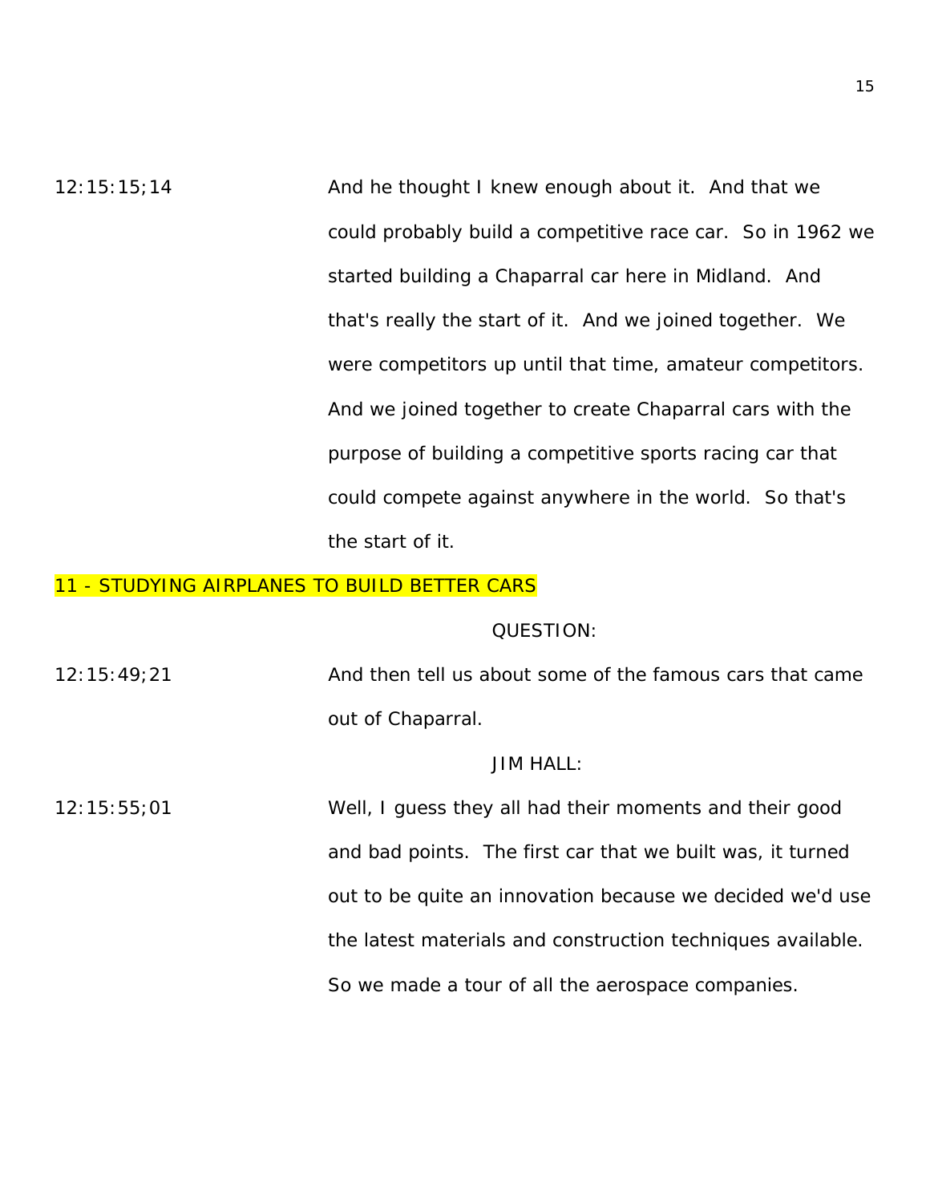12:15:15;14 And he thought I knew enough about it. And that we could probably build a competitive race car. So in 1962 we started building a Chaparral car here in Midland. And that's really the start of it. And we joined together. We were competitors up until that time, amateur competitors. And we joined together to create Chaparral cars with the purpose of building a competitive sports racing car that could compete against anywhere in the world. So that's the start of it.

## 11 - STUDYING AIRPLANES TO BUILD BETTER CARS

QUESTION:

12:15:49;21 And then tell us about some of the famous cars that came out of Chaparral.

JIM HALL:

12:15:55;01 Well, I guess they all had their moments and their good and bad points. The first car that we built was, it turned out to be quite an innovation because we decided we'd use the latest materials and construction techniques available. So we made a tour of all the aerospace companies.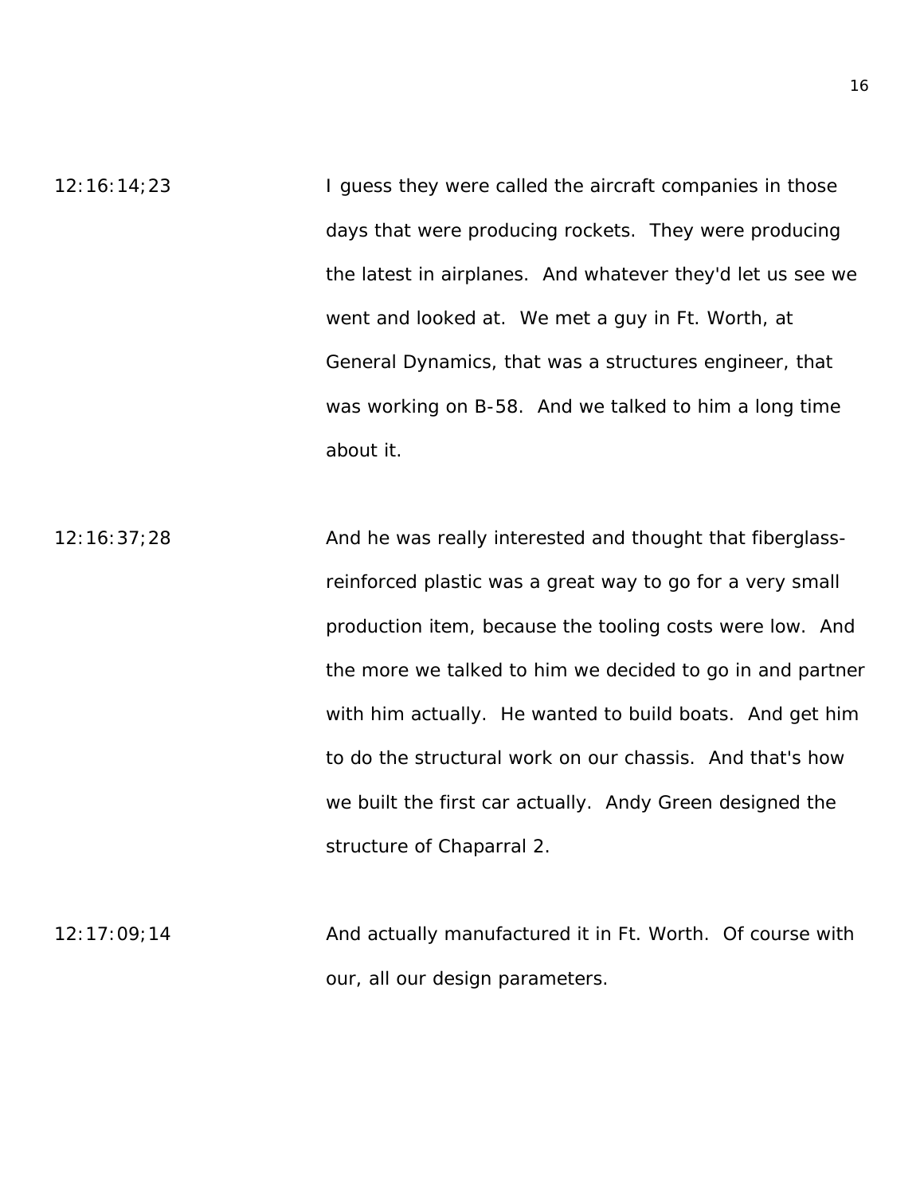12:16:14;23 I guess they were called the aircraft companies in those days that were producing rockets. They were producing the latest in airplanes. And whatever they'd let us see we went and looked at. We met a guy in Ft. Worth, at General Dynamics, that was a structures engineer, that was working on B-58. And we talked to him a long time about it.

12:16:37;28 And he was really interested and thought that fiberglass-reinforced plastic was a great way to go for a very small production item, because the tooling costs were low. And the more we talked to him we decided to go in and partner with him actually. He wanted to build boats. And get him to do the structural work on our chassis. And that's how we built the first car actually. Andy Green designed the structure of Chaparral 2.

12:17:09;14 And actually manufactured it in Ft. Worth. Of course with our, all our design parameters.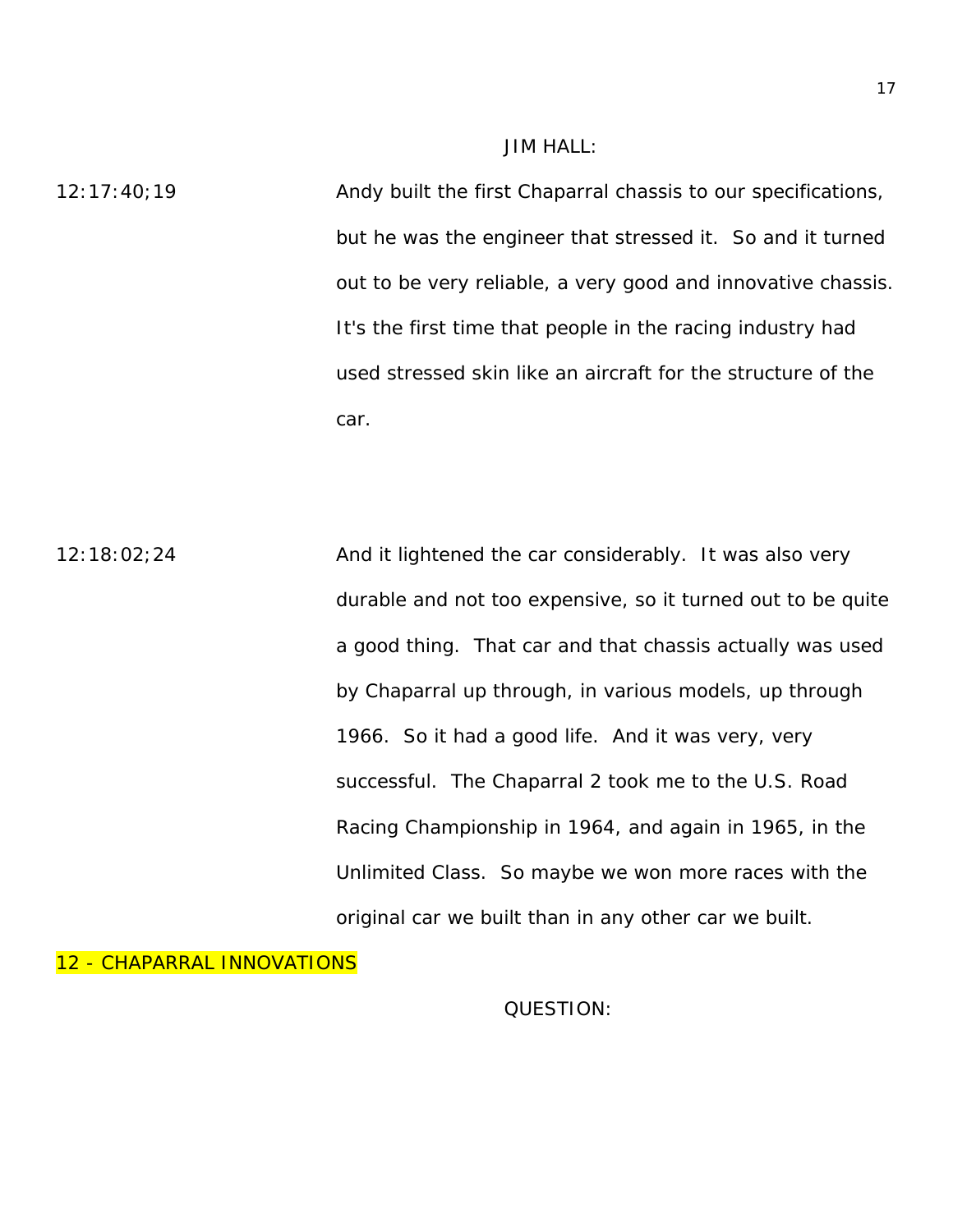JIM HALL:

12:17:40;19 Andy built the first Chaparral chassis to our specifications, but he was the engineer that stressed it. So and it turned out to be very reliable, a very good and innovative chassis. It's the first time that people in the racing industry had used stressed skin like an aircraft for the structure of the car.

12:18:02;24 And it lightened the car considerably. It was also very durable and not too expensive, so it turned out to be quite a good thing. That car and that chassis actually was used by Chaparral up through, in various models, up through 1966. So it had a good life. And it was very, very successful. The Chaparral 2 took me to the U.S. Road Racing Championship in 1964, and again in 1965, in the Unlimited Class. So maybe we won more races with the original car we built than in any other car we built.

12 - CHAPARRAL INNOVATIONS

QUESTION: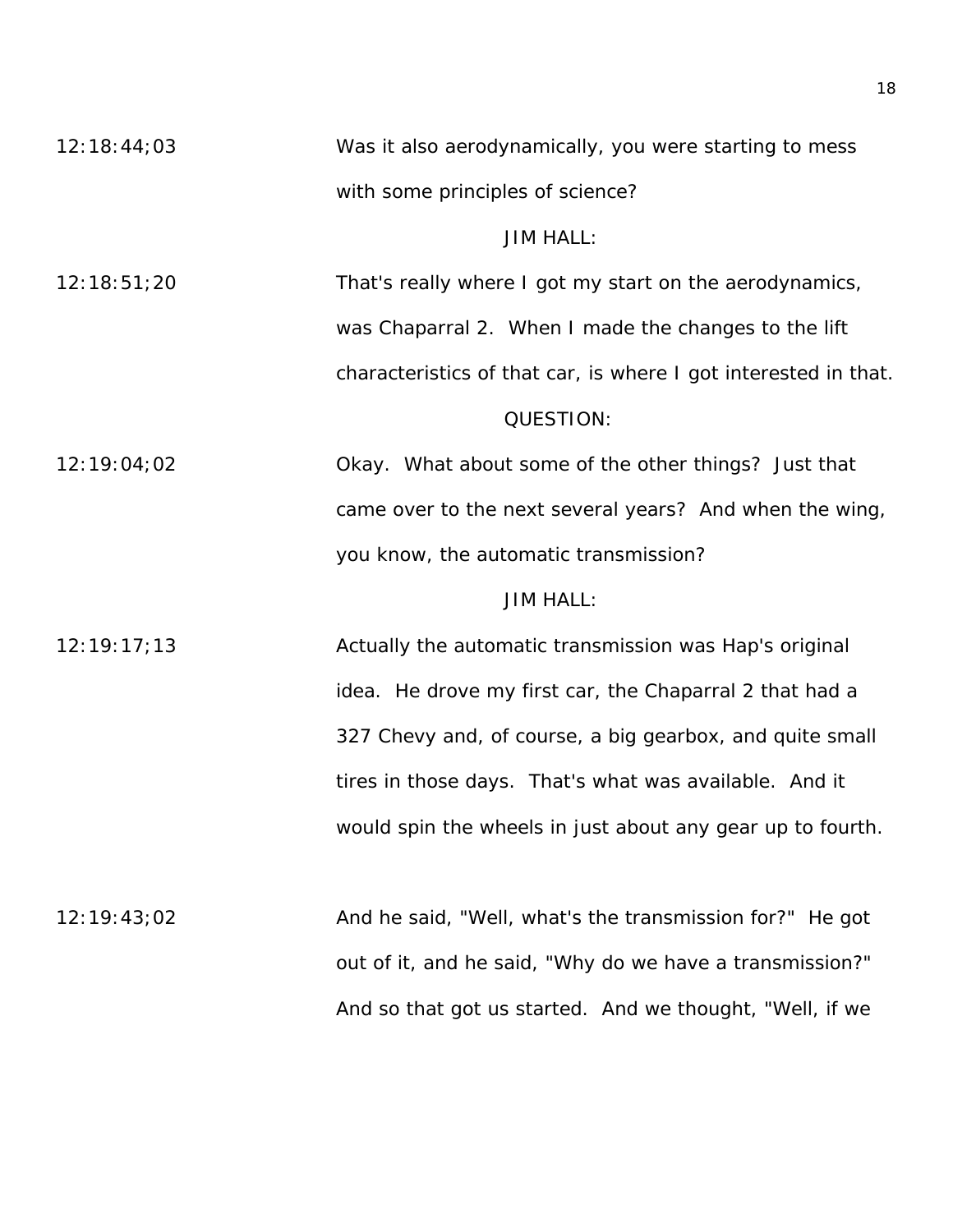12:18:44;03 Was it also aerodynamically, you were starting to mess with some principles of science?

JIM HALL:

12:18:51;20 That's really where I got my start on the aerodynamics, was Chaparral 2. When I made the changes to the lift characteristics of that car, is where I got interested in that.

QUESTION:

12:19:04;02 Okay. What about some of the other things? Just that came over to the next several years? And when the wing, you know, the automatic transmission?

JIM HALL:

12:19:17;13 Actually the automatic transmission was Hap's original idea. He drove my first car, the Chaparral 2 that had a 327 Chevy and, of course, a big gearbox, and quite small tires in those days. That's what was available. And it would spin the wheels in just about any gear up to fourth.

12:19:43;02 And he said, "Well, what's the transmission for?" He got out of it, and he said, "Why do we have a transmission?" And so that got us started. And we thought, "Well, if we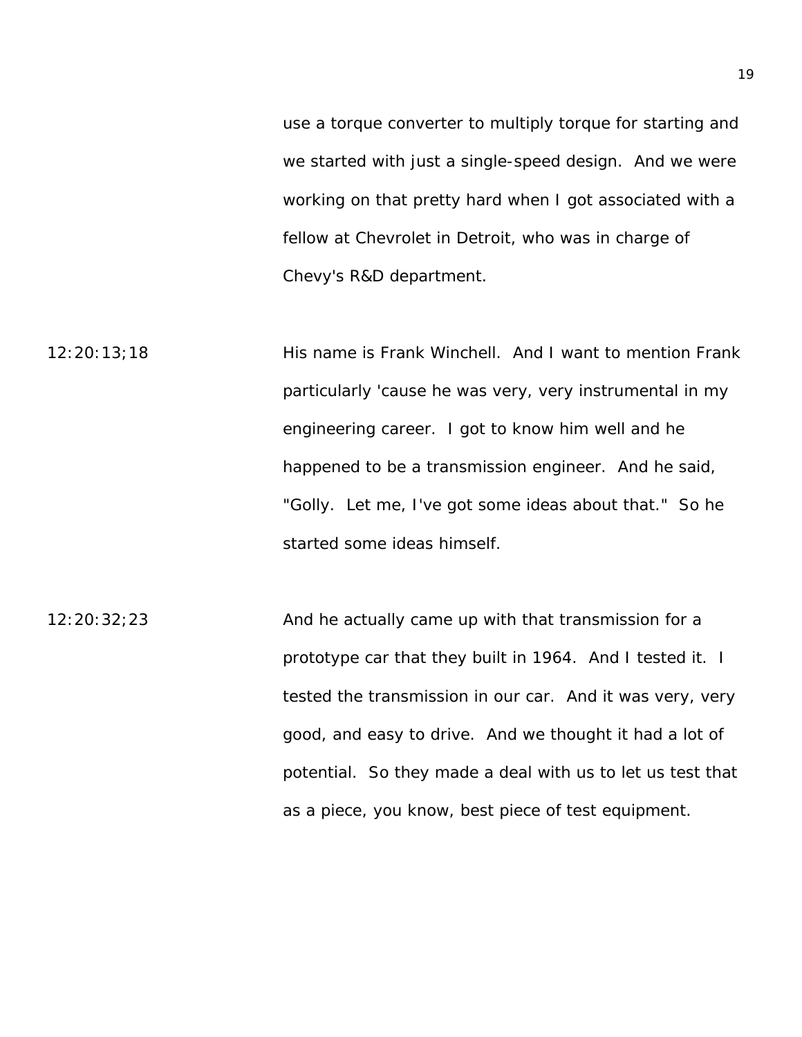use a torque converter to multiply torque for starting and we started with just a single-speed design. And we were working on that pretty hard when I got associated with a fellow at Chevrolet in Detroit, who was in charge of Chevy's R&D department.

12:20:13;18

His name is Frank Winchell. And I want to mention Frank particularly 'cause he was very, very instrumental in my engineering career. I got to know him well and he happened to be a transmission engineer. And he said, "Golly. Let me, I've got some ideas about that." So he started some ideas himself.

12:20:32;23

And he actually came up with that transmission for a prototype car that they built in 1964. And I tested it. I tested the transmission in our car. And it was very, very good, and easy to drive. And we thought it had a lot of potential. So they made a deal with us to let us test that as a piece, you know, best piece of test equipment.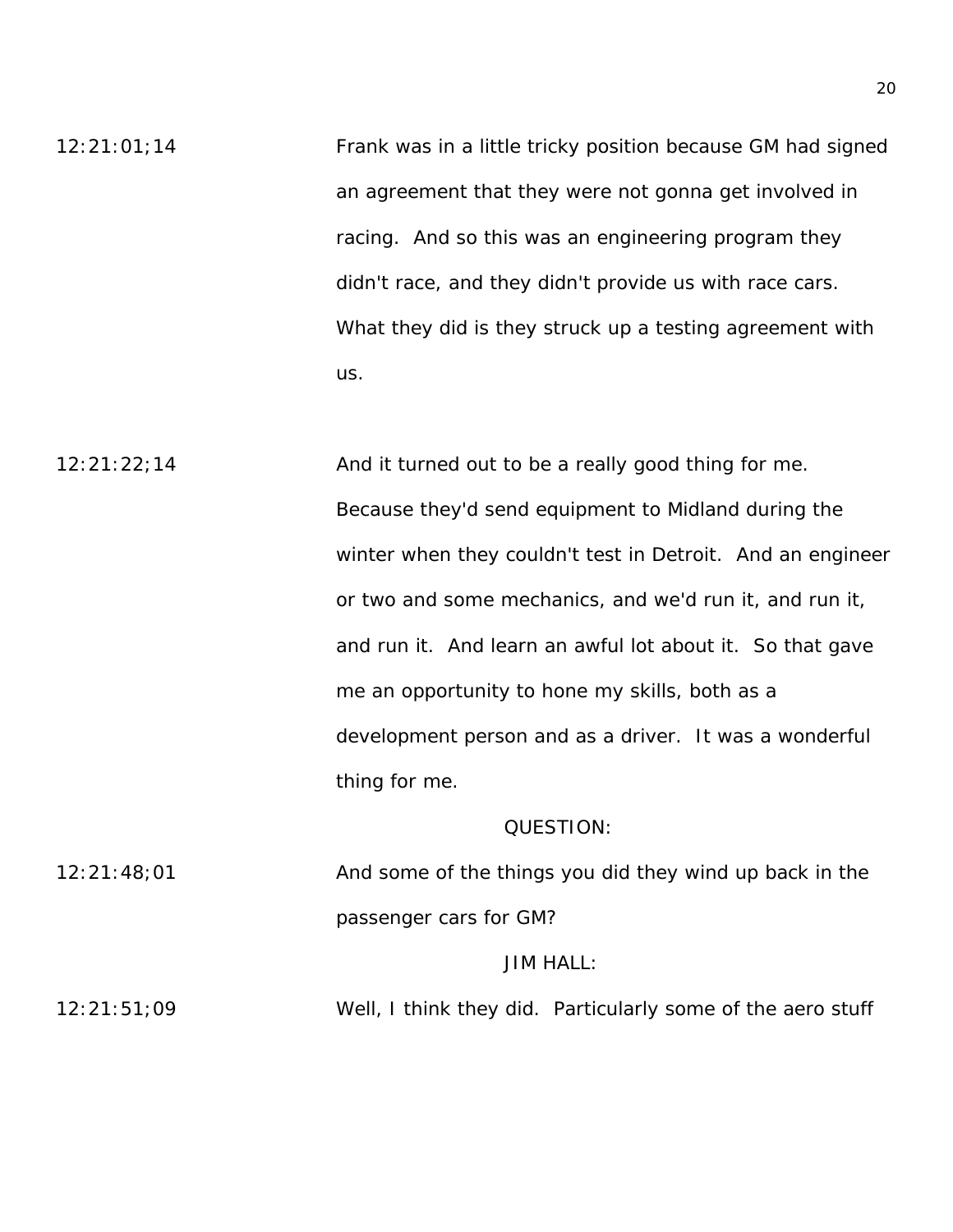12:21:01;14 Frank was in a little tricky position because GM had signed an agreement that they were not gonna get involved in racing. And so this was an engineering program they didn't race, and they didn't provide us with race cars. What they did is they struck up a testing agreement with us.

12:21:22;14 And it turned out to be a really good thing for me. Because they'd send equipment to Midland during the winter when they couldn't test in Detroit. And an engineer or two and some mechanics, and we'd run it, and run it, and run it. And learn an awful lot about it. So that gave me an opportunity to hone my skills, both as a development person and as a driver. It was a wonderful thing for me.

QUESTION:

12:21:48;01 And some of the things you did they wind up back in the passenger cars for GM?

JIM HALL:

12:21:51;09 Well, I think they did. Particularly some of the aero stuff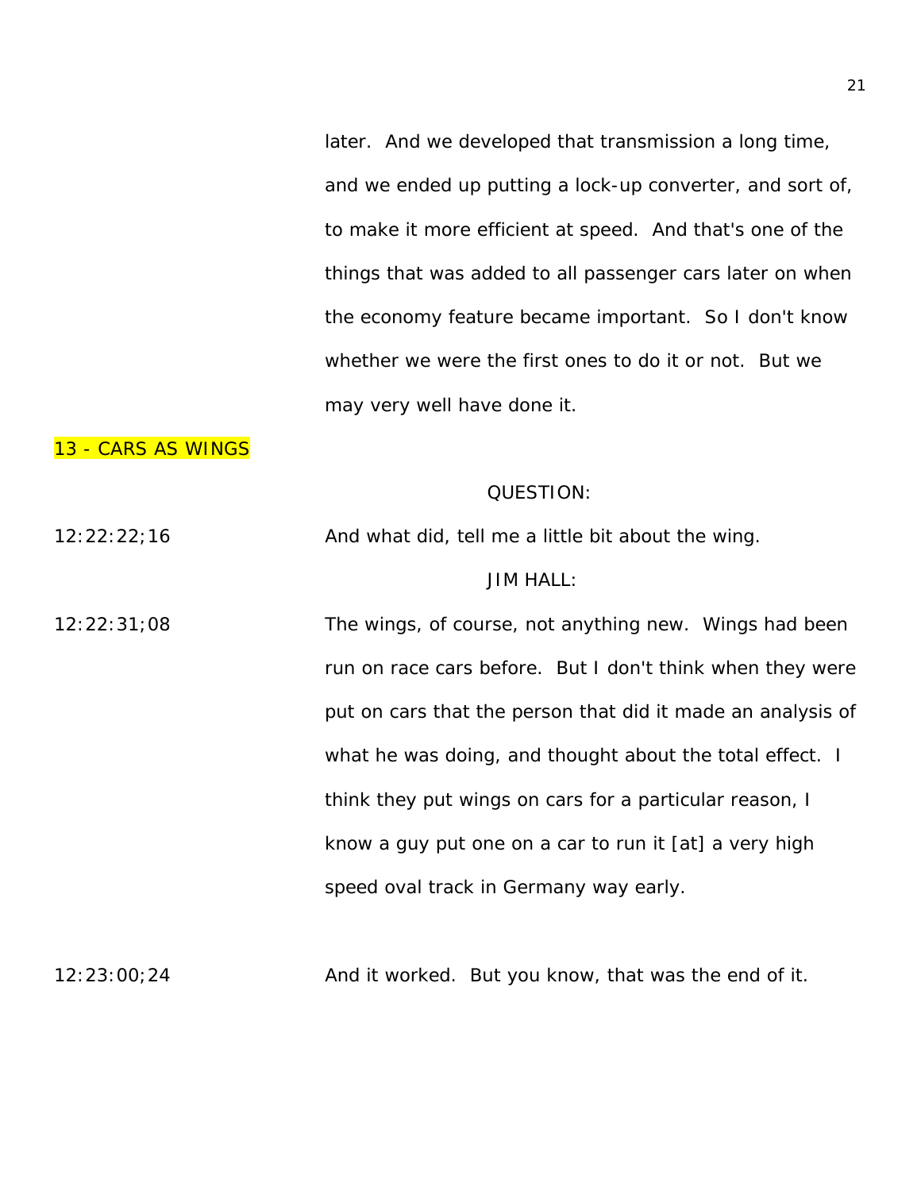later. And we developed that transmission a long time, and we ended up putting a lock-up converter, and sort of, to make it more efficient at speed. And that's one of the things that was added to all passenger cars later on when the economy feature became important. So I don't know whether we were the first ones to do it or not. But we may very well have done it.

## 13 - CARS AS WINGS

QUESTION:

12:22:22;16 And what did, tell me a little bit about the wing.

JIM HALL:

12:22:31;08 The wings, of course, not anything new. Wings had been run on race cars before. But I don't think when they were put on cars that the person that did it made an analysis of what he was doing, and thought about the total effect. I think they put wings on cars for a particular reason, I know a guy put one on a car to run it [at] a very high speed oval track in Germany way early.

12:23:00;24 And it worked. But you know, that was the end of it.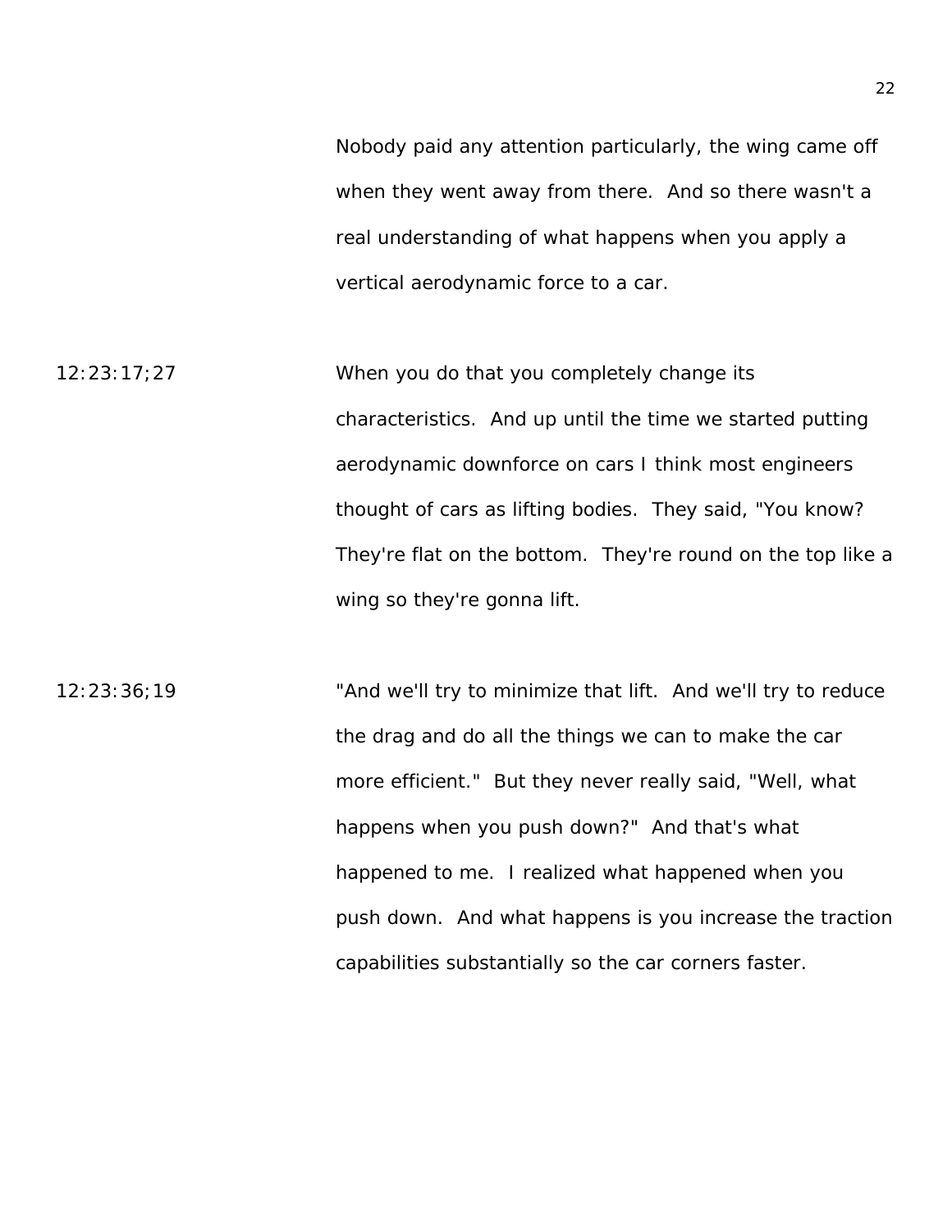Nobody paid any attention particularly, the wing came off when they went away from there. And so there wasn't a real understanding of what happens when you apply a vertical aerodynamic force to a car.

12:23:17;27 When you do that you completely change its characteristics. And up until the time we started putting aerodynamic downforce on cars I think most engineers thought of cars as lifting bodies. They said, "You know? They're flat on the bottom. They're round on the top like a wing so they're gonna lift.

12:23:36;19 "And we'll try to minimize that lift. And we'll try to reduce the drag and do all the things we can to make the car more efficient." But they never really said, "Well, what happens when you push down?" And that's what happened to me. I realized what happened when you push down. And what happens is you increase the traction capabilities substantially so the car corners faster.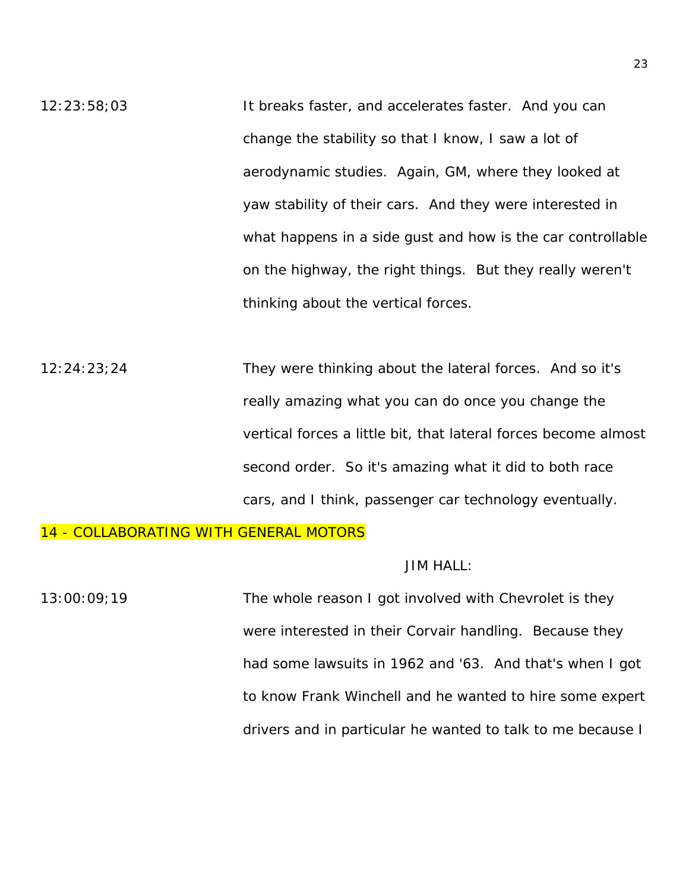12:23:58;03 It breaks faster, and accelerates faster. And you can change the stability so that I know, I saw a lot of aerodynamic studies. Again, GM, where they looked at yaw stability of their cars. And they were interested in what happens in a side gust and how is the car controllable on the highway, the right things. But they really weren't thinking about the vertical forces.

12:24:23;24 They were thinking about the lateral forces. And so it's really amazing what you can do once you change the vertical forces a little bit, that lateral forces become almost second order. So it's amazing what it did to both race cars, and I think, passenger car technology eventually.

## 14 - COLLABORATING WITH GENERAL MOTORS

JIM HALL:

13:00:09;19 The whole reason I got involved with Chevrolet is they were interested in their Corvair handling. Because they had some lawsuits in 1962 and '63. And that's when I got to know Frank Winchell and he wanted to hire some expert drivers and in particular he wanted to talk to me because I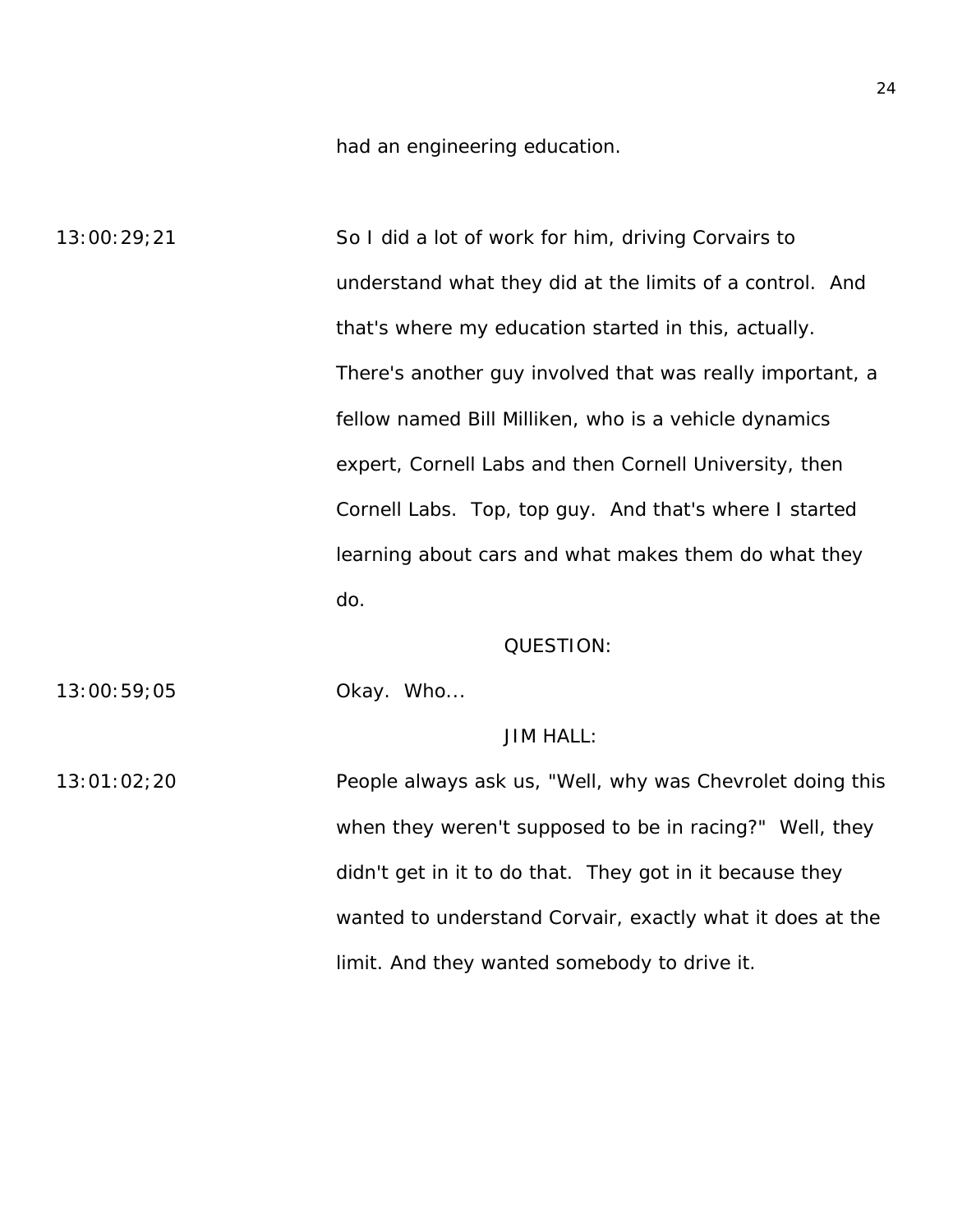had an engineering education.

13:00:29;21 So I did a lot of work for him, driving Corvairs to understand what they did at the limits of a control. And that's where my education started in this, actually. There's another guy involved that was really important, a fellow named Bill Milliken, who is a vehicle dynamics expert, Cornell Labs and then Cornell University, then Cornell Labs. Top, top guy. And that's where I started learning about cars and what makes them do what they do.

QUESTION:

13:00:59;05 Okay. Who...

JIM HALL:

13:01:02;20 People always ask us, "Well, why was Chevrolet doing this when they weren't supposed to be in racing?" Well, they didn't get in it to do that. They got in it because they wanted to understand Corvair, exactly what it does at the limit. And they wanted somebody to drive it.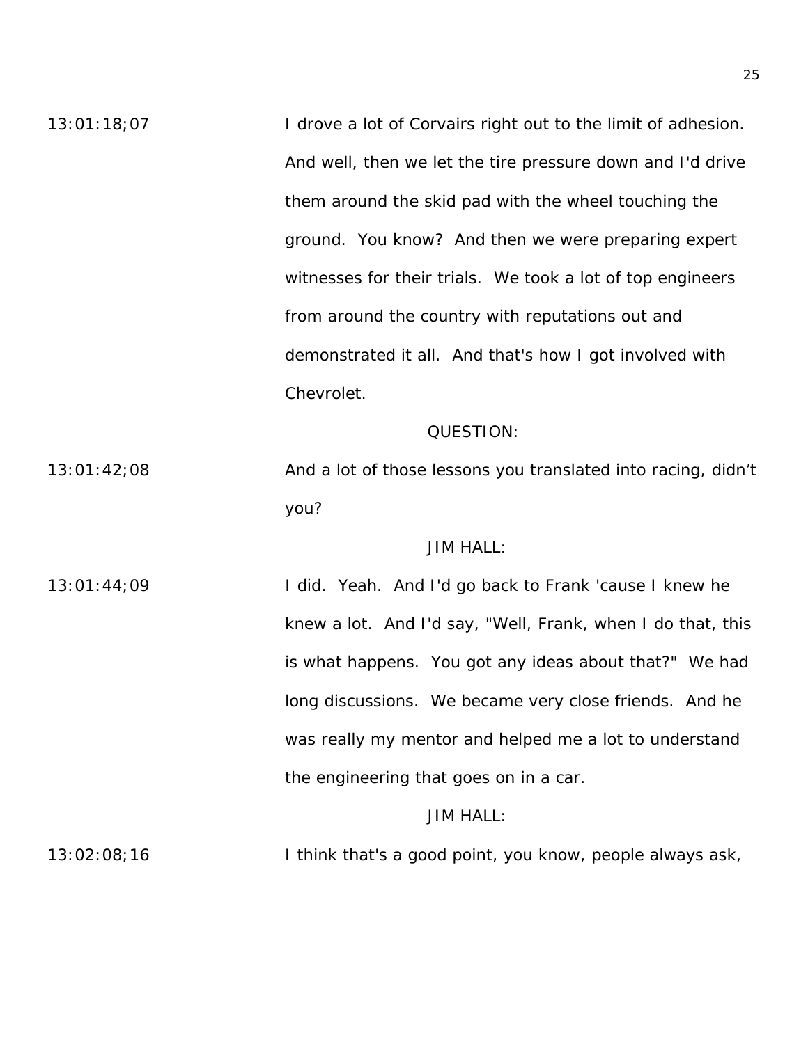13:01:18;07 I drove a lot of Corvairs right out to the limit of adhesion. And well, then we let the tire pressure down and I'd drive them around the skid pad with the wheel touching the ground. You know? And then we were preparing expert witnesses for their trials. We took a lot of top engineers from around the country with reputations out and demonstrated it all. And that's how I got involved with Chevrolet.

QUESTION:

13:01:42;08 And a lot of those lessons you translated into racing, didn't you?

JIM HALL:

13:01:44;09 I did. Yeah. And I'd go back to Frank 'cause I knew he knew a lot. And I'd say, "Well, Frank, when I do that, this is what happens. You got any ideas about that?" We had long discussions. We became very close friends. And he was really my mentor and helped me a lot to understand the engineering that goes on in a car.

JIM HALL:

13:02:08;16 I think that's a good point, you know, people always ask,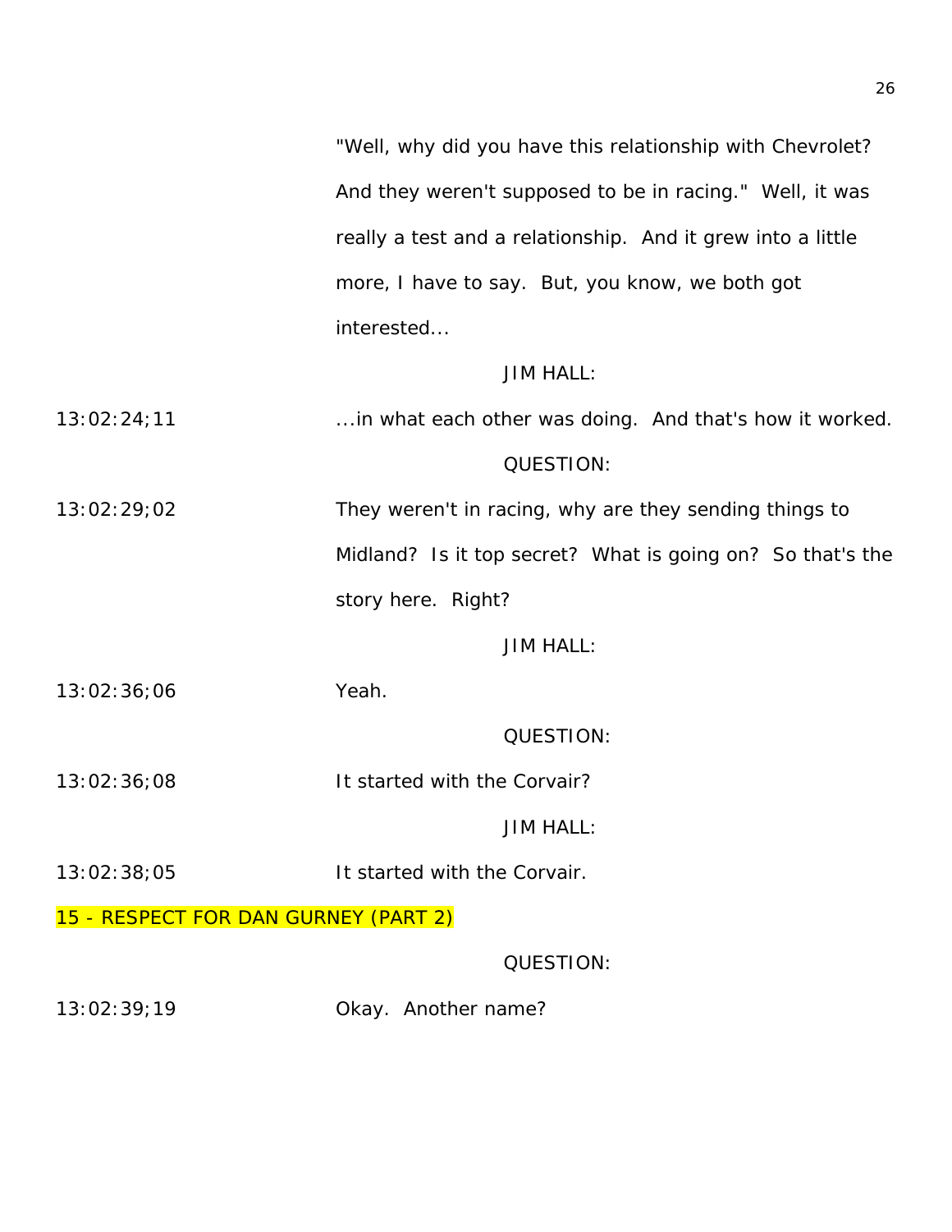"Well, why did you have this relationship with Chevrolet? And they weren't supposed to be in racing." Well, it was really a test and a relationship. And it grew into a little more, I have to say. But, you know, we both got interested...

JIM HALL:

13:02:24;11 ...in what each other was doing. And that's how it worked.

QUESTION:

13:02:29;02 They weren't in racing, why are they sending things to Midland? Is it top secret? What is going on? So that's the story here. Right?

JIM HALL:

13:02:36;06 Yeah.

QUESTION:

13:02:36;08 It started with the Corvair?

JIM HALL:

13:02:38;05 It started with the Corvair.

15 - RESPECT FOR DAN GURNEY (PART 2)

QUESTION:

13:02:39;19 Okay. Another name?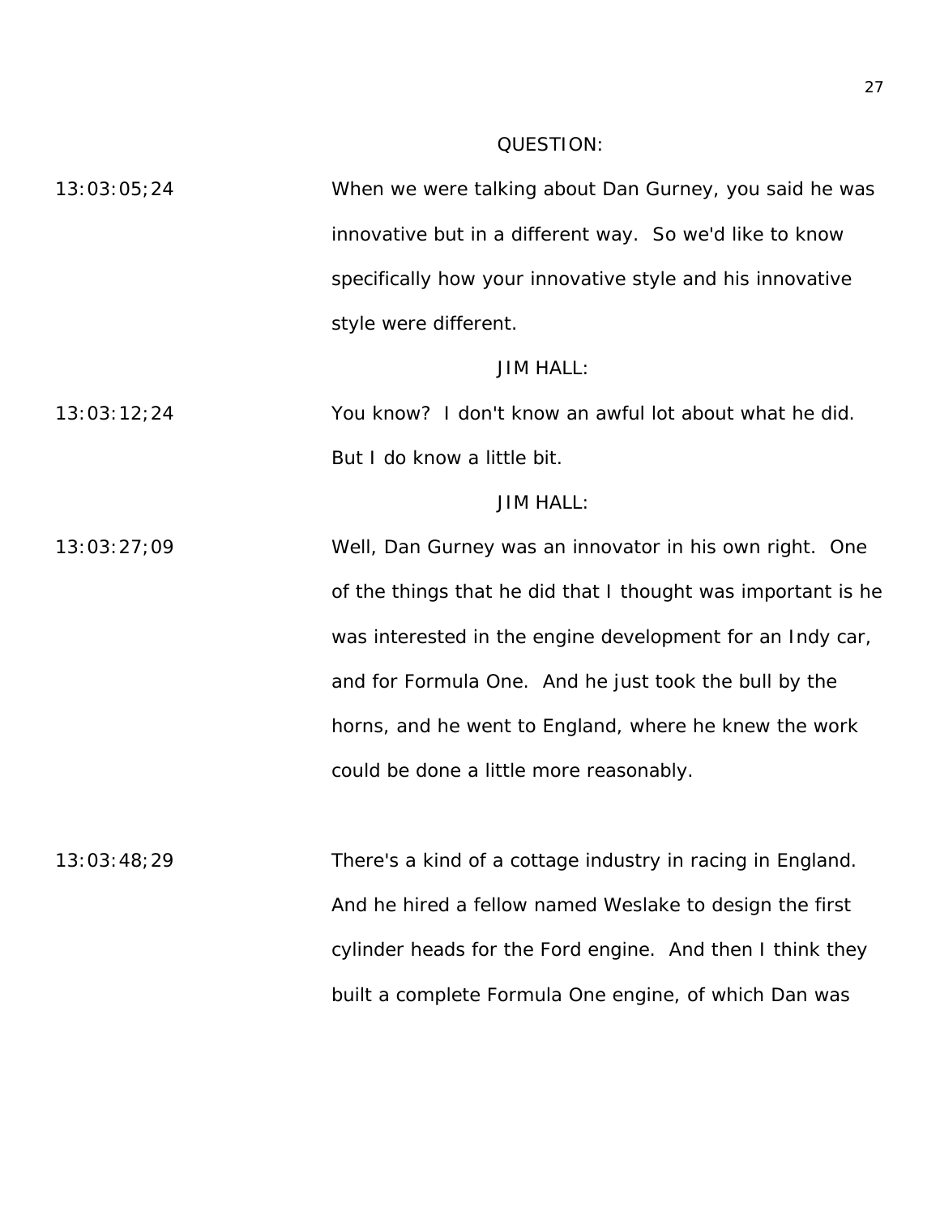QUESTION:

13:03:05;24 When we were talking about Dan Gurney, you said he was innovative but in a different way. So we'd like to know specifically how your innovative style and his innovative style were different.

JIM HALL:

13:03:12;24 You know? I don't know an awful lot about what he did. But I do know a little bit.

JIM HALL:

13:03:27;09 Well, Dan Gurney was an innovator in his own right. One of the things that he did that I thought was important is he was interested in the engine development for an Indy car, and for Formula One. And he just took the bull by the horns, and he went to England, where he knew the work could be done a little more reasonably.

13:03:48;29 There's a kind of a cottage industry in racing in England. And he hired a fellow named Weslake to design the first cylinder heads for the Ford engine. And then I think they built a complete Formula One engine, of which Dan was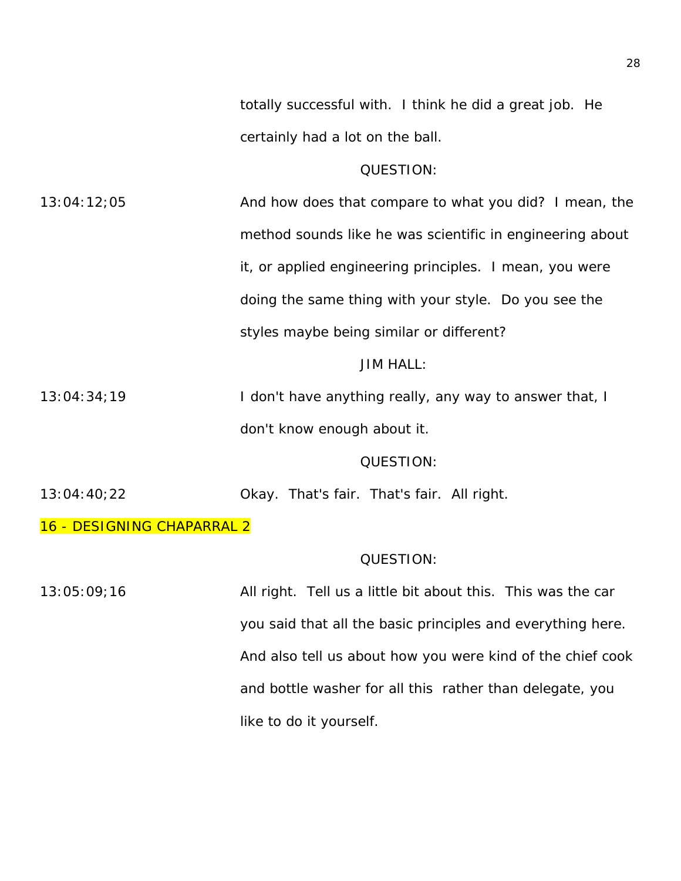totally successful with. I think he did a great job. He certainly had a lot on the ball.

QUESTION:

13:04:12;05 And how does that compare to what you did? I mean, the method sounds like he was scientific in engineering about it, or applied engineering principles. I mean, you were doing the same thing with your style. Do you see the styles maybe being similar or different?

JIM HALL:

13:04:34;19 I don't have anything really, any way to answer that, I don't know enough about it.

QUESTION:

13:04:40;22 Okay. That's fair. That's fair. All right.

16 - DESIGNING CHAPARRAL 2

QUESTION:

13:05:09;16 All right. Tell us a little bit about this. This was the car you said that all the basic principles and everything here. And also tell us about how you were kind of the chief cook and bottle washer for all this rather than delegate, you like to do it yourself.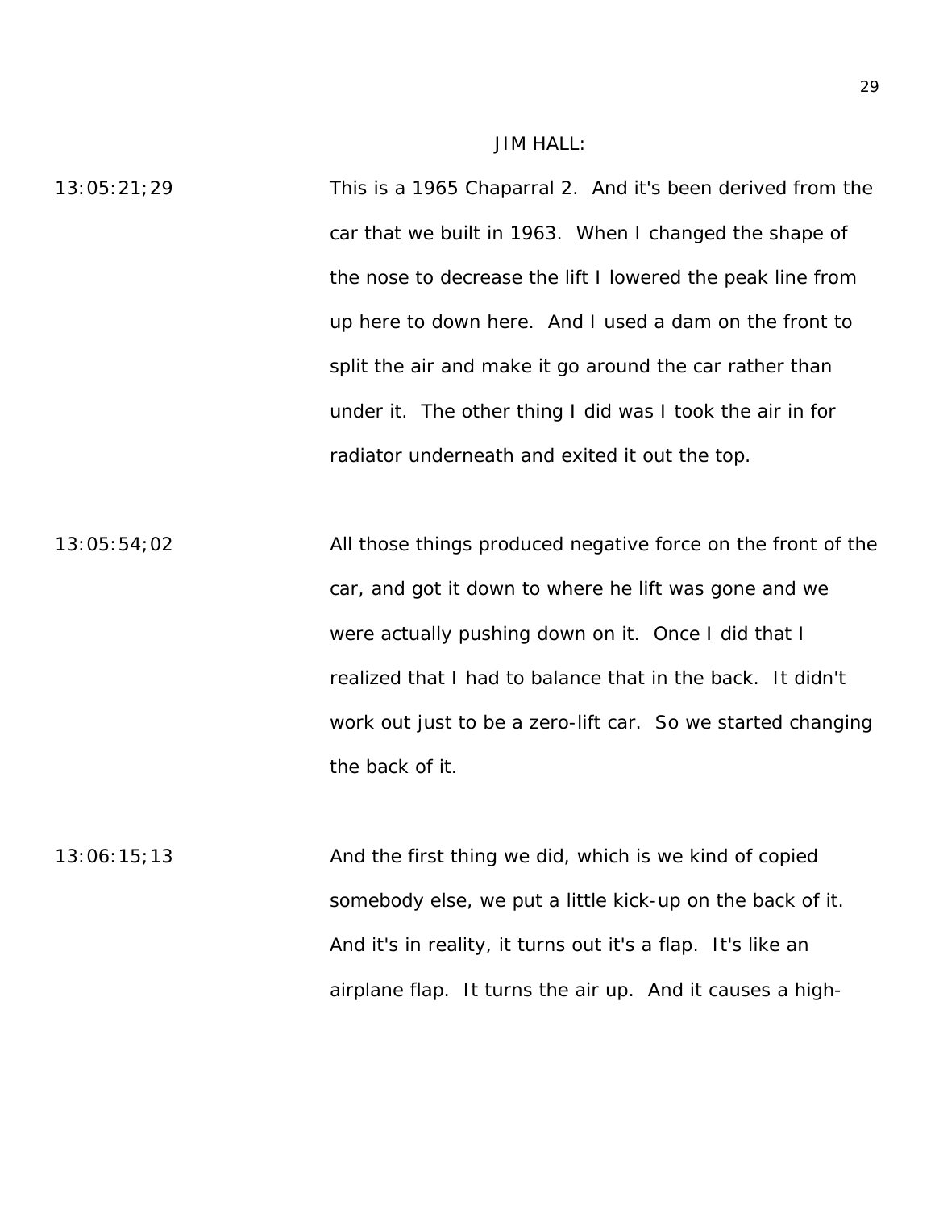JIM HALL:

13:05:21;29 This is a 1965 Chaparral 2. And it's been derived from the car that we built in 1963. When I changed the shape of the nose to decrease the lift I lowered the peak line from up here to down here. And I used a dam on the front to split the air and make it go around the car rather than under it. The other thing I did was I took the air in for radiator underneath and exited it out the top.

13:05:54;02 All those things produced negative force on the front of the car, and got it down to where he lift was gone and we were actually pushing down on it. Once I did that I realized that I had to balance that in the back. It didn't work out just to be a zero-lift car. So we started changing the back of it.

13:06:15;13 And the first thing we did, which is we kind of copied somebody else, we put a little kick-up on the back of it. And it's in reality, it turns out it's a flap. It's like an airplane flap. It turns the air up. And it causes a high-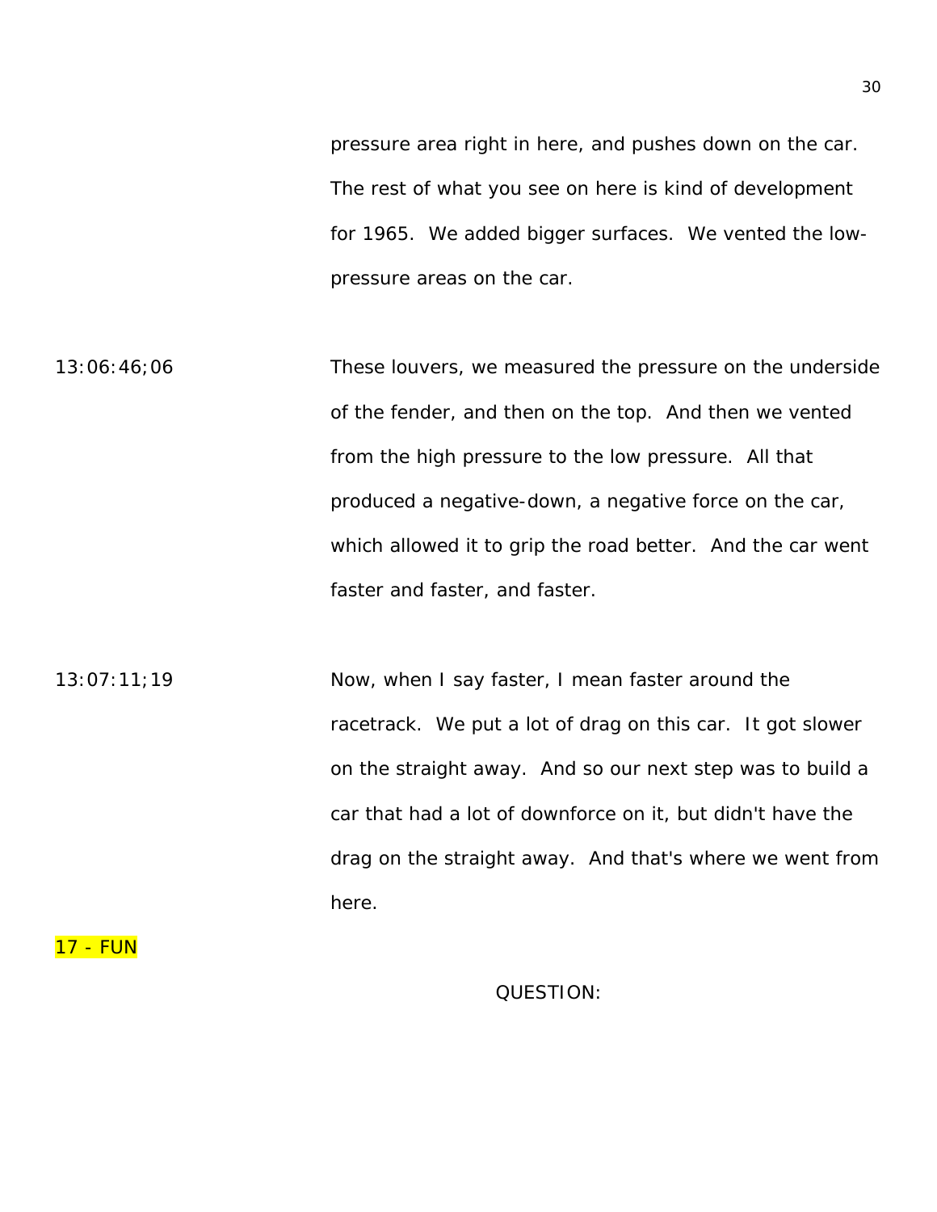pressure area right in here, and pushes down on the car. The rest of what you see on here is kind of development for 1965. We added bigger surfaces. We vented the low-pressure areas on the car.

13:06:46;06 These louvers, we measured the pressure on the underside of the fender, and then on the top. And then we vented from the high pressure to the low pressure. All that produced a negative-down, a negative force on the car, which allowed it to grip the road better. And the car went faster and faster, and faster.

13:07:11;19 Now, when I say faster, I mean faster around the racetrack. We put a lot of drag on this car. It got slower on the straight away. And so our next step was to build a car that had a lot of downforce on it, but didn't have the drag on the straight away. And that's where we went from here.

17 - FUN

QUESTION: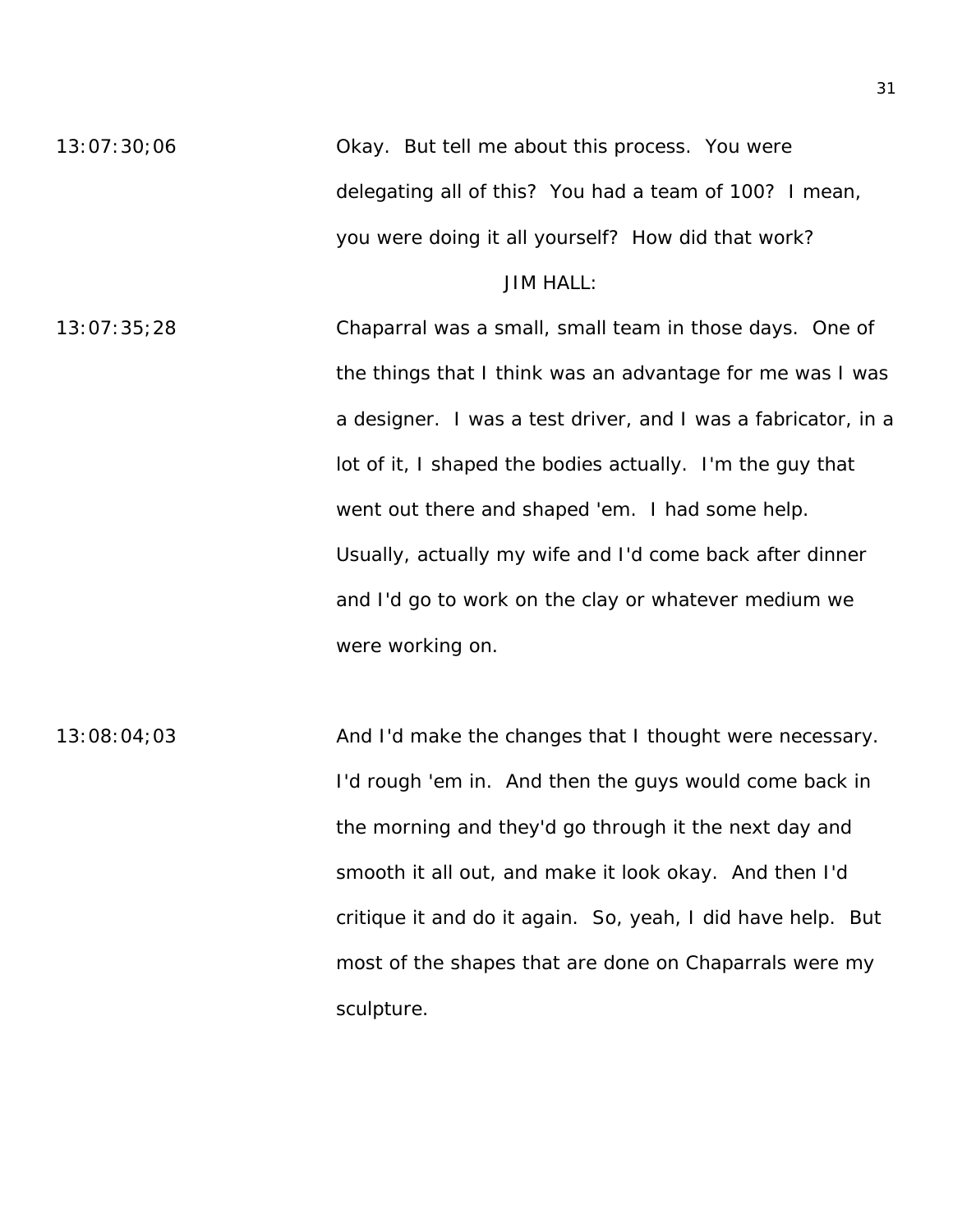13:07:30;06 Okay. But tell me about this process. You were delegating all of this? You had a team of 100? I mean, you were doing it all yourself? How did that work?

JIM HALL:

13:07:35;28 Chaparral was a small, small team in those days. One of the things that I think was an advantage for me was I was a designer. I was a test driver, and I was a fabricator, in a lot of it, I shaped the bodies actually. I'm the guy that went out there and shaped 'em. I had some help. Usually, actually my wife and I'd come back after dinner and I'd go to work on the clay or whatever medium we were working on.

13:08:04;03 And I'd make the changes that I thought were necessary. I'd rough 'em in. And then the guys would come back in the morning and they'd go through it the next day and smooth it all out, and make it look okay. And then I'd critique it and do it again. So, yeah, I did have help. But most of the shapes that are done on Chaparrals were my sculpture.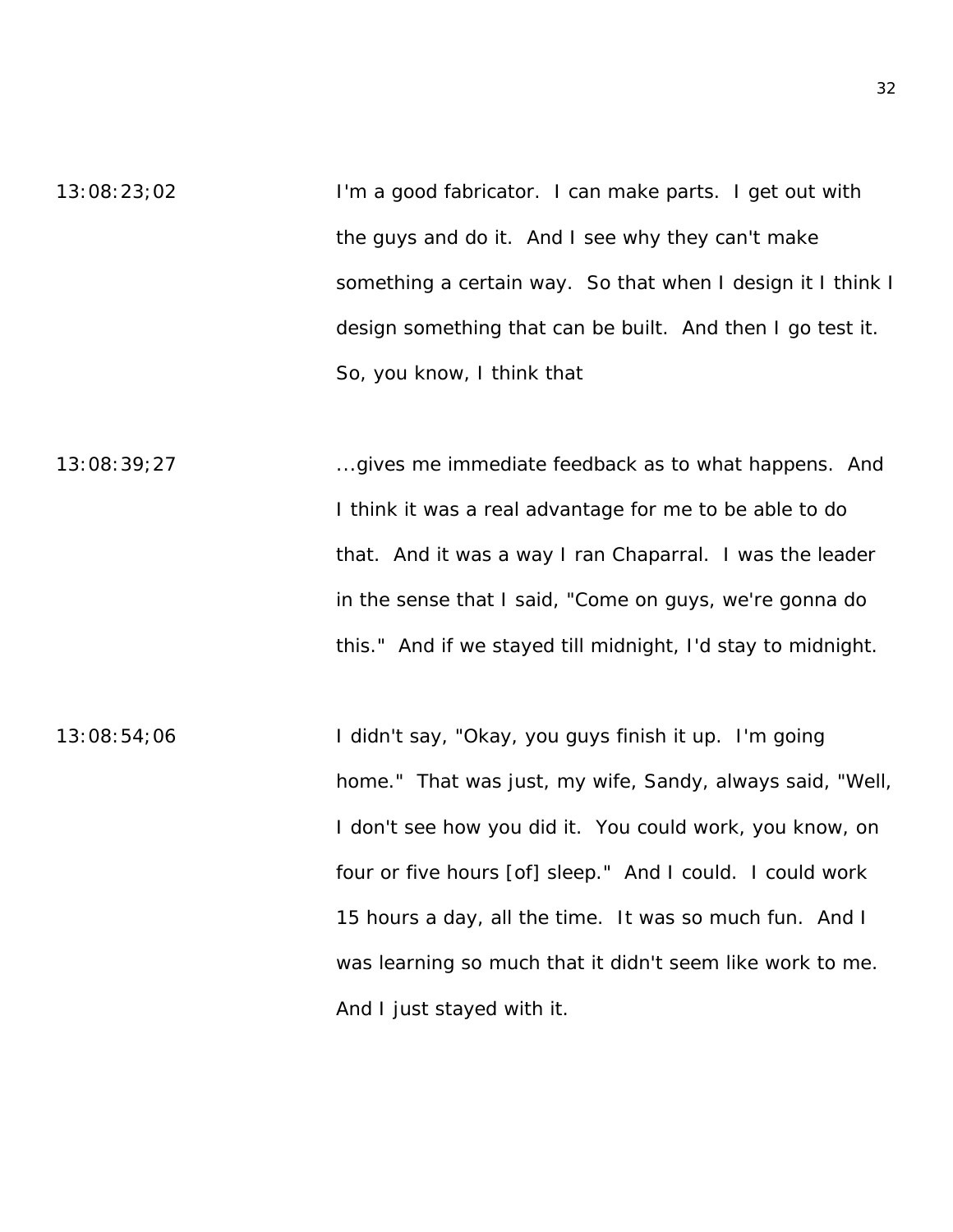13:08:23;02 I'm a good fabricator. I can make parts. I get out with the guys and do it. And I see why they can't make something a certain way. So that when I design it I think I design something that can be built. And then I go test it. So, you know, I think that

13:08:39;27 ...gives me immediate feedback as to what happens. And I think it was a real advantage for me to be able to do that. And it was a way I ran Chaparral. I was the leader in the sense that I said, "Come on guys, we're gonna do this." And if we stayed till midnight, I'd stay to midnight.

13:08:54;06 I didn't say, "Okay, you guys finish it up. I'm going home." That was just, my wife, Sandy, always said, "Well, I don't see how you did it. You could work, you know, on four or five hours [of] sleep." And I could. I could work 15 hours a day, all the time. It was so much fun. And I was learning so much that it didn't seem like work to me. And I just stayed with it.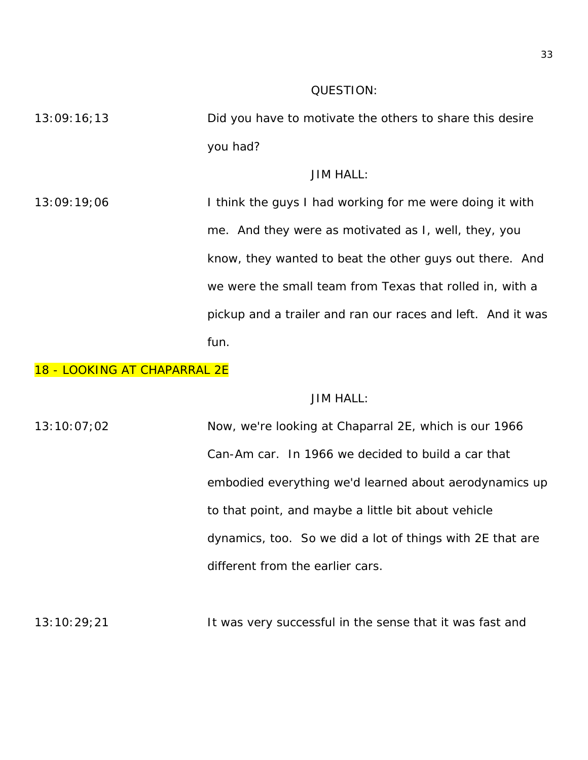QUESTION:

13:09:16;13 Did you have to motivate the others to share this desire you had?

JIM HALL:

13:09:19;06 I think the guys I had working for me were doing it with me. And they were as motivated as I, well, they, you know, they wanted to beat the other guys out there. And we were the small team from Texas that rolled in, with a pickup and a trailer and ran our races and left. And it was fun.

## 18 - LOOKING AT CHAPARRAL 2E

JIM HALL:

13:10:07;02 Now, we're looking at Chaparral 2E, which is our 1966 Can-Am car. In 1966 we decided to build a car that embodied everything we'd learned about aerodynamics up to that point, and maybe a little bit about vehicle dynamics, too. So we did a lot of things with 2E that are different from the earlier cars.

13:10:29;21 It was very successful in the sense that it was fast and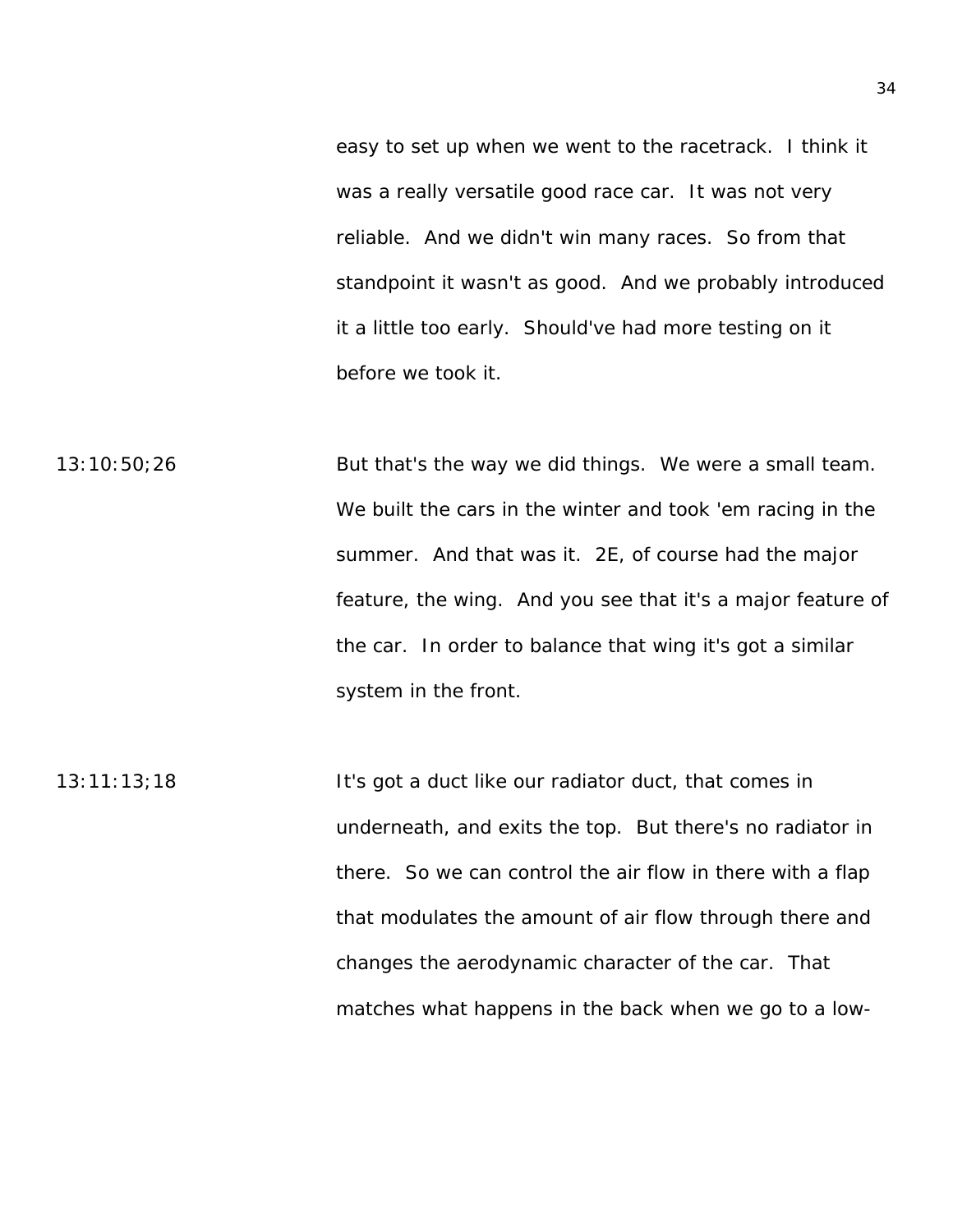easy to set up when we went to the racetrack. I think it was a really versatile good race car. It was not very reliable. And we didn't win many races. So from that standpoint it wasn't as good. And we probably introduced it a little too early. Should've had more testing on it before we took it.

13:10:50;26 But that's the way we did things. We were a small team. We built the cars in the winter and took 'em racing in the summer. And that was it. 2E, of course had the major feature, the wing. And you see that it's a major feature of the car. In order to balance that wing it's got a similar system in the front.

13:11:13;18 It's got a duct like our radiator duct, that comes in underneath, and exits the top. But there's no radiator in there. So we can control the air flow in there with a flap that modulates the amount of air flow through there and changes the aerodynamic character of the car. That matches what happens in the back when we go to a low-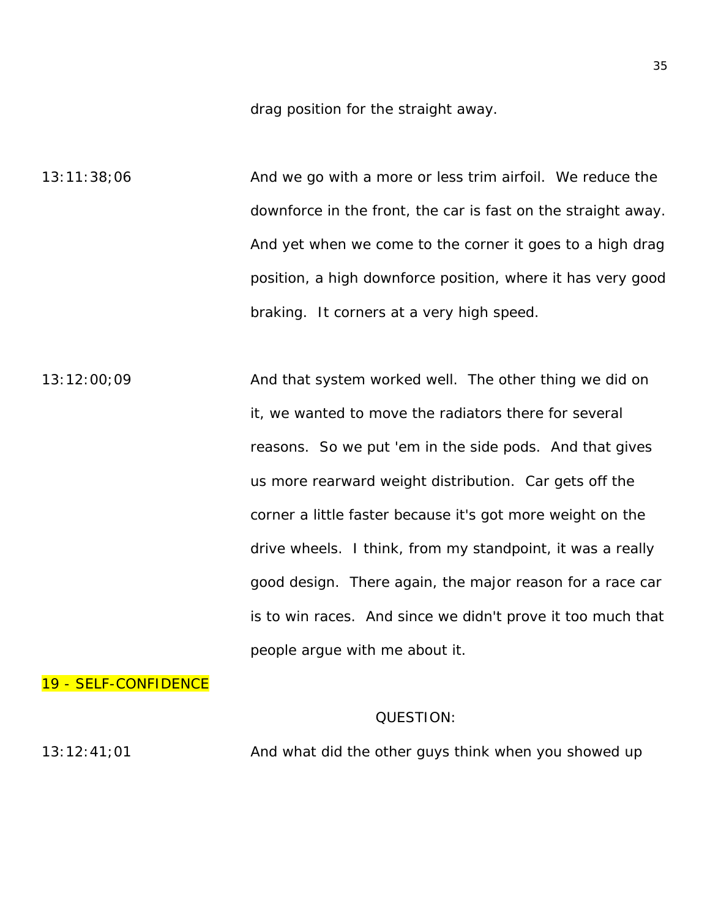drag position for the straight away.

13:11:38;06 And we go with a more or less trim airfoil. We reduce the downforce in the front, the car is fast on the straight away. And yet when we come to the corner it goes to a high drag position, a high downforce position, where it has very good braking. It corners at a very high speed.

13:12:00;09 And that system worked well. The other thing we did on it, we wanted to move the radiators there for several reasons. So we put 'em in the side pods. And that gives us more rearward weight distribution. Car gets off the corner a little faster because it's got more weight on the drive wheels. I think, from my standpoint, it was a really good design. There again, the major reason for a race car is to win races. And since we didn't prove it too much that people argue with me about it.

## 19 - SELF-CONFIDENCE

QUESTION:

13:12:41;01 And what did the other guys think when you showed up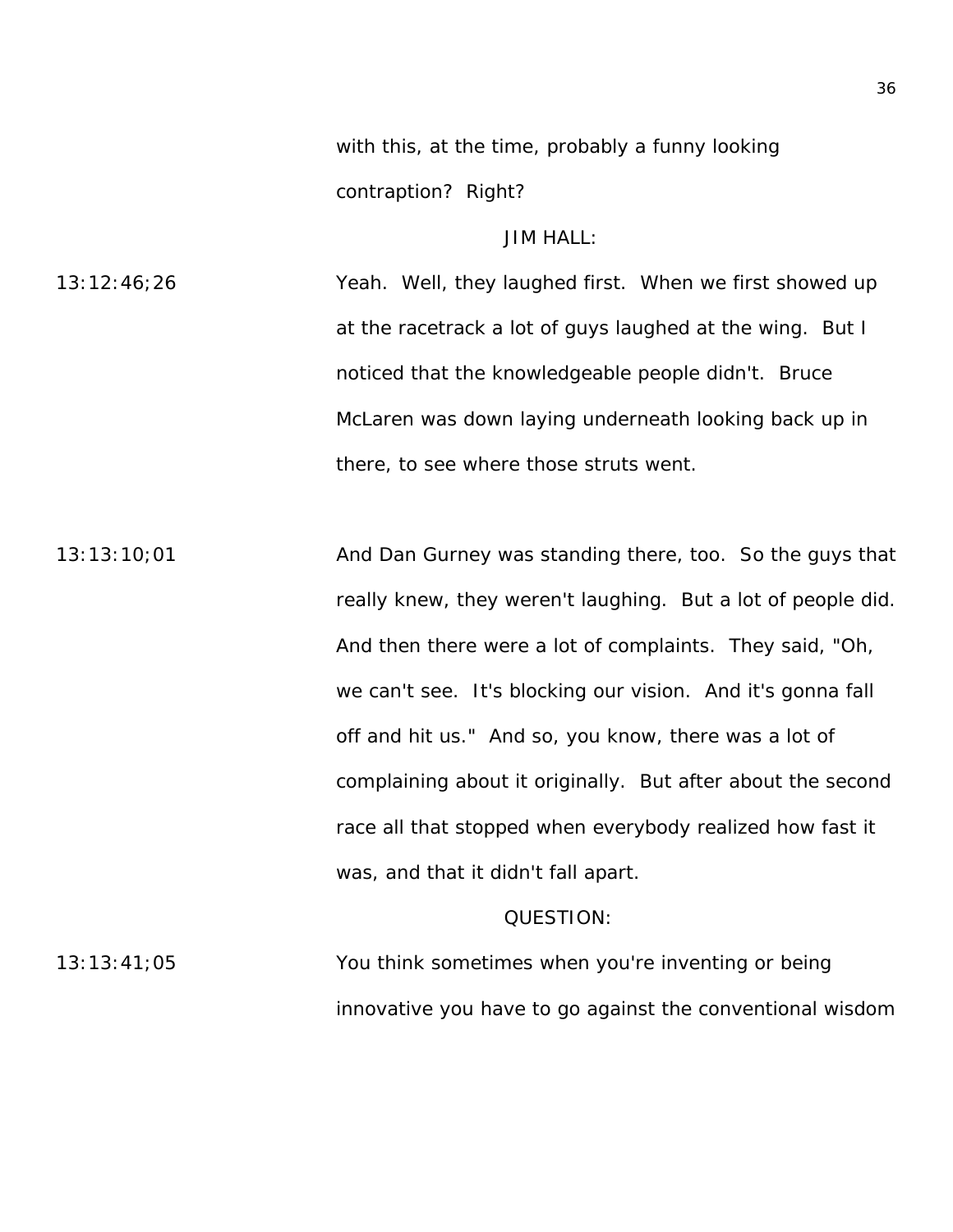with this, at the time, probably a funny looking contraption? Right?

JIM HALL:

13:12:46;26 Yeah. Well, they laughed first. When we first showed up at the racetrack a lot of guys laughed at the wing. But I noticed that the knowledgeable people didn't. Bruce McLaren was down laying underneath looking back up in there, to see where those struts went.

13:13:10;01 And Dan Gurney was standing there, too. So the guys that really knew, they weren't laughing. But a lot of people did. And then there were a lot of complaints. They said, "Oh, we can't see. It's blocking our vision. And it's gonna fall off and hit us." And so, you know, there was a lot of complaining about it originally. But after about the second race all that stopped when everybody realized how fast it was, and that it didn't fall apart.

QUESTION:

13:13:41;05 You think sometimes when you're inventing or being innovative you have to go against the conventional wisdom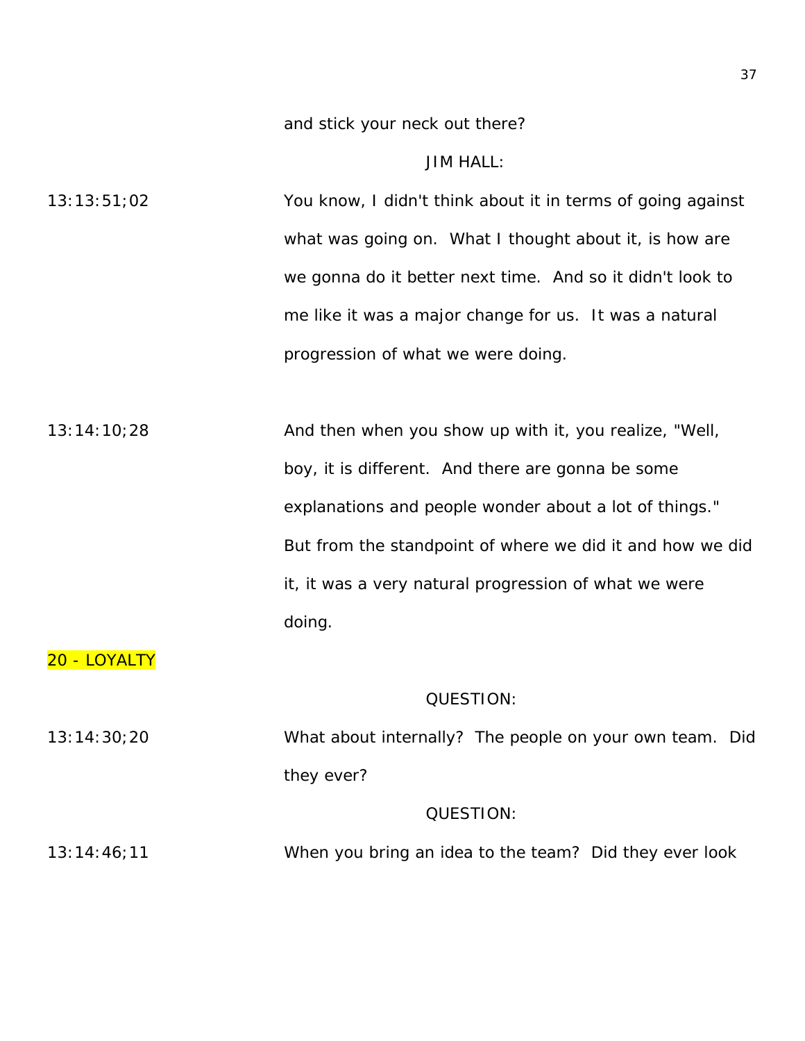and stick your neck out there?

JIM HALL:

13:13:51;02 You know, I didn't think about it in terms of going against what was going on. What I thought about it, is how are we gonna do it better next time. And so it didn't look to me like it was a major change for us. It was a natural progression of what we were doing.

13:14:10;28 And then when you show up with it, you realize, "Well, boy, it is different. And there are gonna be some explanations and people wonder about a lot of things." But from the standpoint of where we did it and how we did it, it was a very natural progression of what we were doing.

20 - LOYALTY

QUESTION:

13:14:30;20 What about internally? The people on your own team. Did they ever?

QUESTION:

13:14:46;11 When you bring an idea to the team? Did they ever look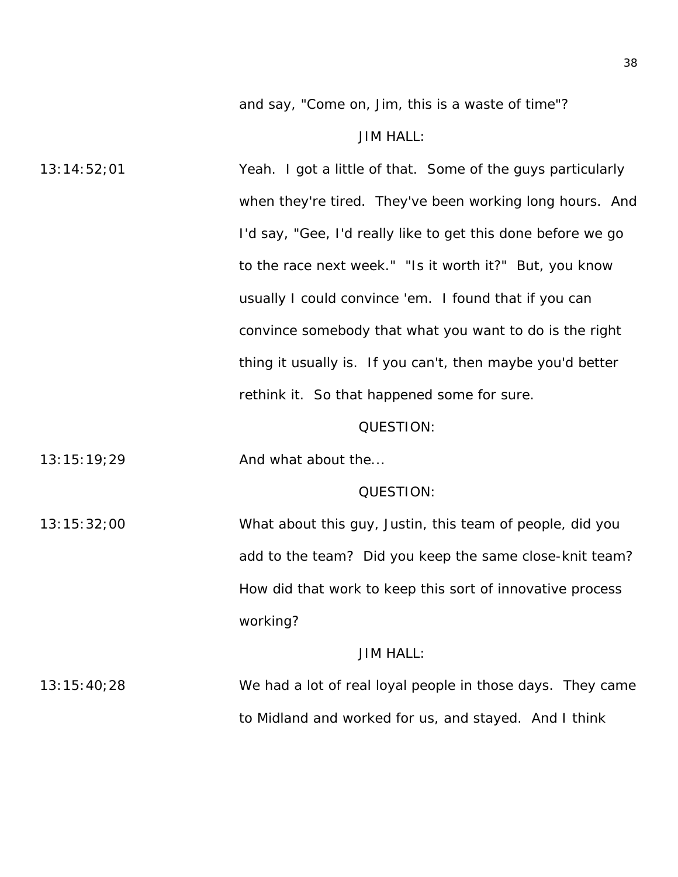and say, "Come on, Jim, this is a waste of time"?

JIM HALL:

13:14:52;01 Yeah. I got a little of that. Some of the guys particularly when they're tired. They've been working long hours. And I'd say, "Gee, I'd really like to get this done before we go to the race next week." "Is it worth it?" But, you know usually I could convince 'em. I found that if you can convince somebody that what you want to do is the right thing it usually is. If you can't, then maybe you'd better rethink it. So that happened some for sure.

QUESTION:

13:15:19;29 And what about the...

QUESTION:

13:15:32;00 What about this guy, Justin, this team of people, did you add to the team? Did you keep the same close-knit team? How did that work to keep this sort of innovative process working?

JIM HALL:

13:15:40;28 We had a lot of real loyal people in those days. They came to Midland and worked for us, and stayed. And I think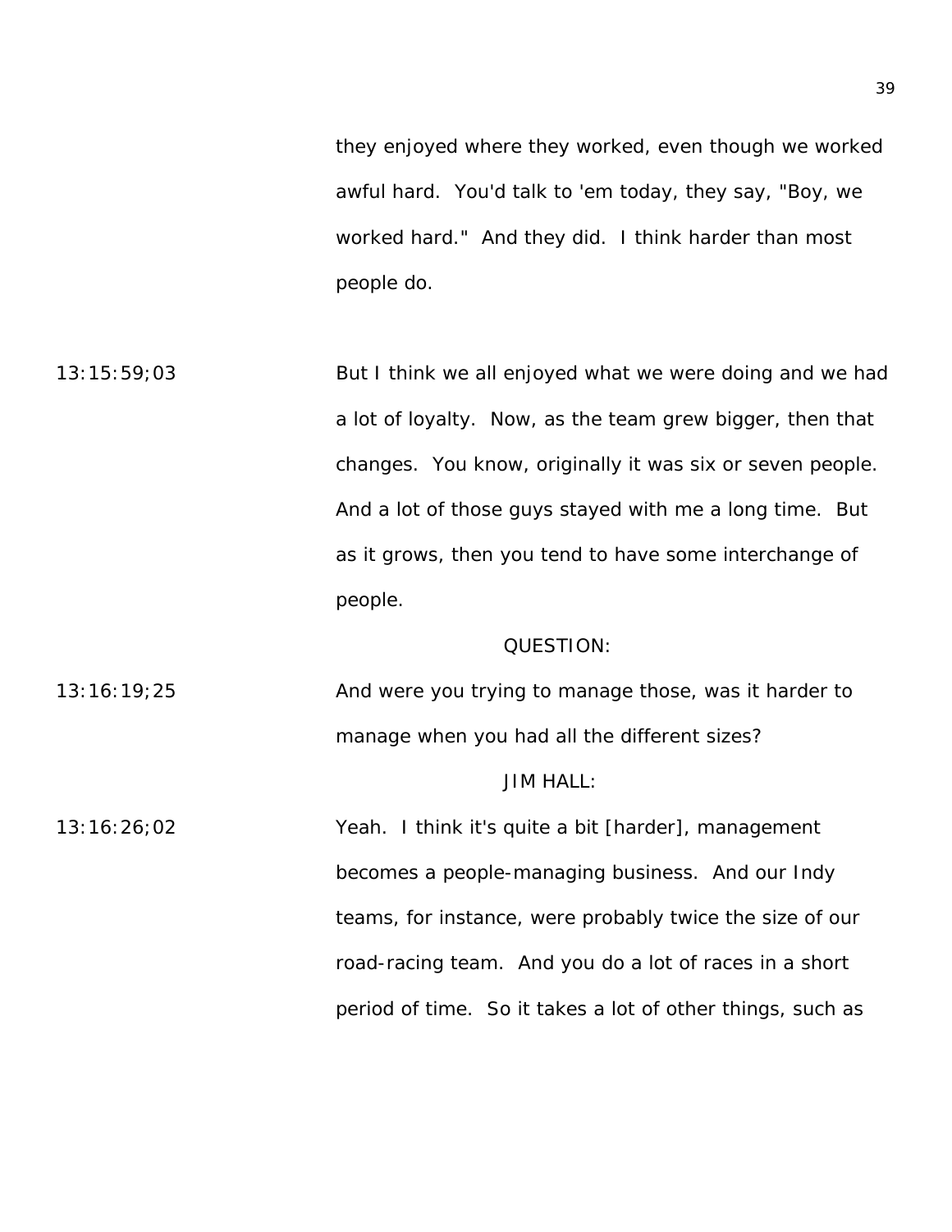they enjoyed where they worked, even though we worked awful hard. You'd talk to 'em today, they say, "Boy, we worked hard." And they did. I think harder than most people do.

13:15:59;03 But I think we all enjoyed what we were doing and we had a lot of loyalty. Now, as the team grew bigger, then that changes. You know, originally it was six or seven people. And a lot of those guys stayed with me a long time. But as it grows, then you tend to have some interchange of people.

QUESTION:

13:16:19;25 And were you trying to manage those, was it harder to manage when you had all the different sizes?

JIM HALL:

13:16:26;02 Yeah. I think it's quite a bit [harder], management becomes a people-managing business. And our Indy teams, for instance, were probably twice the size of our road-racing team. And you do a lot of races in a short period of time. So it takes a lot of other things, such as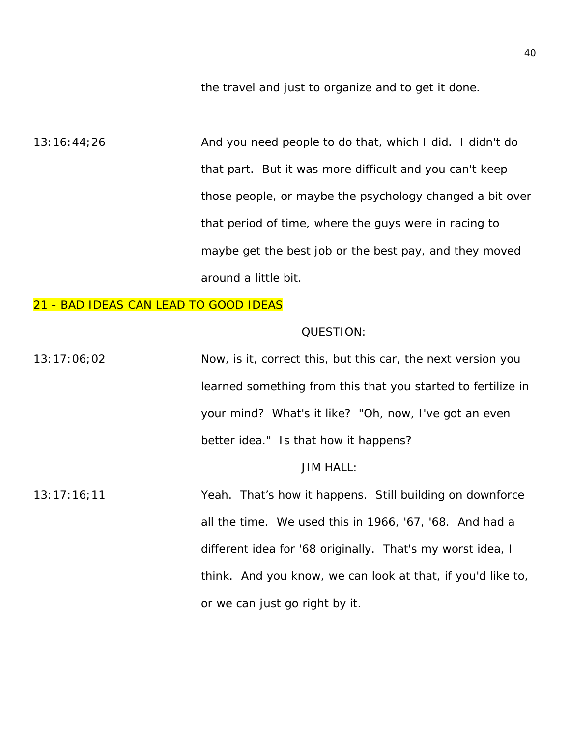the travel and just to organize and to get it done.

13:16:44;26 And you need people to do that, which I did. I didn't do that part. But it was more difficult and you can't keep those people, or maybe the psychology changed a bit over that period of time, where the guys were in racing to maybe get the best job or the best pay, and they moved around a little bit.

## 21 - BAD IDEAS CAN LEAD TO GOOD IDEAS

QUESTION:

13:17:06;02 Now, is it, correct this, but this car, the next version you learned something from this that you started to fertilize in your mind? What's it like? "Oh, now, I've got an even better idea." Is that how it happens?

JIM HALL:

13:17:16;11 Yeah. That's how it happens. Still building on downforce all the time. We used this in 1966, '67, '68. And had a different idea for '68 originally. That's my worst idea, I think. And you know, we can look at that, if you'd like to, or we can just go right by it.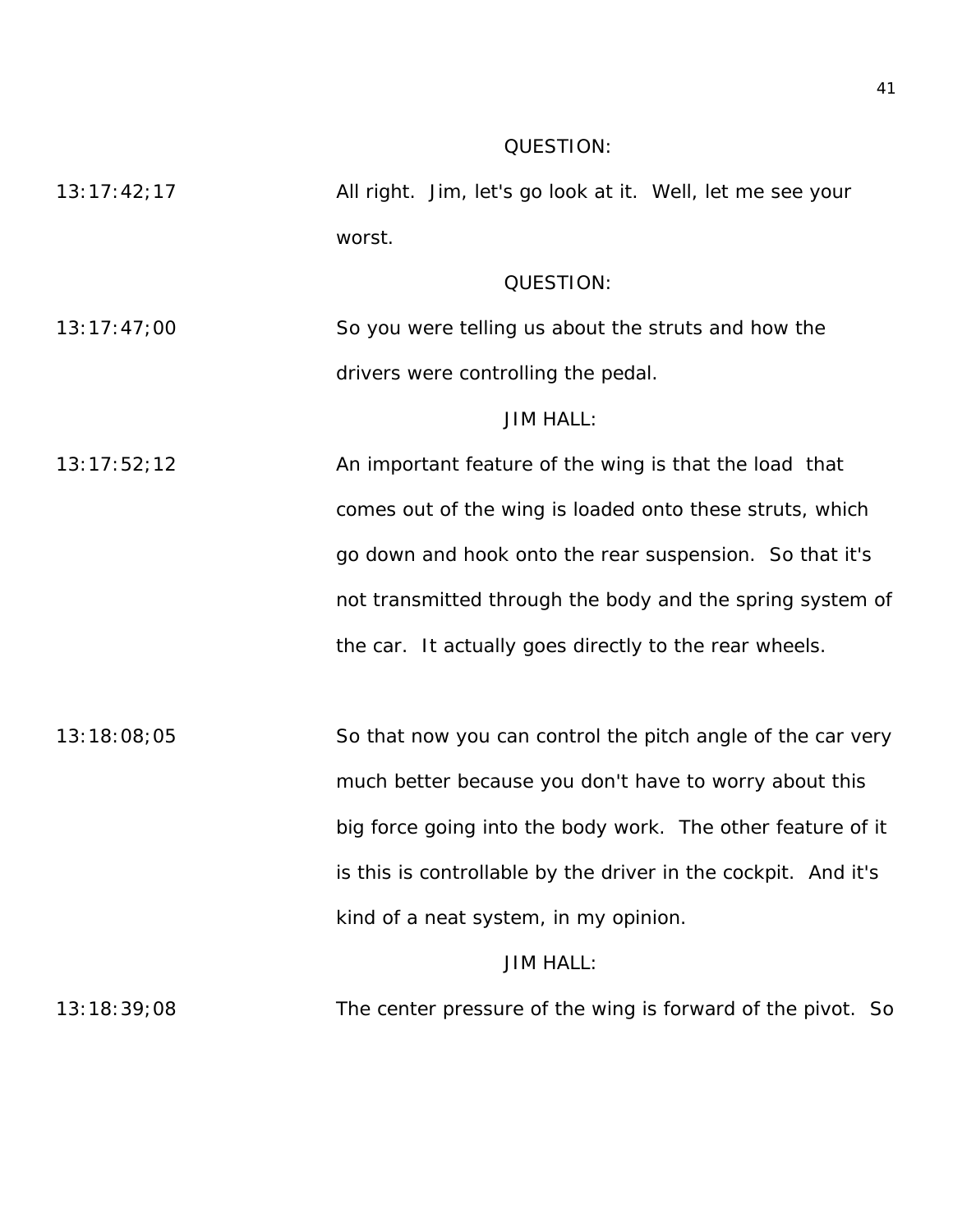QUESTION:

13:17:42;17 All right. Jim, let's go look at it. Well, let me see your worst.

QUESTION:

13:17:47;00 So you were telling us about the struts and how the drivers were controlling the pedal.

JIM HALL:

13:17:52;12 An important feature of the wing is that the load that comes out of the wing is loaded onto these struts, which go down and hook onto the rear suspension. So that it's not transmitted through the body and the spring system of the car. It actually goes directly to the rear wheels.

13:18:08;05 So that now you can control the pitch angle of the car very much better because you don't have to worry about this big force going into the body work. The other feature of it is this is controllable by the driver in the cockpit. And it's kind of a neat system, in my opinion.

JIM HALL:

13:18:39;08 The center pressure of the wing is forward of the pivot. So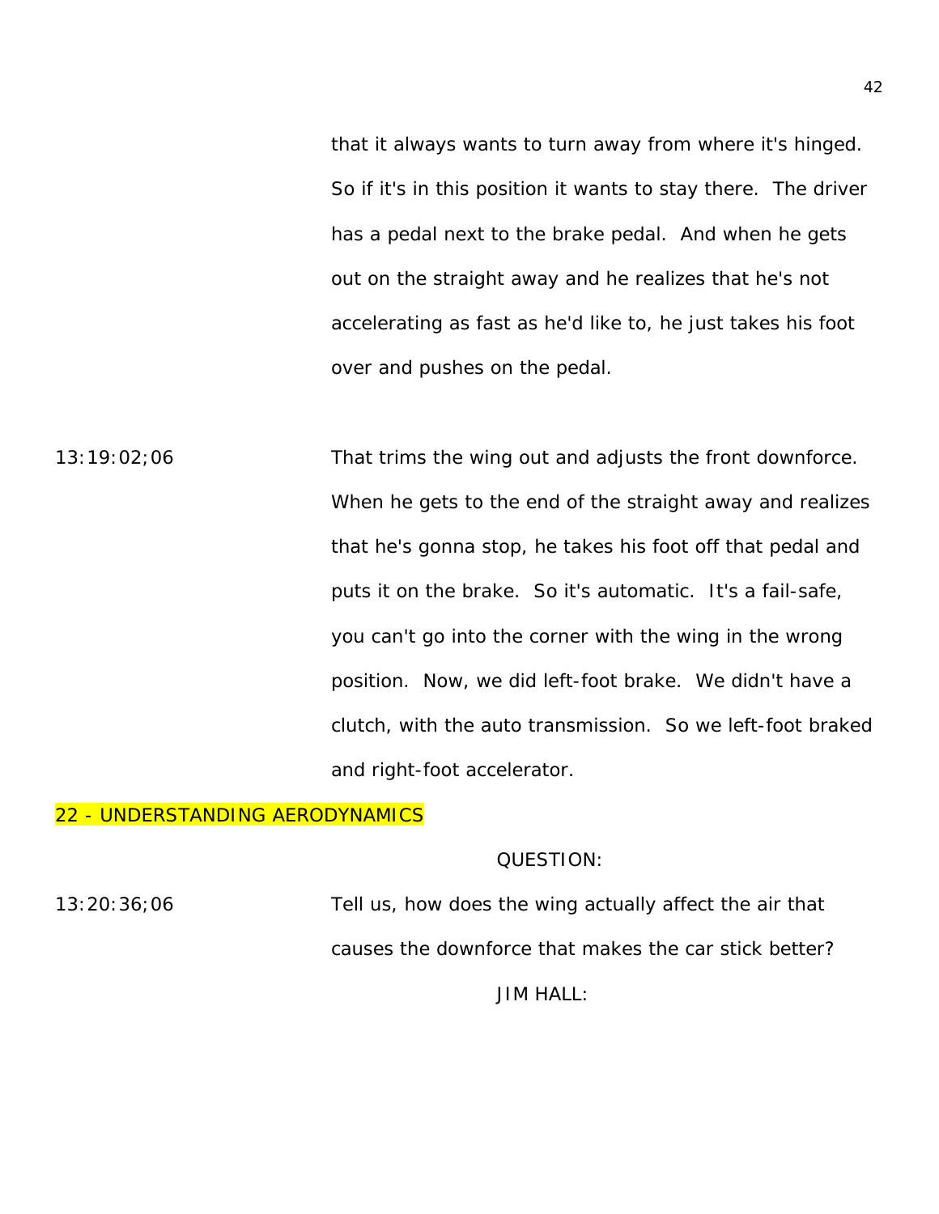that it always wants to turn away from where it's hinged. So if it's in this position it wants to stay there. The driver has a pedal next to the brake pedal. And when he gets out on the straight away and he realizes that he's not accelerating as fast as he'd like to, he just takes his foot over and pushes on the pedal.

13:19:02;06 That trims the wing out and adjusts the front downforce. When he gets to the end of the straight away and realizes that he's gonna stop, he takes his foot off that pedal and puts it on the brake. So it's automatic. It's a fail-safe, you can't go into the corner with the wing in the wrong position. Now, we did left-foot brake. We didn't have a clutch, with the auto transmission. So we left-foot braked and right-foot accelerator.

## 22 - UNDERSTANDING AERODYNAMICS

QUESTION:

13:20:36;06 Tell us, how does the wing actually affect the air that causes the downforce that makes the car stick better?

JIM HALL: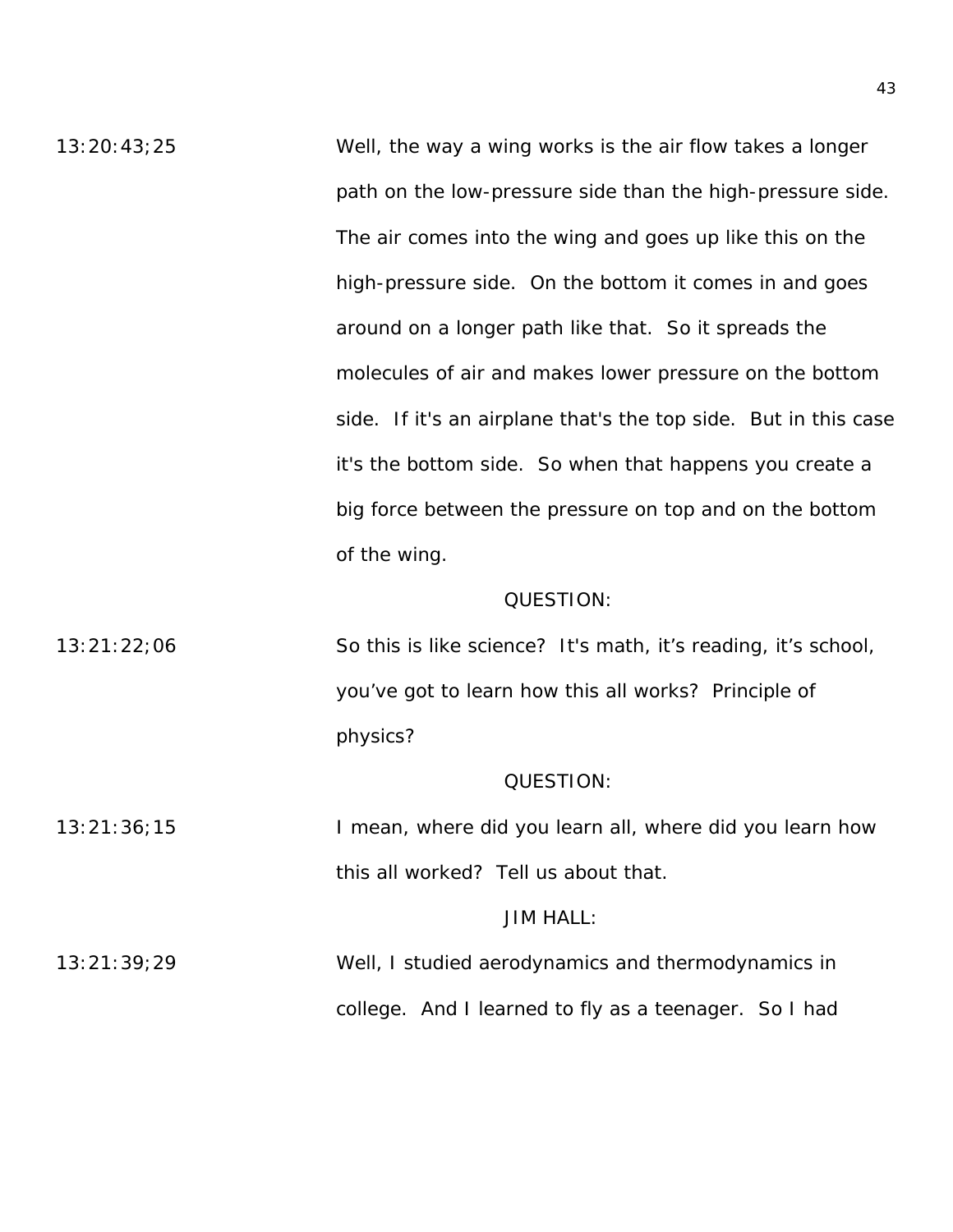13:20:43;25 Well, the way a wing works is the air flow takes a longer path on the low-pressure side than the high-pressure side. The air comes into the wing and goes up like this on the high-pressure side. On the bottom it comes in and goes around on a longer path like that. So it spreads the molecules of air and makes lower pressure on the bottom side. If it's an airplane that's the top side. But in this case it's the bottom side. So when that happens you create a big force between the pressure on top and on the bottom of the wing.

QUESTION:

13:21:22;06 So this is like science? It's math, it's reading, it's school, you've got to learn how this all works? Principle of physics?

QUESTION:

13:21:36;15 I mean, where did you learn all, where did you learn how this all worked? Tell us about that.

JIM HALL:

13:21:39;29 Well, I studied aerodynamics and thermodynamics in college. And I learned to fly as a teenager. So I had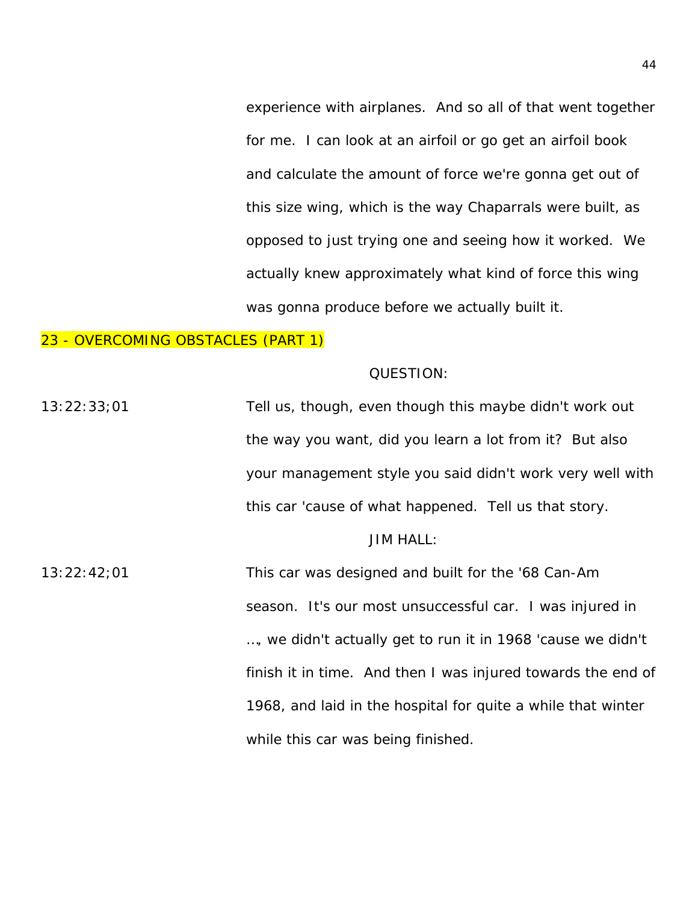experience with airplanes. And so all of that went together for me. I can look at an airfoil or go get an airfoil book and calculate the amount of force we're gonna get out of this size wing, which is the way Chaparrals were built, as opposed to just trying one and seeing how it worked. We actually knew approximately what kind of force this wing was gonna produce before we actually built it.

## 23 - OVERCOMING OBSTACLES (PART 1)

QUESTION:

13:22:33;01 Tell us, though, even though this maybe didn't work out the way you want, did you learn a lot from it? But also your management style you said didn't work very well with this car 'cause of what happened. Tell us that story.

JIM HALL:

13:22:42;01 This car was designed and built for the '68 Can-Am season. It's our most unsuccessful car. I was injured in …, we didn't actually get to run it in 1968 'cause we didn't finish it in time. And then I was injured towards the end of 1968, and laid in the hospital for quite a while that winter while this car was being finished.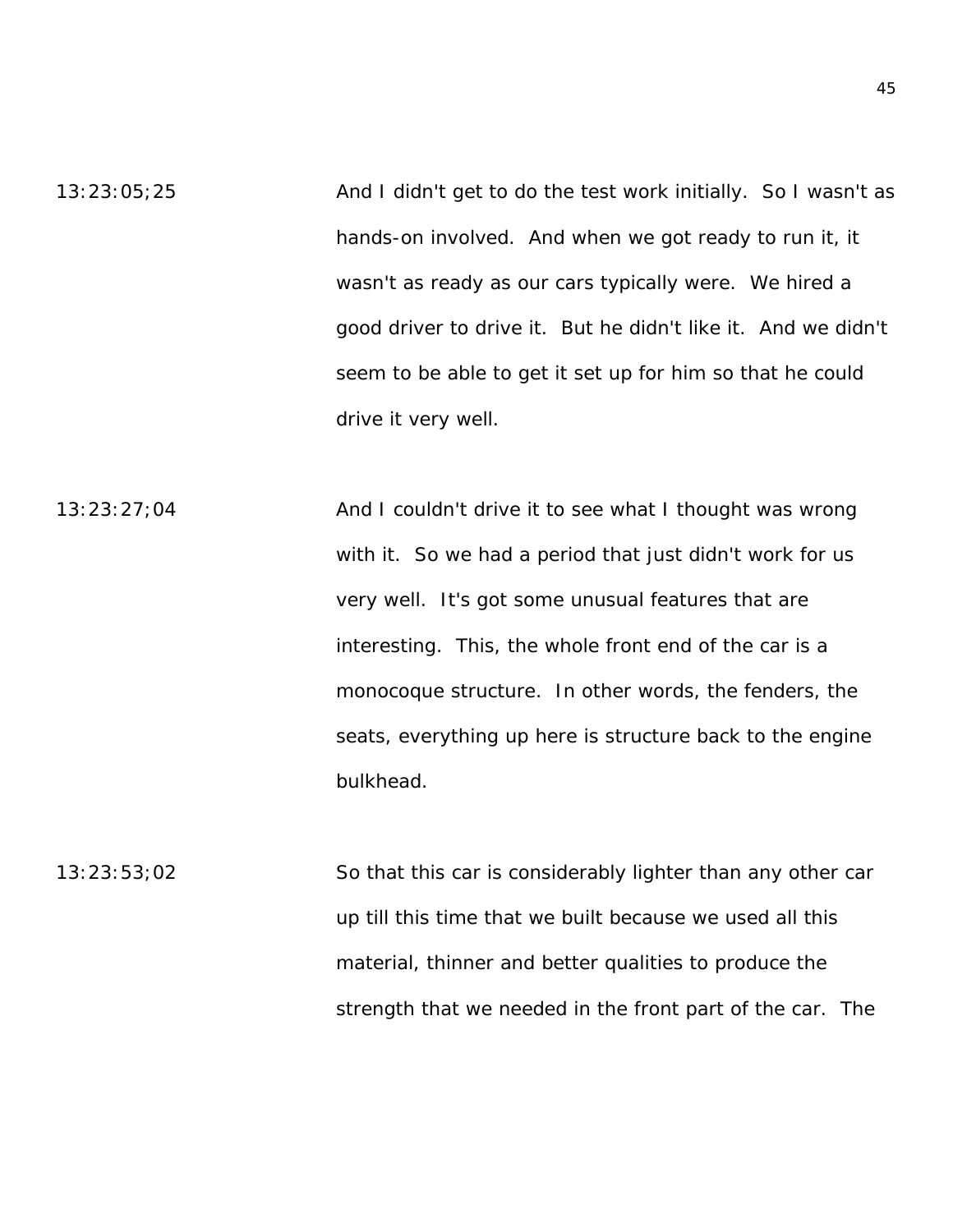13:23:05;25 And I didn't get to do the test work initially. So I wasn't as hands-on involved. And when we got ready to run it, it wasn't as ready as our cars typically were. We hired a good driver to drive it. But he didn't like it. And we didn't seem to be able to get it set up for him so that he could drive it very well.

13:23:27;04 And I couldn't drive it to see what I thought was wrong with it. So we had a period that just didn't work for us very well. It's got some unusual features that are interesting. This, the whole front end of the car is a monocoque structure. In other words, the fenders, the seats, everything up here is structure back to the engine bulkhead.

13:23:53;02 So that this car is considerably lighter than any other car up till this time that we built because we used all this material, thinner and better qualities to produce the strength that we needed in the front part of the car. The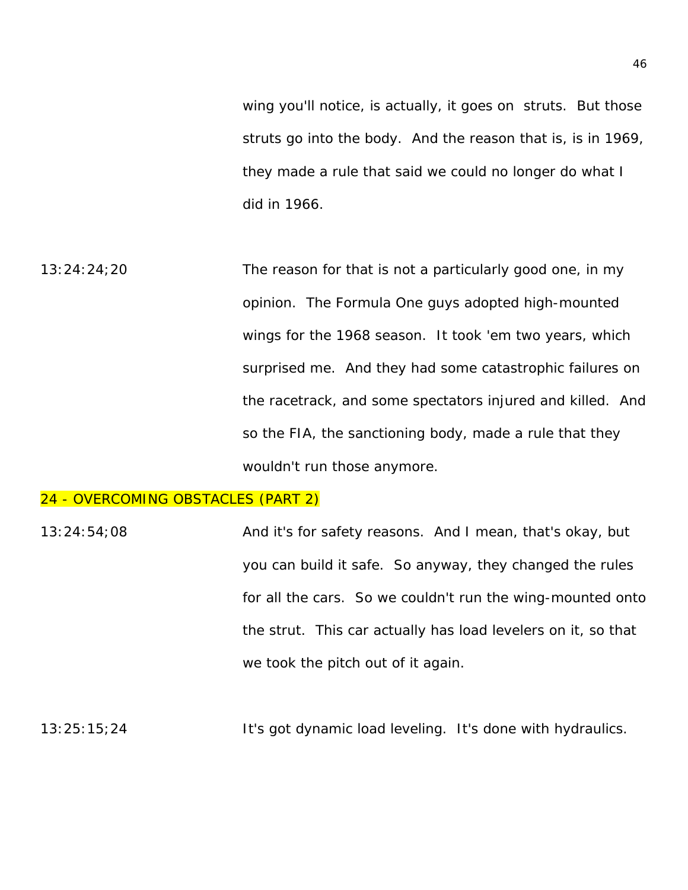wing you'll notice, is actually, it goes on struts. But those struts go into the body. And the reason that is, is in 1969, they made a rule that said we could no longer do what I did in 1966.

13:24:24;20 The reason for that is not a particularly good one, in my opinion. The Formula One guys adopted high-mounted wings for the 1968 season. It took 'em two years, which surprised me. And they had some catastrophic failures on the racetrack, and some spectators injured and killed. And so the FIA, the sanctioning body, made a rule that they wouldn't run those anymore.

## 24 - OVERCOMING OBSTACLES (PART 2)

13:24:54;08 And it's for safety reasons. And I mean, that's okay, but you can build it safe. So anyway, they changed the rules for all the cars. So we couldn't run the wing-mounted onto the strut. This car actually has load levelers on it, so that we took the pitch out of it again.

13:25:15;24 It's got dynamic load leveling. It's done with hydraulics.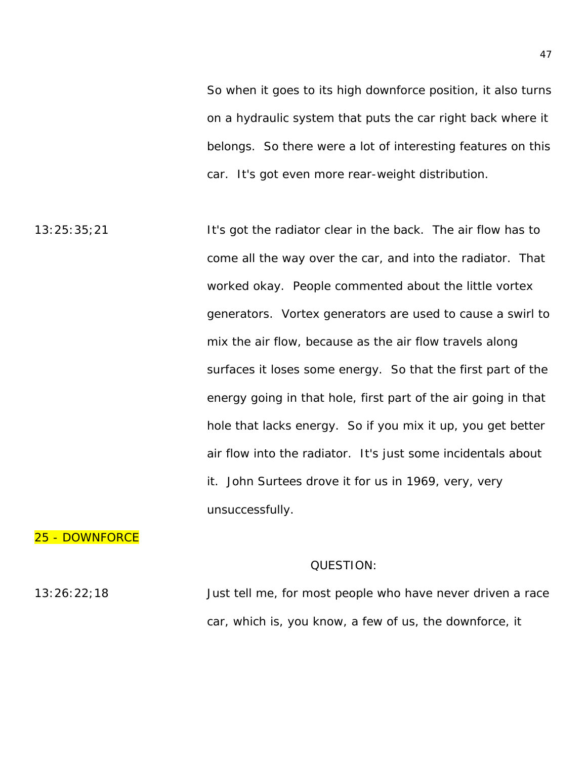So when it goes to its high downforce position, it also turns on a hydraulic system that puts the car right back where it belongs. So there were a lot of interesting features on this car. It's got even more rear-weight distribution.

13:25:35;21 It's got the radiator clear in the back. The air flow has to come all the way over the car, and into the radiator. That worked okay. People commented about the little vortex generators. Vortex generators are used to cause a swirl to mix the air flow, because as the air flow travels along surfaces it loses some energy. So that the first part of the energy going in that hole, first part of the air going in that hole that lacks energy. So if you mix it up, you get better air flow into the radiator. It's just some incidentals about it. John Surtees drove it for us in 1969, very, very unsuccessfully.

25 - DOWNFORCE

QUESTION:

13:26:22;18 Just tell me, for most people who have never driven a race car, which is, you know, a few of us, the downforce, it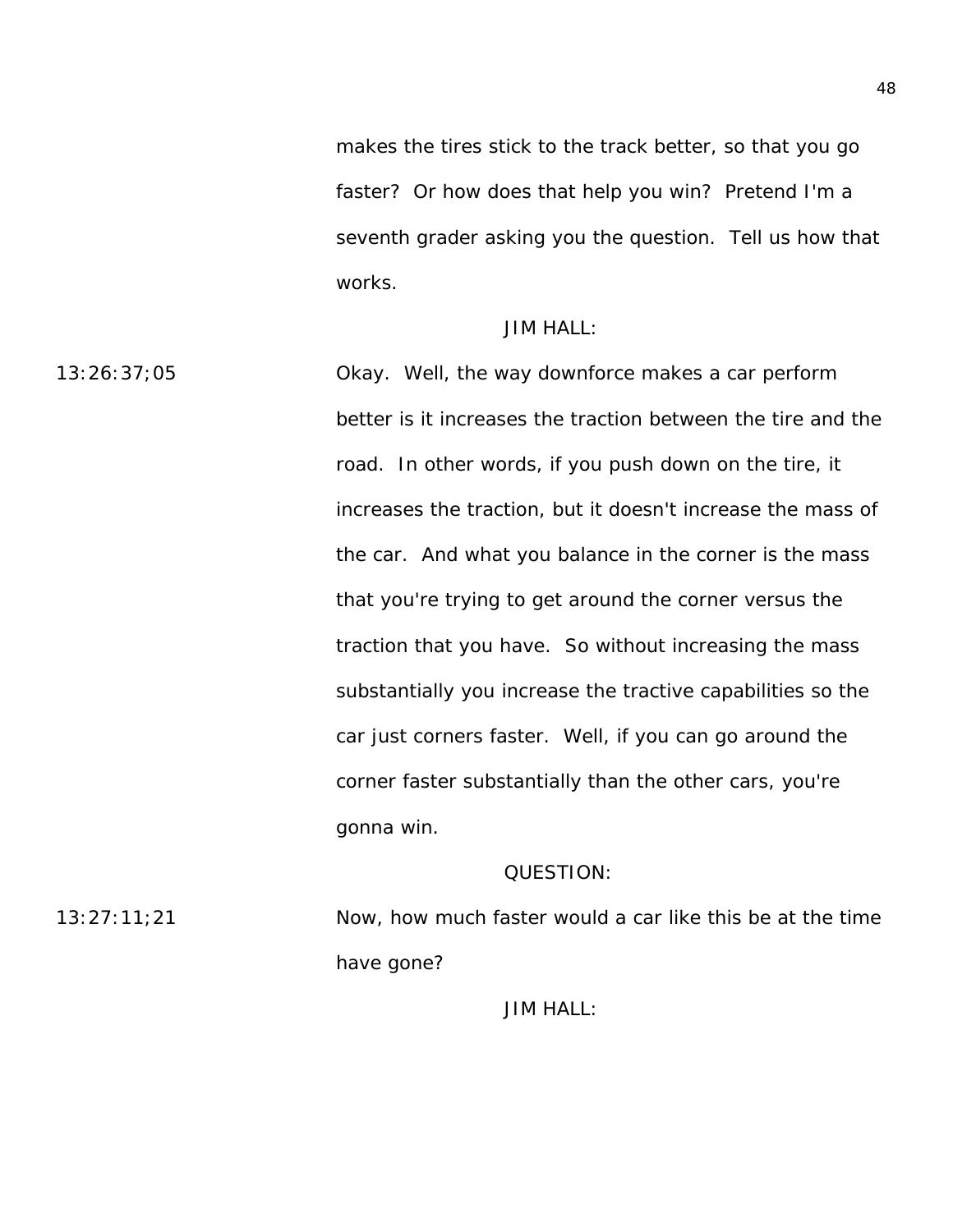makes the tires stick to the track better, so that you go faster? Or how does that help you win? Pretend I'm a seventh grader asking you the question. Tell us how that works.

JIM HALL:

13:26:37;05 Okay. Well, the way downforce makes a car perform better is it increases the traction between the tire and the road. In other words, if you push down on the tire, it increases the traction, but it doesn't increase the mass of the car. And what you balance in the corner is the mass that you're trying to get around the corner versus the traction that you have. So without increasing the mass substantially you increase the tractive capabilities so the car just corners faster. Well, if you can go around the corner faster substantially than the other cars, you're gonna win.

QUESTION:

13:27:11;21 Now, how much faster would a car like this be at the time have gone?

JIM HALL: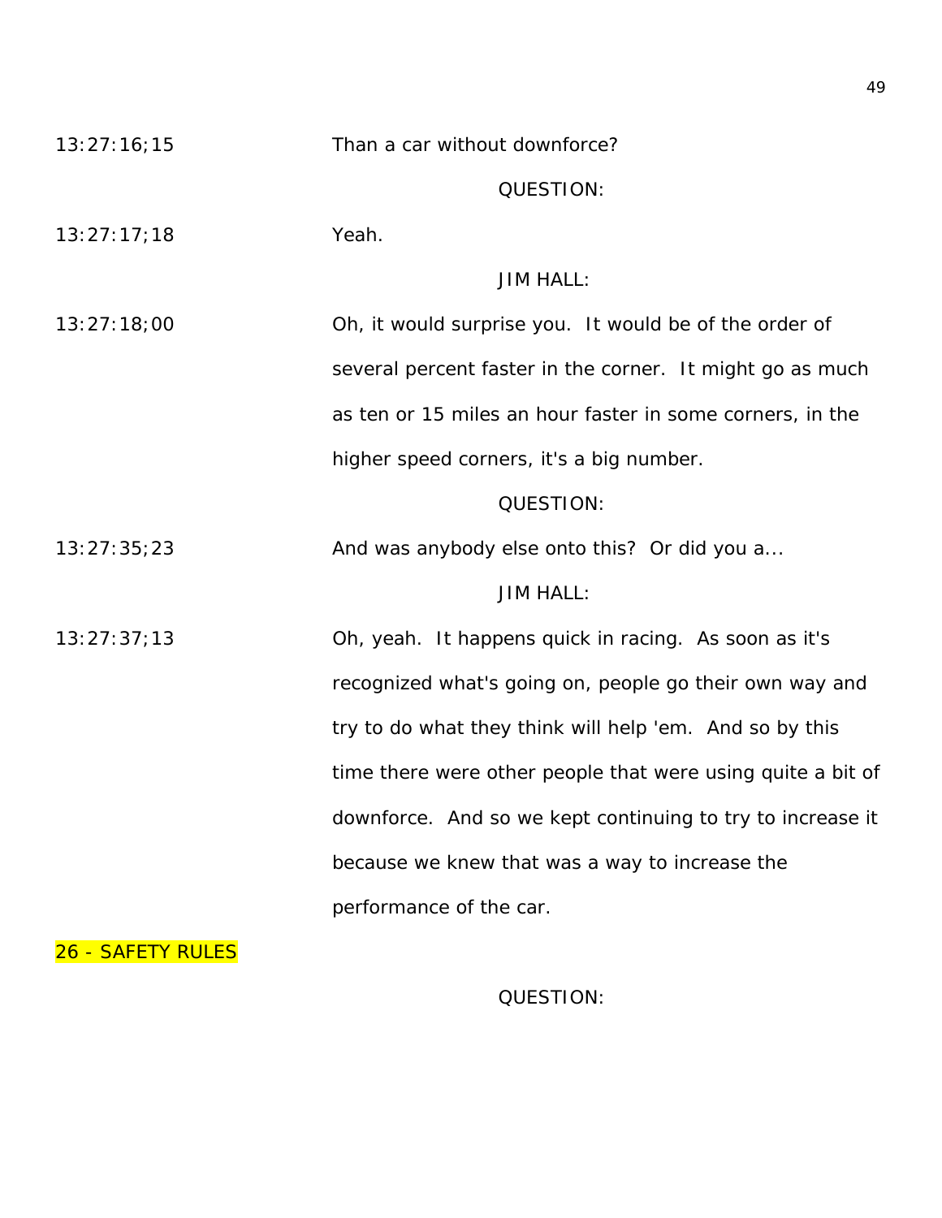13:27:16;15 Than a car without downforce?

QUESTION:

13:27:17;18 Yeah.

JIM HALL:

13:27:18;00 Oh, it would surprise you. It would be of the order of several percent faster in the corner. It might go as much as ten or 15 miles an hour faster in some corners, in the higher speed corners, it's a big number.

QUESTION:

13:27:35;23 And was anybody else onto this? Or did you a...

JIM HALL:

13:27:37;13 Oh, yeah. It happens quick in racing. As soon as it's recognized what's going on, people go their own way and try to do what they think will help 'em. And so by this time there were other people that were using quite a bit of downforce. And so we kept continuing to try to increase it because we knew that was a way to increase the performance of the car.

26 - SAFETY RULES

QUESTION: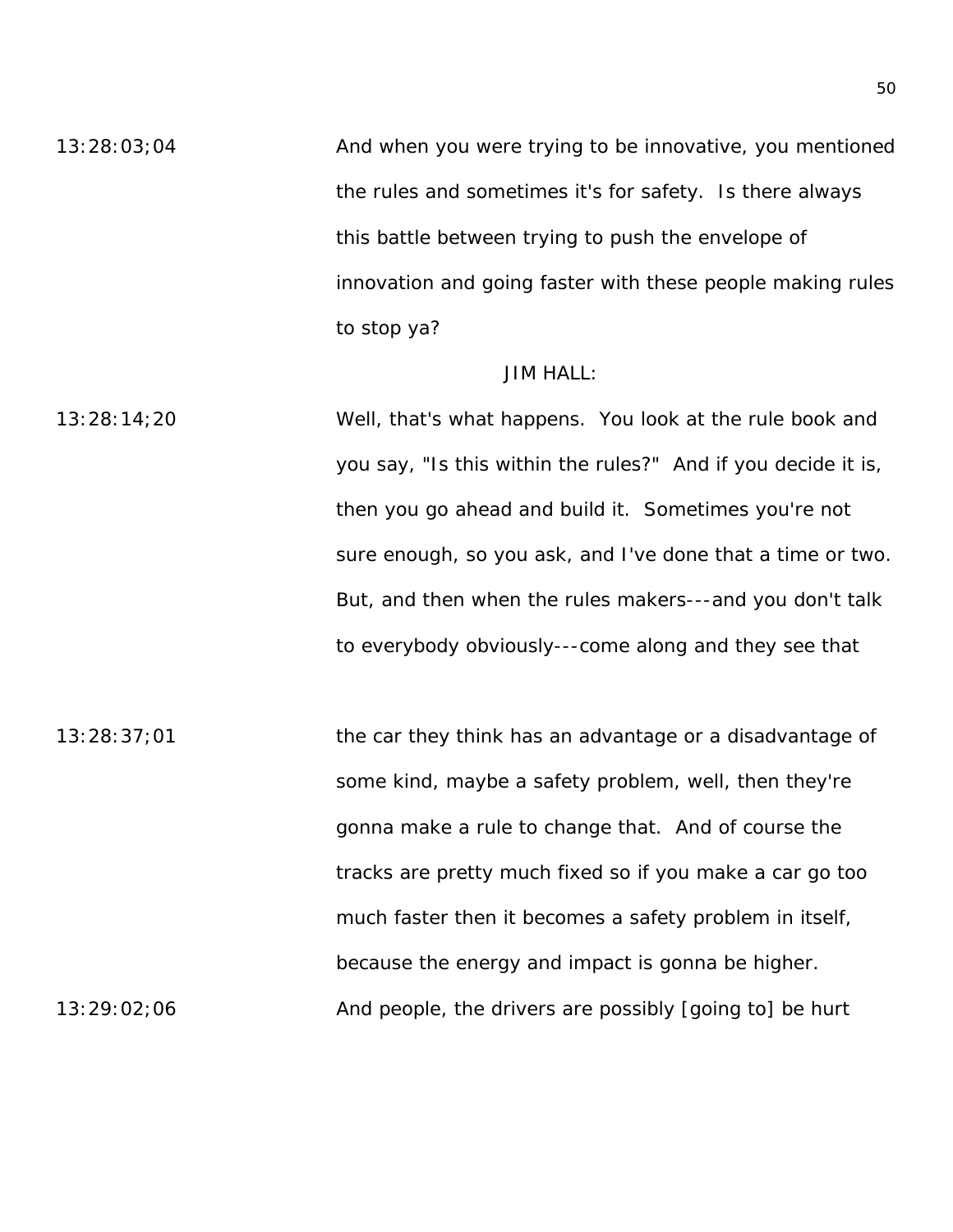13:28:03;04 And when you were trying to be innovative, you mentioned the rules and sometimes it's for safety. Is there always this battle between trying to push the envelope of innovation and going faster with these people making rules to stop ya?

JIM HALL:

13:28:14;20 Well, that's what happens. You look at the rule book and you say, "Is this within the rules?" And if you decide it is, then you go ahead and build it. Sometimes you're not sure enough, so you ask, and I've done that a time or two. But, and then when the rules makers---and you don't talk to everybody obviously---come along and they see that

13:28:37;01 the car they think has an advantage or a disadvantage of some kind, maybe a safety problem, well, then they're gonna make a rule to change that. And of course the tracks are pretty much fixed so if you make a car go too much faster then it becomes a safety problem in itself, because the energy and impact is gonna be higher.

13:29:02;06 And people, the drivers are possibly [going to] be hurt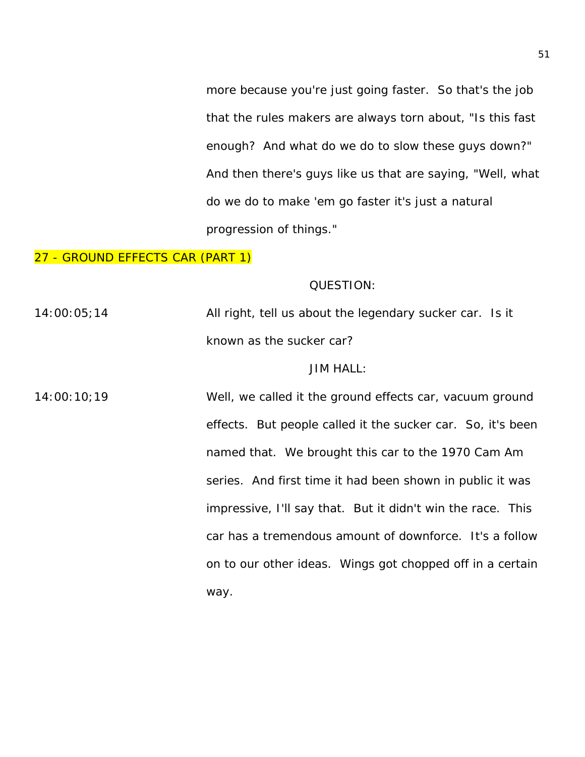more because you're just going faster. So that's the job that the rules makers are always torn about, "Is this fast enough? And what do we do to slow these guys down?" And then there's guys like us that are saying, "Well, what do we do to make 'em go faster it's just a natural progression of things."

## 27 - GROUND EFFECTS CAR (PART 1)

QUESTION:

14:00:05;14 All right, tell us about the legendary sucker car. Is it known as the sucker car?

JIM HALL:

14:00:10;19 Well, we called it the ground effects car, vacuum ground effects. But people called it the sucker car. So, it's been named that. We brought this car to the 1970 Cam Am series. And first time it had been shown in public it was impressive, I'll say that. But it didn't win the race. This car has a tremendous amount of downforce. It's a follow on to our other ideas. Wings got chopped off in a certain way.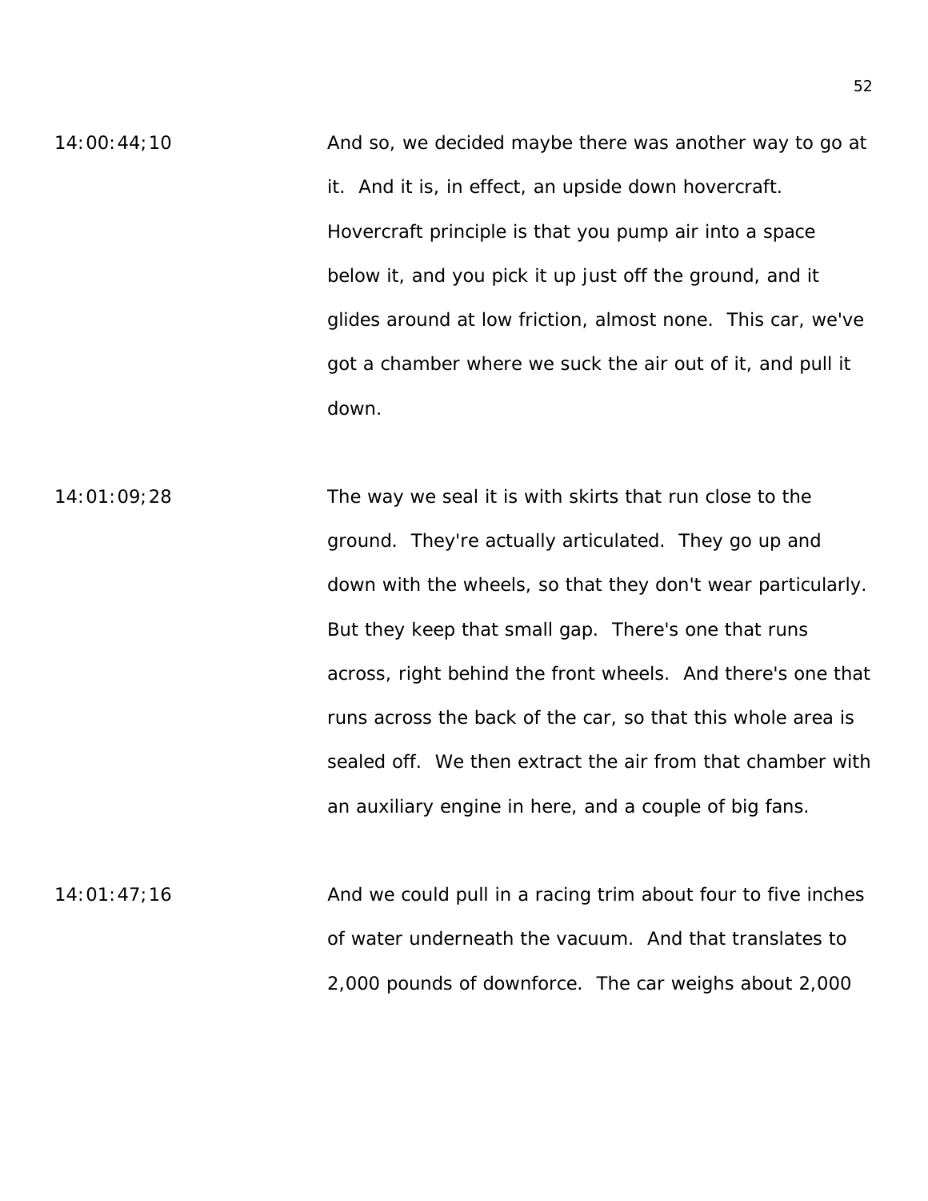14:00:44;10 And so, we decided maybe there was another way to go at it. And it is, in effect, an upside down hovercraft. Hovercraft principle is that you pump air into a space below it, and you pick it up just off the ground, and it glides around at low friction, almost none. This car, we've got a chamber where we suck the air out of it, and pull it down.

14:01:09;28 The way we seal it is with skirts that run close to the ground. They're actually articulated. They go up and down with the wheels, so that they don't wear particularly. But they keep that small gap. There's one that runs across, right behind the front wheels. And there's one that runs across the back of the car, so that this whole area is sealed off. We then extract the air from that chamber with an auxiliary engine in here, and a couple of big fans.

14:01:47;16 And we could pull in a racing trim about four to five inches of water underneath the vacuum. And that translates to 2,000 pounds of downforce. The car weighs about 2,000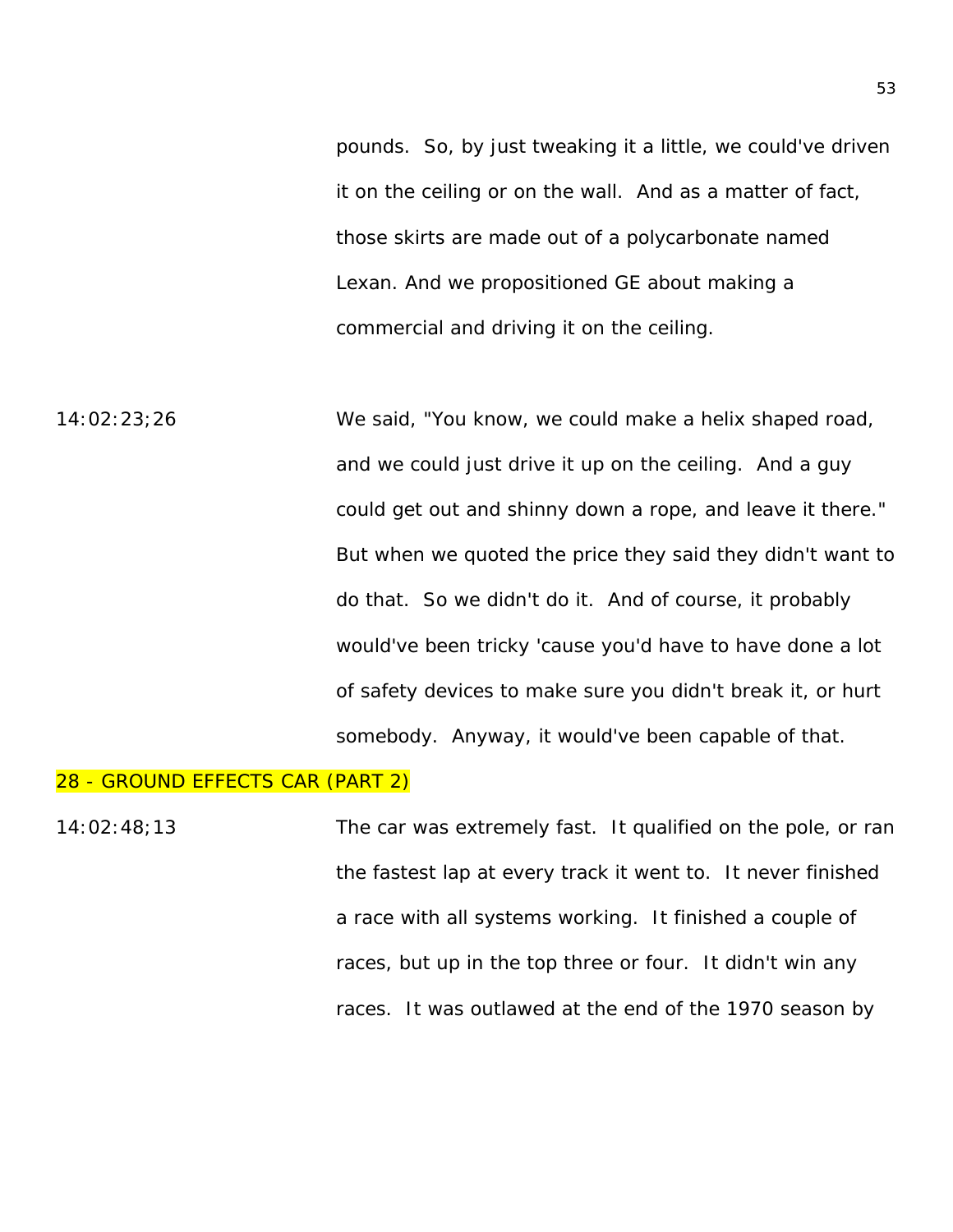pounds. So, by just tweaking it a little, we could've driven it on the ceiling or on the wall. And as a matter of fact, those skirts are made out of a polycarbonate named Lexan. And we propositioned GE about making a commercial and driving it on the ceiling.

14:02:23;26 We said, "You know, we could make a helix shaped road, and we could just drive it up on the ceiling. And a guy could get out and shinny down a rope, and leave it there." But when we quoted the price they said they didn't want to do that. So we didn't do it. And of course, it probably would've been tricky 'cause you'd have to have done a lot of safety devices to make sure you didn't break it, or hurt somebody. Anyway, it would've been capable of that.

## 28 - GROUND EFFECTS CAR (PART 2)

14:02:48;13 The car was extremely fast. It qualified on the pole, or ran the fastest lap at every track it went to. It never finished a race with all systems working. It finished a couple of races, but up in the top three or four. It didn't win any races. It was outlawed at the end of the 1970 season by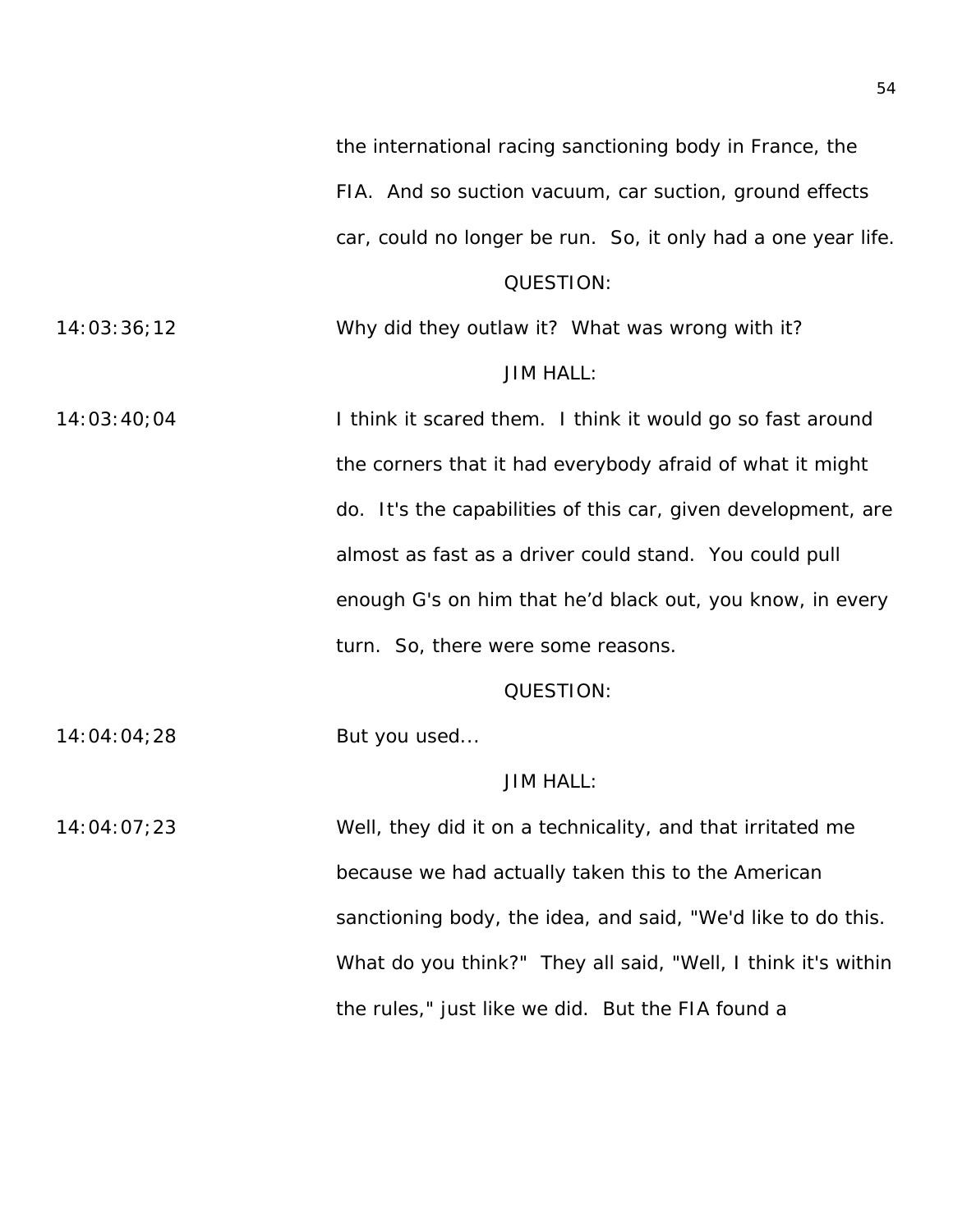the international racing sanctioning body in France, the FIA. And so suction vacuum, car suction, ground effects car, could no longer be run. So, it only had a one year life.

QUESTION:

14:03:36;12 Why did they outlaw it? What was wrong with it?

JIM HALL:

14:03:40;04 I think it scared them. I think it would go so fast around the corners that it had everybody afraid of what it might do. It's the capabilities of this car, given development, are almost as fast as a driver could stand. You could pull enough G's on him that he'd black out, you know, in every turn. So, there were some reasons.

QUESTION:

14:04:04;28 But you used...

JIM HALL:

14:04:07;23 Well, they did it on a technicality, and that irritated me because we had actually taken this to the American sanctioning body, the idea, and said, "We'd like to do this. What do you think?" They all said, "Well, I think it's within the rules," just like we did. But the FIA found a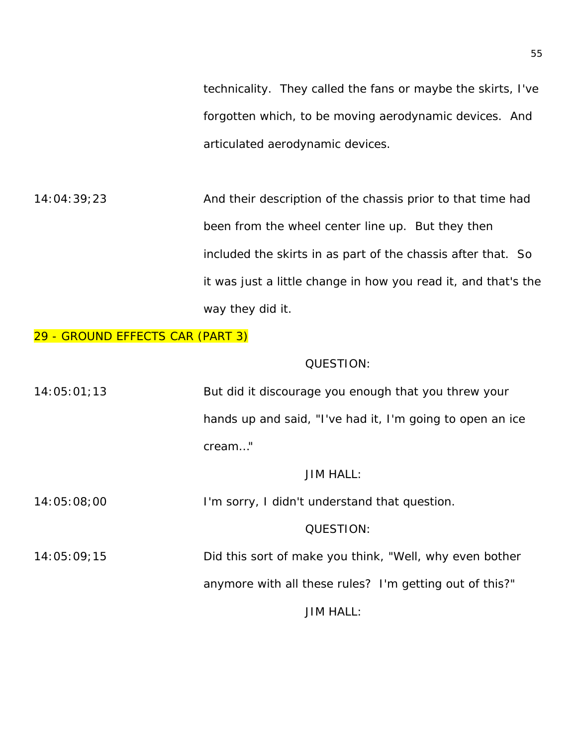technicality. They called the fans or maybe the skirts, I've forgotten which, to be moving aerodynamic devices. And articulated aerodynamic devices.

14:04:39;23 And their description of the chassis prior to that time had been from the wheel center line up. But they then included the skirts in as part of the chassis after that. So it was just a little change in how you read it, and that's the way they did it.

29 - GROUND EFFECTS CAR (PART 3)

QUESTION:

14:05:01;13 But did it discourage you enough that you threw your hands up and said, "I've had it, I'm going to open an ice cream..."

JIM HALL:

14:05:08;00 I'm sorry, I didn't understand that question.

QUESTION:

14:05:09;15 Did this sort of make you think, "Well, why even bother anymore with all these rules? I'm getting out of this?"

JIM HALL: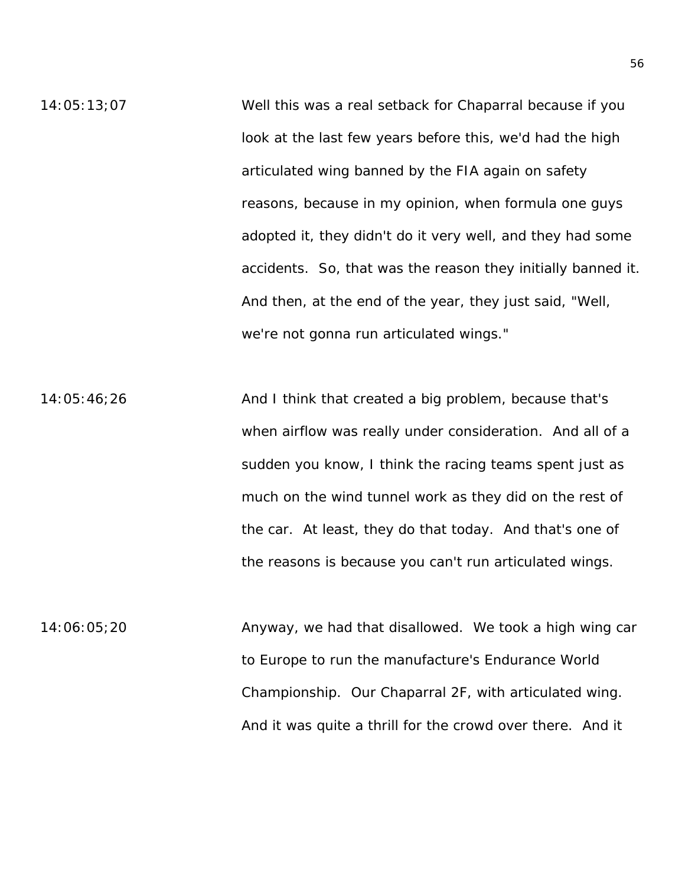14:05:13;07 Well this was a real setback for Chaparral because if you look at the last few years before this, we'd had the high articulated wing banned by the FIA again on safety reasons, because in my opinion, when formula one guys adopted it, they didn't do it very well, and they had some accidents. So, that was the reason they initially banned it. And then, at the end of the year, they just said, "Well, we're not gonna run articulated wings."

14:05:46;26 And I think that created a big problem, because that's when airflow was really under consideration. And all of a sudden you know, I think the racing teams spent just as much on the wind tunnel work as they did on the rest of the car. At least, they do that today. And that's one of the reasons is because you can't run articulated wings.

14:06:05;20 Anyway, we had that disallowed. We took a high wing car to Europe to run the manufacture's Endurance World Championship. Our Chaparral 2F, with articulated wing. And it was quite a thrill for the crowd over there. And it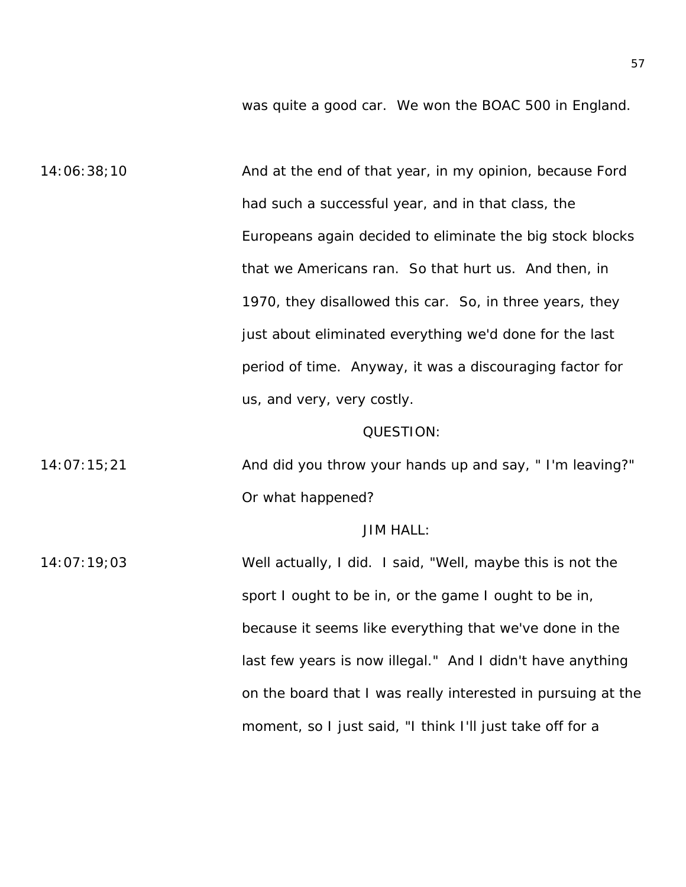was quite a good car. We won the BOAC 500 in England.

14:06:38;10 And at the end of that year, in my opinion, because Ford had such a successful year, and in that class, the Europeans again decided to eliminate the big stock blocks that we Americans ran. So that hurt us. And then, in 1970, they disallowed this car. So, in three years, they just about eliminated everything we'd done for the last period of time. Anyway, it was a discouraging factor for us, and very, very costly.

QUESTION:

14:07:15;21 And did you throw your hands up and say, " I'm leaving?" Or what happened?

JIM HALL:

14:07:19;03 Well actually, I did. I said, "Well, maybe this is not the sport I ought to be in, or the game I ought to be in, because it seems like everything that we've done in the last few years is now illegal." And I didn't have anything on the board that I was really interested in pursuing at the moment, so I just said, "I think I'll just take off for a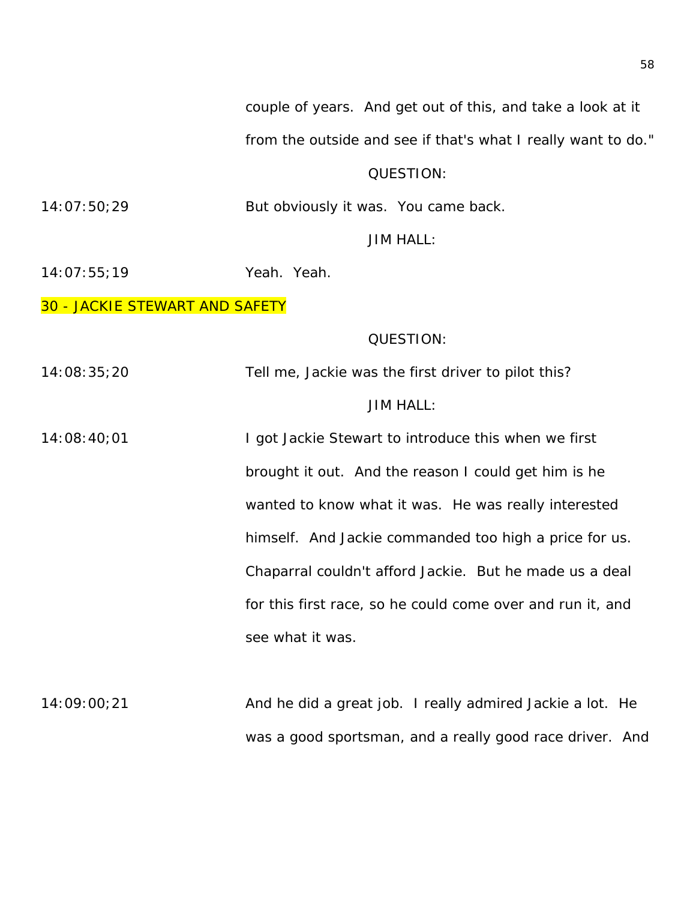couple of years. And get out of this, and take a look at it from the outside and see if that's what I really want to do."

QUESTION:

14:07:50;29 But obviously it was. You came back.

JIM HALL:

14:07:55;19 Yeah. Yeah.

## 30 - JACKIE STEWART AND SAFETY

QUESTION:

14:08:35;20 Tell me, Jackie was the first driver to pilot this?

JIM HALL:

14:08:40;01 I got Jackie Stewart to introduce this when we first brought it out. And the reason I could get him is he wanted to know what it was. He was really interested himself. And Jackie commanded too high a price for us. Chaparral couldn't afford Jackie. But he made us a deal for this first race, so he could come over and run it, and see what it was.

14:09:00;21 And he did a great job. I really admired Jackie a lot. He was a good sportsman, and a really good race driver. And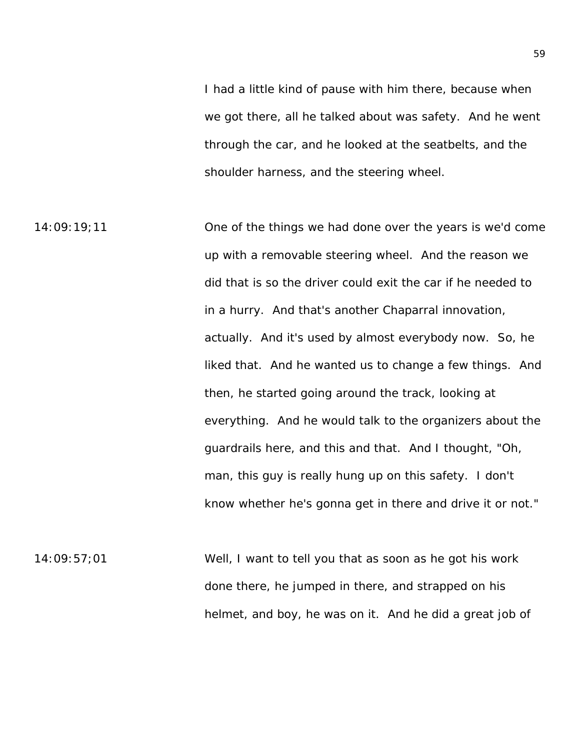I had a little kind of pause with him there, because when we got there, all he talked about was safety. And he went through the car, and he looked at the seatbelts, and the shoulder harness, and the steering wheel.

14:09:19;11

One of the things we had done over the years is we'd come up with a removable steering wheel. And the reason we did that is so the driver could exit the car if he needed to in a hurry. And that's another Chaparral innovation, actually. And it's used by almost everybody now. So, he liked that. And he wanted us to change a few things. And then, he started going around the track, looking at everything. And he would talk to the organizers about the guardrails here, and this and that. And I thought, "Oh, man, this guy is really hung up on this safety. I don't know whether he's gonna get in there and drive it or not."

14:09:57;01

Well, I want to tell you that as soon as he got his work done there, he jumped in there, and strapped on his helmet, and boy, he was on it. And he did a great job of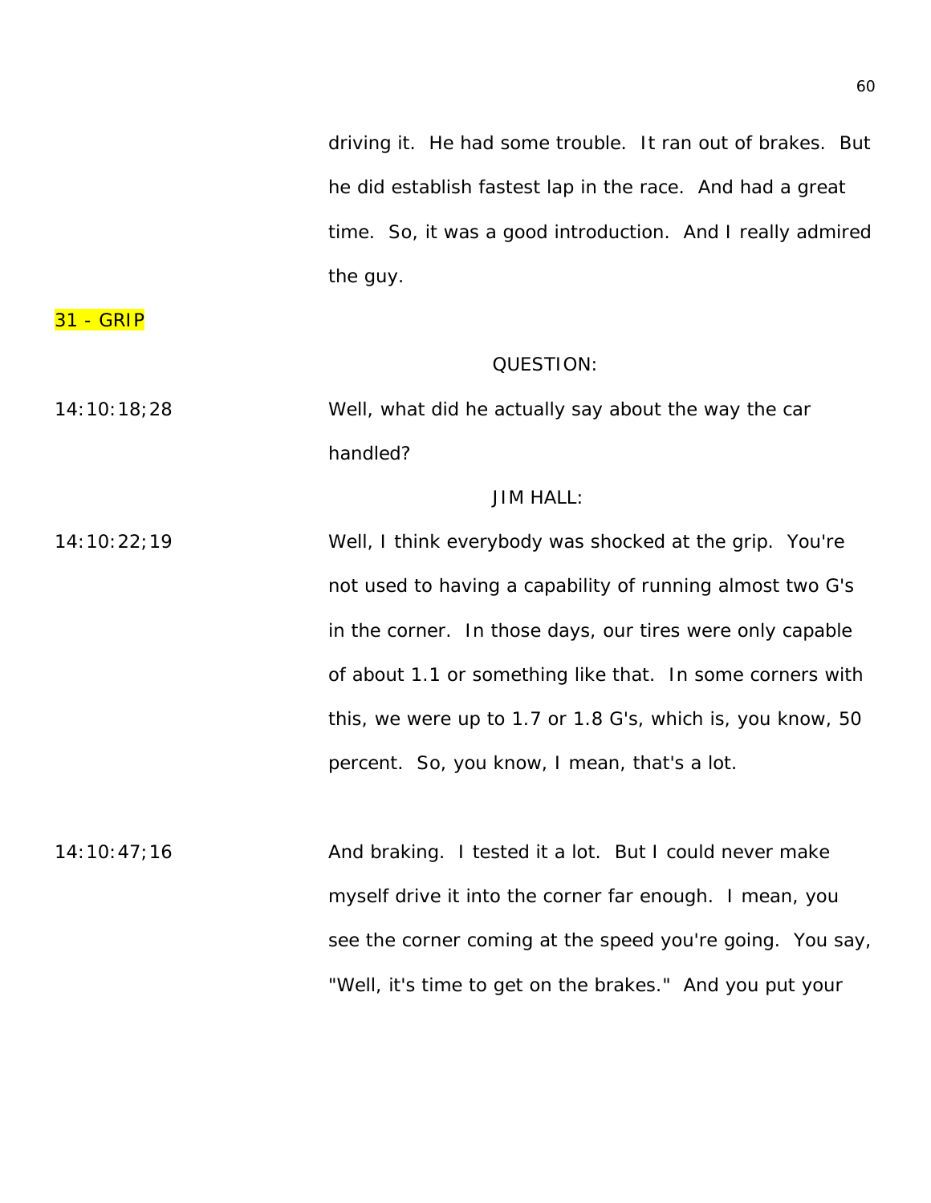driving it. He had some trouble. It ran out of brakes. But he did establish fastest lap in the race. And had a great time. So, it was a good introduction. And I really admired the guy.

31 - GRIP

QUESTION:

14:10:18;28 Well, what did he actually say about the way the car handled?

JIM HALL:

14:10:22;19 Well, I think everybody was shocked at the grip. You're not used to having a capability of running almost two G's in the corner. In those days, our tires were only capable of about 1.1 or something like that. In some corners with this, we were up to 1.7 or 1.8 G's, which is, you know, 50 percent. So, you know, I mean, that's a lot.

14:10:47;16 And braking. I tested it a lot. But I could never make myself drive it into the corner far enough. I mean, you see the corner coming at the speed you're going. You say, "Well, it's time to get on the brakes." And you put your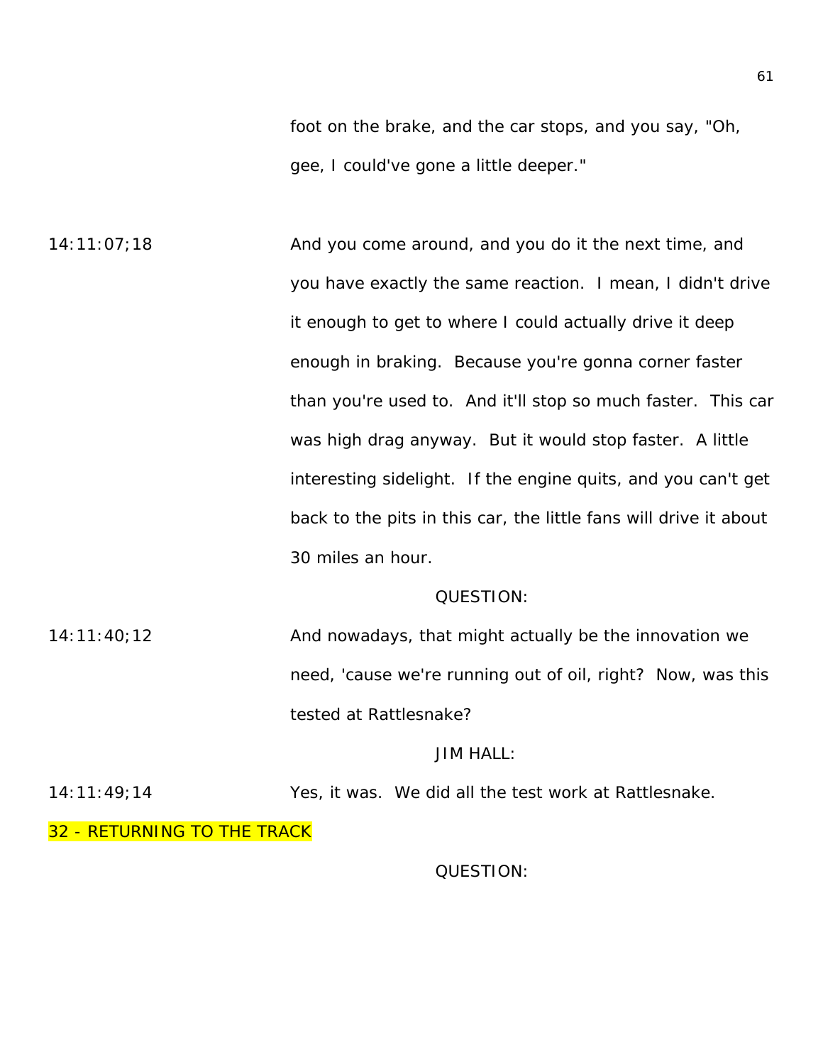foot on the brake, and the car stops, and you say, "Oh, gee, I could've gone a little deeper."

14:11:07;18 And you come around, and you do it the next time, and you have exactly the same reaction. I mean, I didn't drive it enough to get to where I could actually drive it deep enough in braking. Because you're gonna corner faster than you're used to. And it'll stop so much faster. This car was high drag anyway. But it would stop faster. A little interesting sidelight. If the engine quits, and you can't get back to the pits in this car, the little fans will drive it about 30 miles an hour.

QUESTION:

14:11:40;12 And nowadays, that might actually be the innovation we need, 'cause we're running out of oil, right? Now, was this tested at Rattlesnake?

JIM HALL:

14:11:49;14 Yes, it was. We did all the test work at Rattlesnake.

32 - RETURNING TO THE TRACK

QUESTION: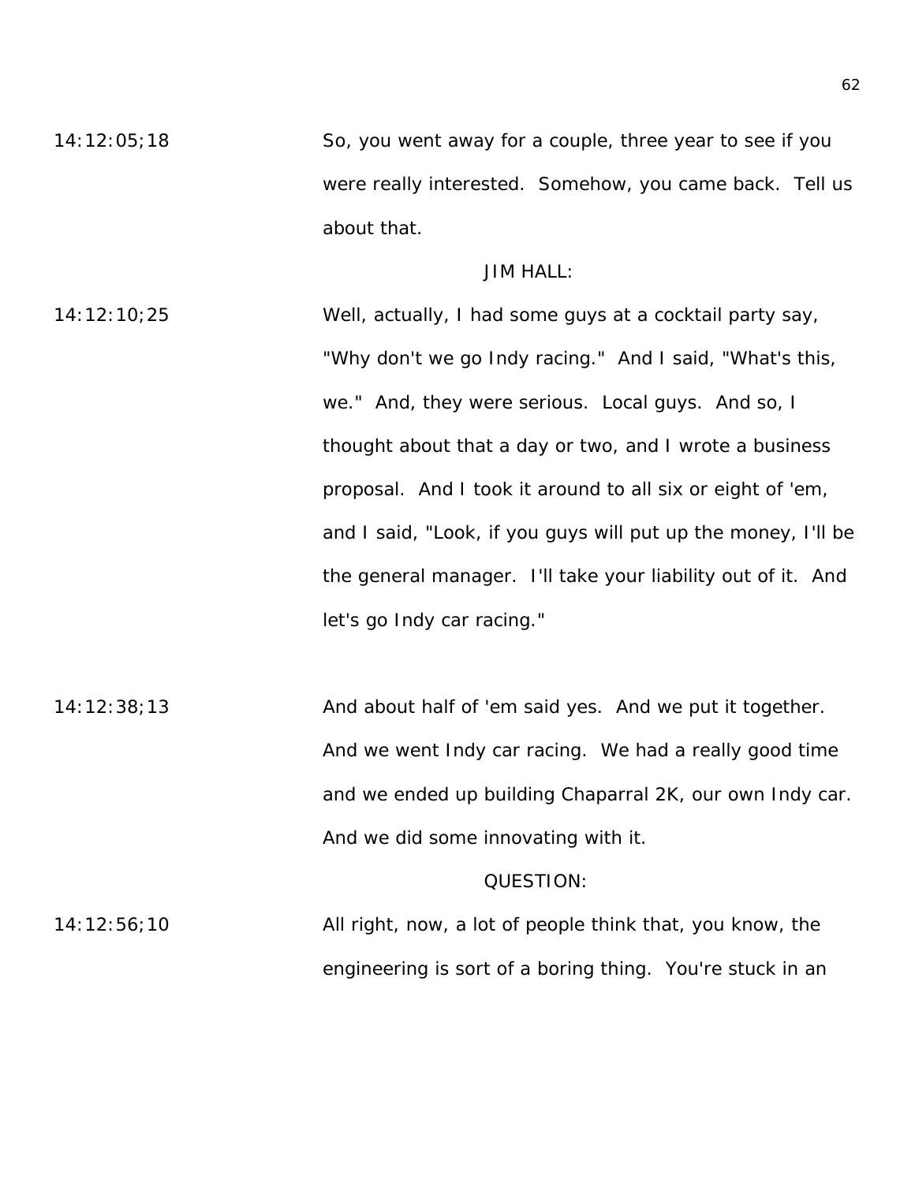14:12:05;18 So, you went away for a couple, three year to see if you were really interested. Somehow, you came back. Tell us about that.

JIM HALL:

14:12:10;25 Well, actually, I had some guys at a cocktail party say, "Why don't we go Indy racing." And I said, "What's this, we." And, they were serious. Local guys. And so, I thought about that a day or two, and I wrote a business proposal. And I took it around to all six or eight of 'em, and I said, "Look, if you guys will put up the money, I'll be the general manager. I'll take your liability out of it. And let's go Indy car racing."

14:12:38;13 And about half of 'em said yes. And we put it together. And we went Indy car racing. We had a really good time and we ended up building Chaparral 2K, our own Indy car. And we did some innovating with it.

QUESTION:

14:12:56;10 All right, now, a lot of people think that, you know, the engineering is sort of a boring thing. You're stuck in an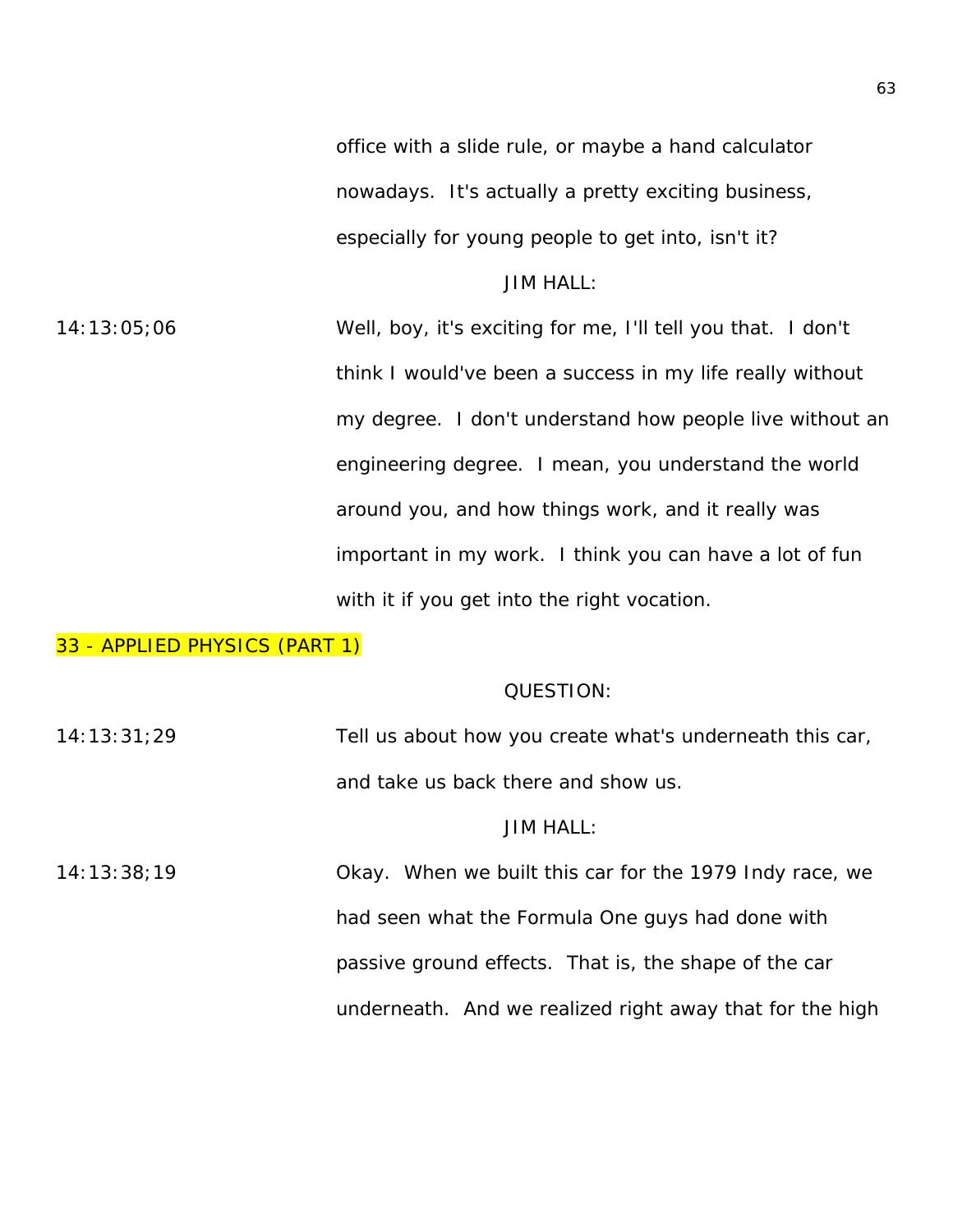office with a slide rule, or maybe a hand calculator nowadays. It's actually a pretty exciting business, especially for young people to get into, isn't it?

JIM HALL:

14:13:05;06 Well, boy, it's exciting for me, I'll tell you that. I don't think I would've been a success in my life really without my degree. I don't understand how people live without an engineering degree. I mean, you understand the world around you, and how things work, and it really was important in my work. I think you can have a lot of fun with it if you get into the right vocation.

## 33 - APPLIED PHYSICS (PART 1)

QUESTION:

14:13:31;29 Tell us about how you create what's underneath this car, and take us back there and show us.

JIM HALL:

14:13:38;19 Okay. When we built this car for the 1979 Indy race, we had seen what the Formula One guys had done with passive ground effects. That is, the shape of the car underneath. And we realized right away that for the high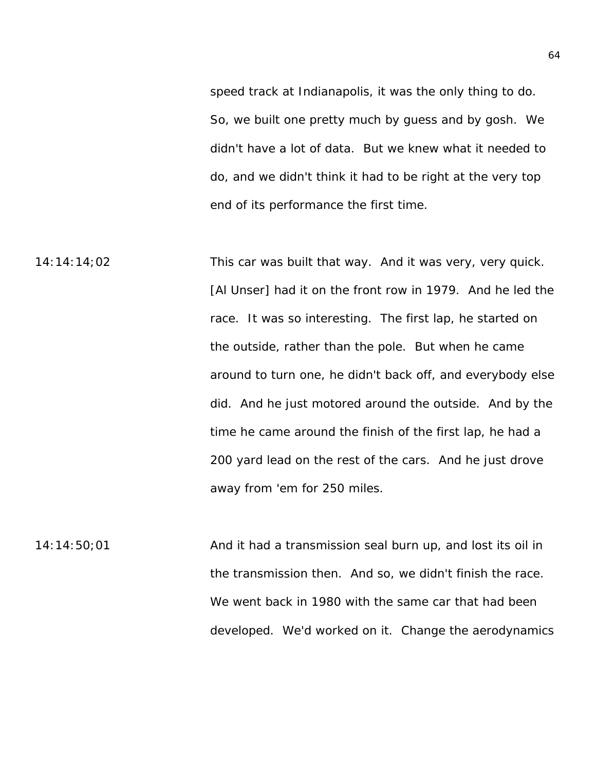speed track at Indianapolis, it was the only thing to do. So, we built one pretty much by guess and by gosh. We didn't have a lot of data. But we knew what it needed to do, and we didn't think it had to be right at the very top end of its performance the first time.

14:14:14;02 This car was built that way. And it was very, very quick. [Al Unser] had it on the front row in 1979. And he led the race. It was so interesting. The first lap, he started on the outside, rather than the pole. But when he came around to turn one, he didn't back off, and everybody else did. And he just motored around the outside. And by the time he came around the finish of the first lap, he had a 200 yard lead on the rest of the cars. And he just drove away from 'em for 250 miles.

14:14:50;01 And it had a transmission seal burn up, and lost its oil in the transmission then. And so, we didn't finish the race. We went back in 1980 with the same car that had been developed. We'd worked on it. Change the aerodynamics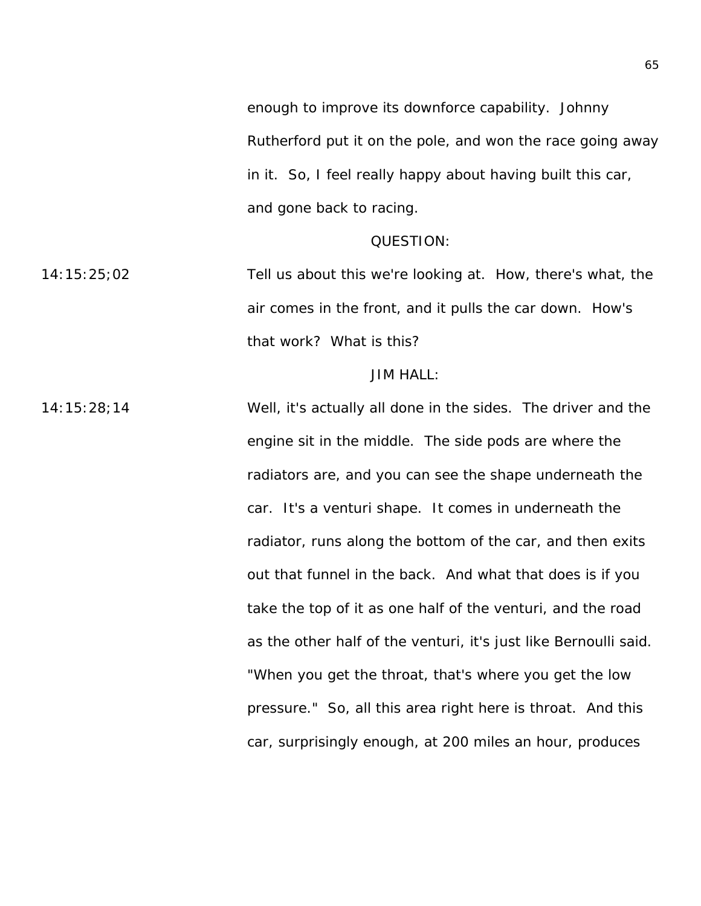enough to improve its downforce capability. Johnny Rutherford put it on the pole, and won the race going away in it. So, I feel really happy about having built this car, and gone back to racing.

QUESTION:

14:15:25;02 Tell us about this we're looking at. How, there's what, the air comes in the front, and it pulls the car down. How's that work? What is this?

JIM HALL:

14:15:28;14 Well, it's actually all done in the sides. The driver and the engine sit in the middle. The side pods are where the radiators are, and you can see the shape underneath the car. It's a venturi shape. It comes in underneath the radiator, runs along the bottom of the car, and then exits out that funnel in the back. And what that does is if you take the top of it as one half of the venturi, and the road as the other half of the venturi, it's just like Bernoulli said. "When you get the throat, that's where you get the low pressure." So, all this area right here is throat. And this car, surprisingly enough, at 200 miles an hour, produces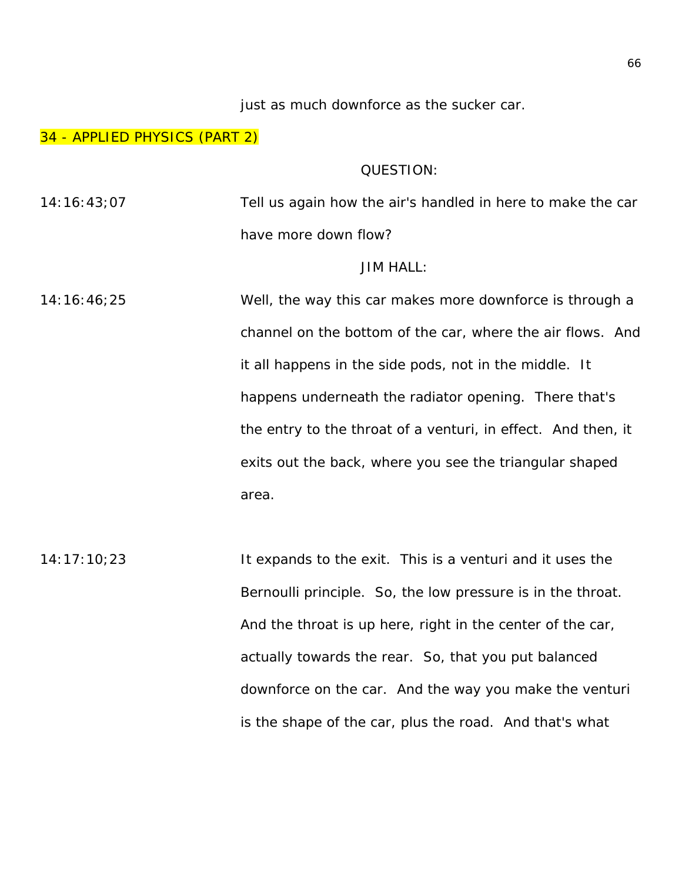just as much downforce as the sucker car.

34 - APPLIED PHYSICS (PART 2)

QUESTION:

14:16:43;07 Tell us again how the air's handled in here to make the car have more down flow?

JIM HALL:

14:16:46;25 Well, the way this car makes more downforce is through a channel on the bottom of the car, where the air flows. And it all happens in the side pods, not in the middle. It happens underneath the radiator opening. There that's the entry to the throat of a venturi, in effect. And then, it exits out the back, where you see the triangular shaped area.

14:17:10;23 It expands to the exit. This is a venturi and it uses the Bernoulli principle. So, the low pressure is in the throat. And the throat is up here, right in the center of the car, actually towards the rear. So, that you put balanced downforce on the car. And the way you make the venturi is the shape of the car, plus the road. And that's what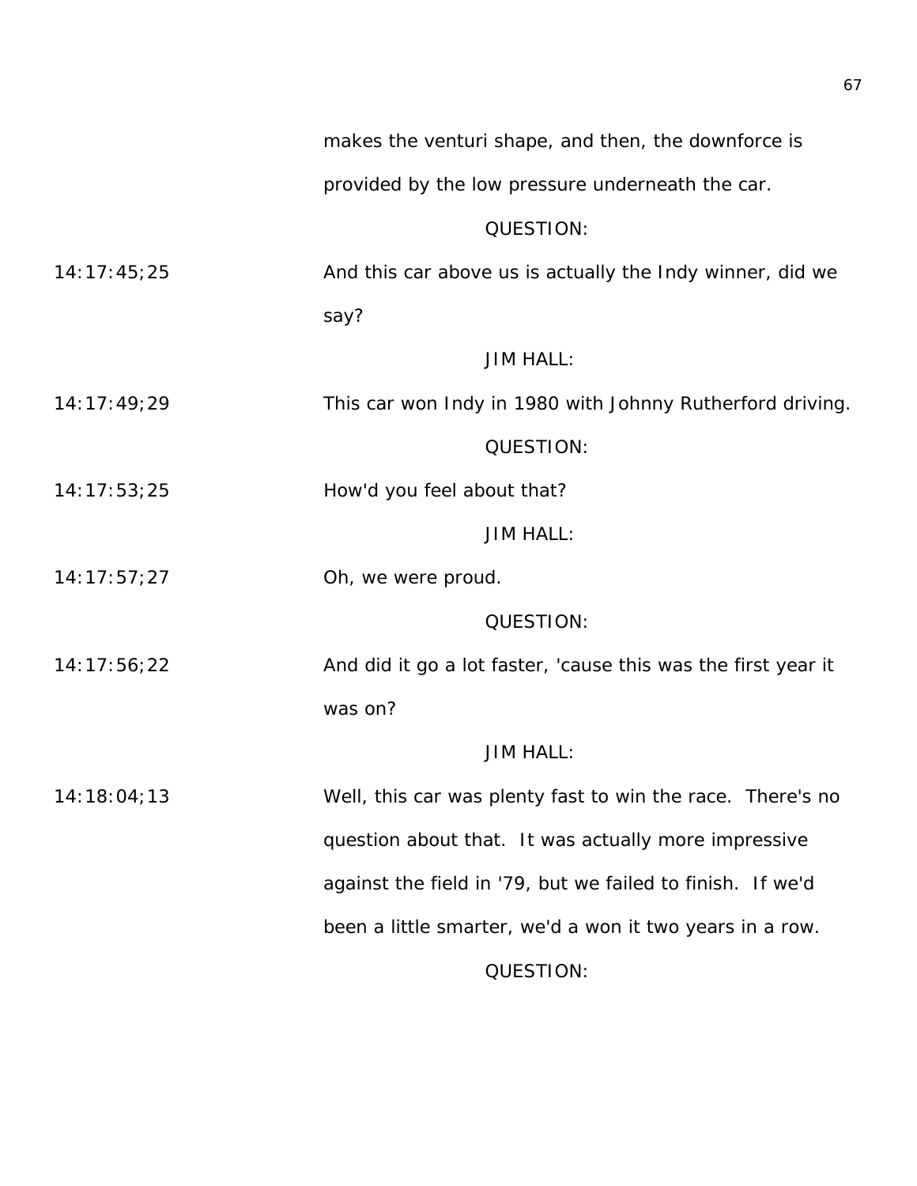makes the venturi shape, and then, the downforce is provided by the low pressure underneath the car.

QUESTION:

14:17:45;25 And this car above us is actually the Indy winner, did we say?

JIM HALL:

14:17:49;29 This car won Indy in 1980 with Johnny Rutherford driving.

QUESTION:

14:17:53;25 How'd you feel about that?

JIM HALL:

14:17:57;27 Oh, we were proud.

QUESTION:

14:17:56;22 And did it go a lot faster, 'cause this was the first year it was on?

JIM HALL:

14:18:04;13 Well, this car was plenty fast to win the race. There's no question about that. It was actually more impressive against the field in '79, but we failed to finish. If we'd been a little smarter, we'd a won it two years in a row.

QUESTION: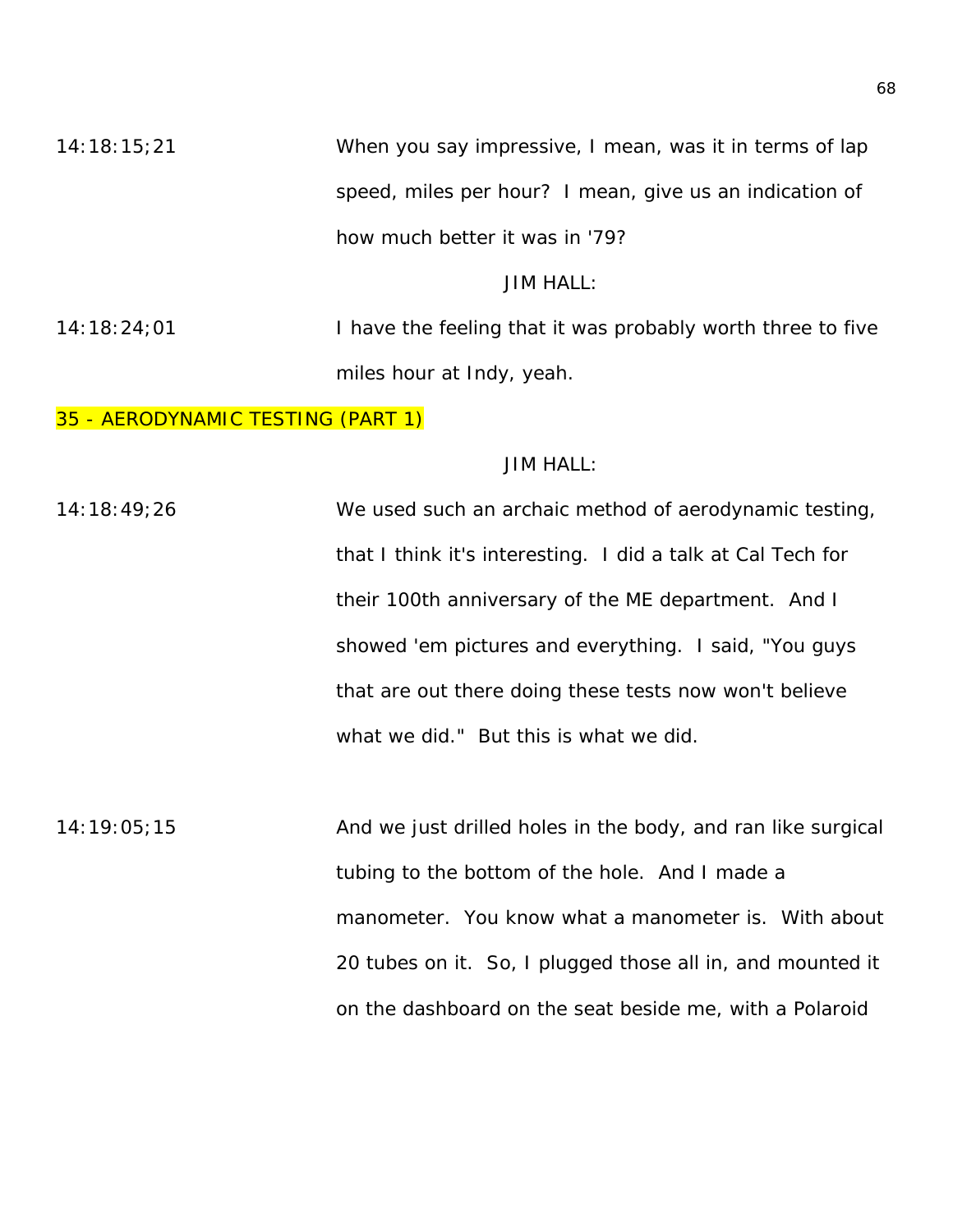14:18:15;21 When you say impressive, I mean, was it in terms of lap speed, miles per hour? I mean, give us an indication of how much better it was in '79?

JIM HALL:

14:18:24;01 I have the feeling that it was probably worth three to five miles hour at Indy, yeah.

## 35 - AERODYNAMIC TESTING (PART 1)

JIM HALL:

14:18:49;26 We used such an archaic method of aerodynamic testing, that I think it's interesting. I did a talk at Cal Tech for their 100th anniversary of the ME department. And I showed 'em pictures and everything. I said, "You guys that are out there doing these tests now won't believe what we did." But this is what we did.

14:19:05;15 And we just drilled holes in the body, and ran like surgical tubing to the bottom of the hole. And I made a manometer. You know what a manometer is. With about 20 tubes on it. So, I plugged those all in, and mounted it on the dashboard on the seat beside me, with a Polaroid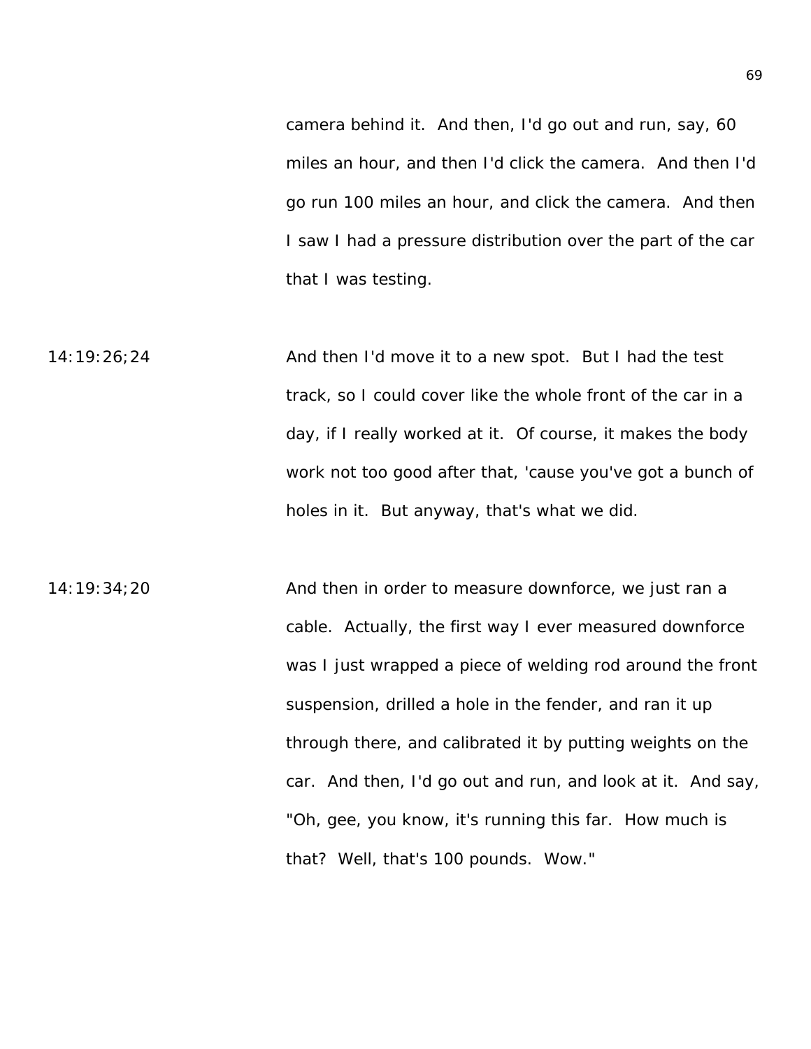camera behind it. And then, I'd go out and run, say, 60 miles an hour, and then I'd click the camera. And then I'd go run 100 miles an hour, and click the camera. And then I saw I had a pressure distribution over the part of the car that I was testing.

14:19:26;24

And then I'd move it to a new spot. But I had the test track, so I could cover like the whole front of the car in a day, if I really worked at it. Of course, it makes the body work not too good after that, 'cause you've got a bunch of holes in it. But anyway, that's what we did.

14:19:34;20

And then in order to measure downforce, we just ran a cable. Actually, the first way I ever measured downforce was I just wrapped a piece of welding rod around the front suspension, drilled a hole in the fender, and ran it up through there, and calibrated it by putting weights on the car. And then, I'd go out and run, and look at it. And say, "Oh, gee, you know, it's running this far. How much is that? Well, that's 100 pounds. Wow."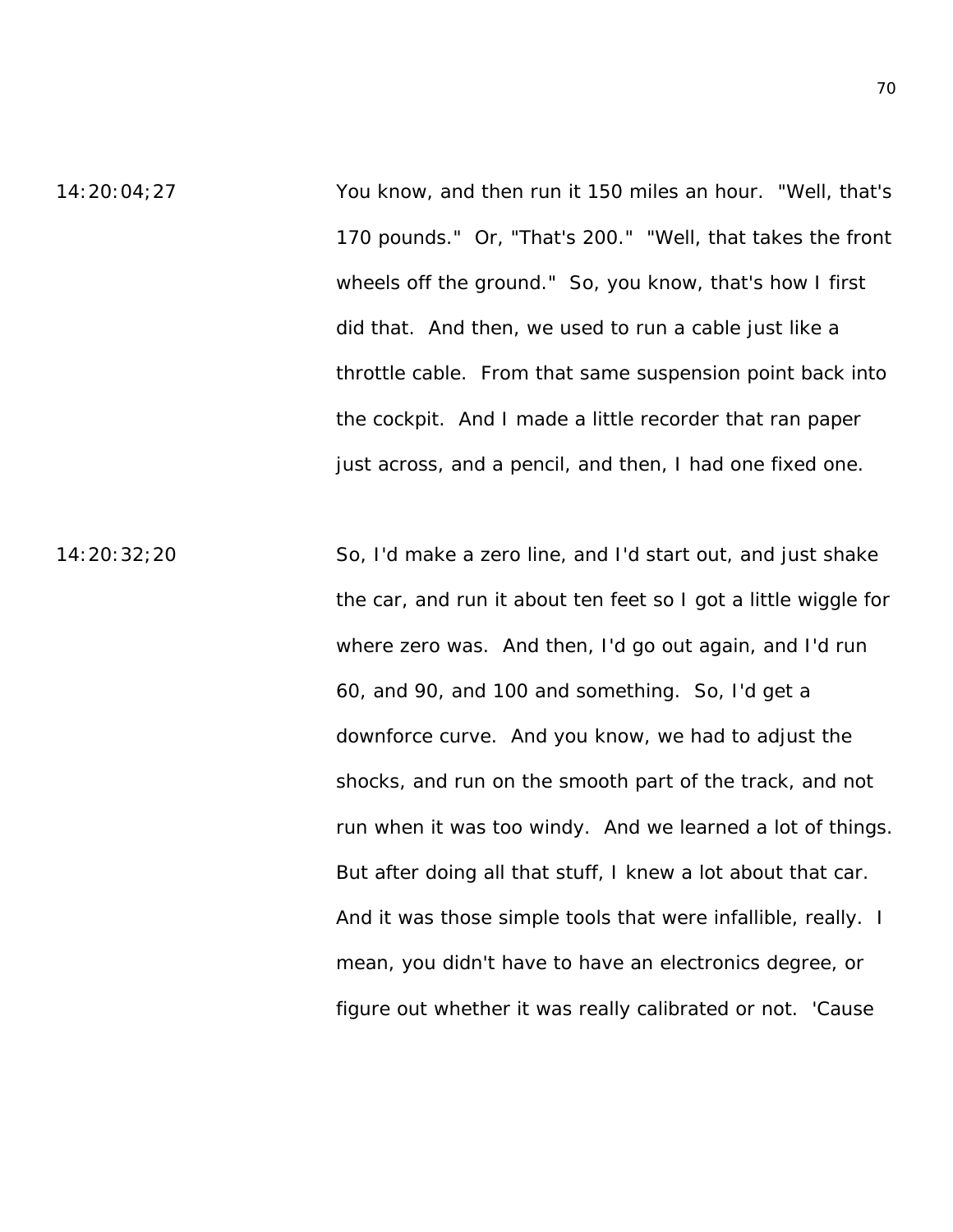14:20:04;27 You know, and then run it 150 miles an hour. "Well, that's 170 pounds." Or, "That's 200." "Well, that takes the front wheels off the ground." So, you know, that's how I first did that. And then, we used to run a cable just like a throttle cable. From that same suspension point back into the cockpit. And I made a little recorder that ran paper just across, and a pencil, and then, I had one fixed one.

14:20:32;20 So, I'd make a zero line, and I'd start out, and just shake the car, and run it about ten feet so I got a little wiggle for where zero was. And then, I'd go out again, and I'd run 60, and 90, and 100 and something. So, I'd get a downforce curve. And you know, we had to adjust the shocks, and run on the smooth part of the track, and not run when it was too windy. And we learned a lot of things. But after doing all that stuff, I knew a lot about that car. And it was those simple tools that were infallible, really. I mean, you didn't have to have an electronics degree, or figure out whether it was really calibrated or not. 'Cause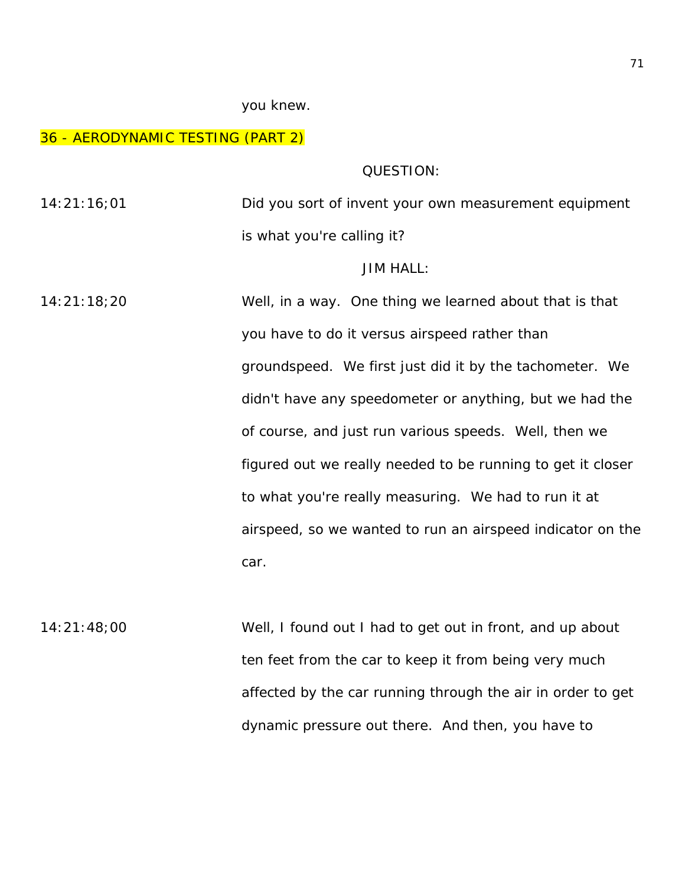you knew.

36 - AERODYNAMIC TESTING (PART 2)

QUESTION:

14:21:16;01 Did you sort of invent your own measurement equipment is what you're calling it?

JIM HALL:

14:21:18;20 Well, in a way. One thing we learned about that is that you have to do it versus airspeed rather than groundspeed. We first just did it by the tachometer. We didn't have any speedometer or anything, but we had the of course, and just run various speeds. Well, then we figured out we really needed to be running to get it closer to what you're really measuring. We had to run it at airspeed, so we wanted to run an airspeed indicator on the car.

14:21:48;00 Well, I found out I had to get out in front, and up about ten feet from the car to keep it from being very much affected by the car running through the air in order to get dynamic pressure out there. And then, you have to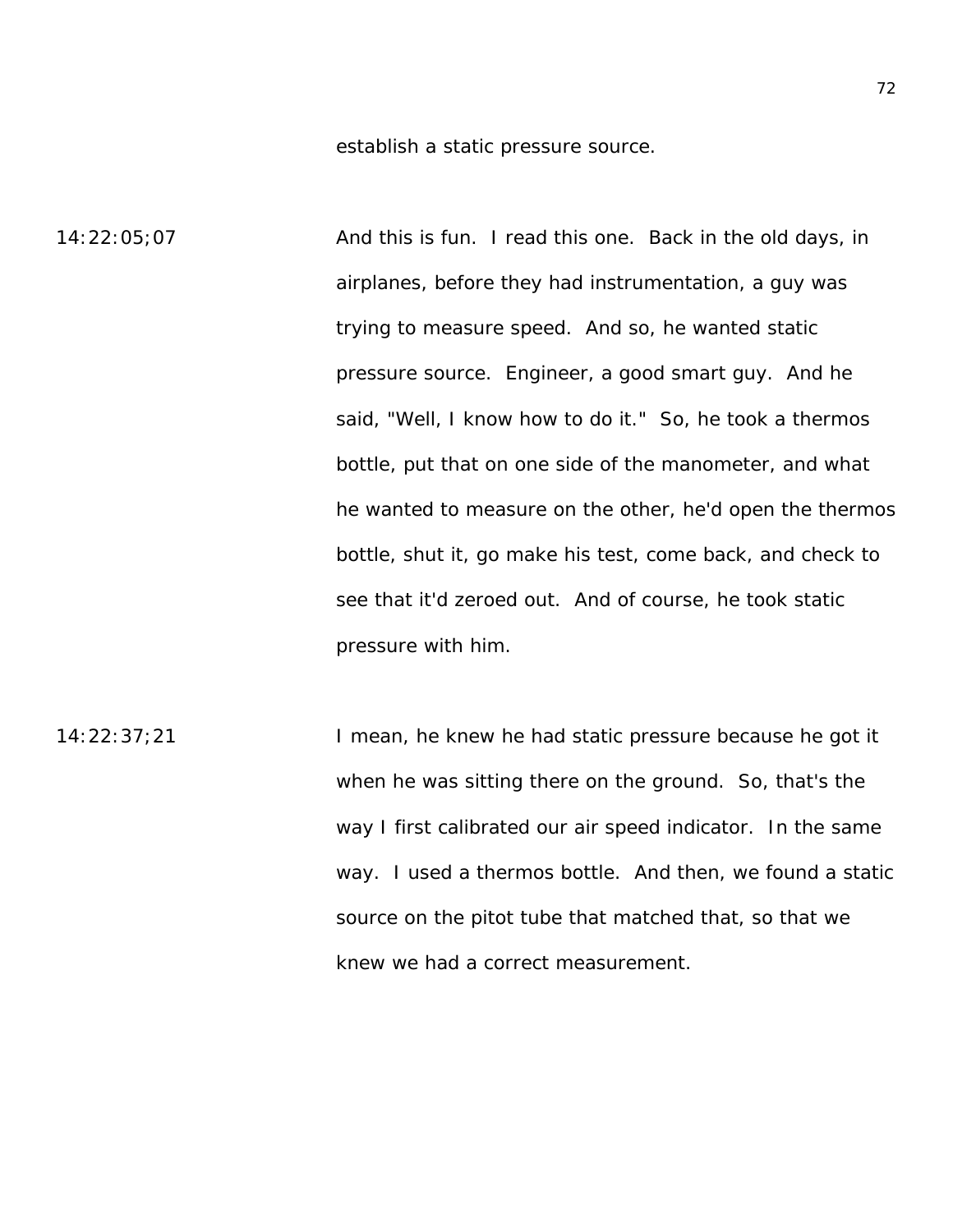establish a static pressure source.

14:22:05;07 And this is fun. I read this one. Back in the old days, in airplanes, before they had instrumentation, a guy was trying to measure speed. And so, he wanted static pressure source. Engineer, a good smart guy. And he said, "Well, I know how to do it." So, he took a thermos bottle, put that on one side of the manometer, and what he wanted to measure on the other, he'd open the thermos bottle, shut it, go make his test, come back, and check to see that it'd zeroed out. And of course, he took static pressure with him.

14:22:37;21 I mean, he knew he had static pressure because he got it when he was sitting there on the ground. So, that's the way I first calibrated our air speed indicator. In the same way. I used a thermos bottle. And then, we found a static source on the pitot tube that matched that, so that we knew we had a correct measurement.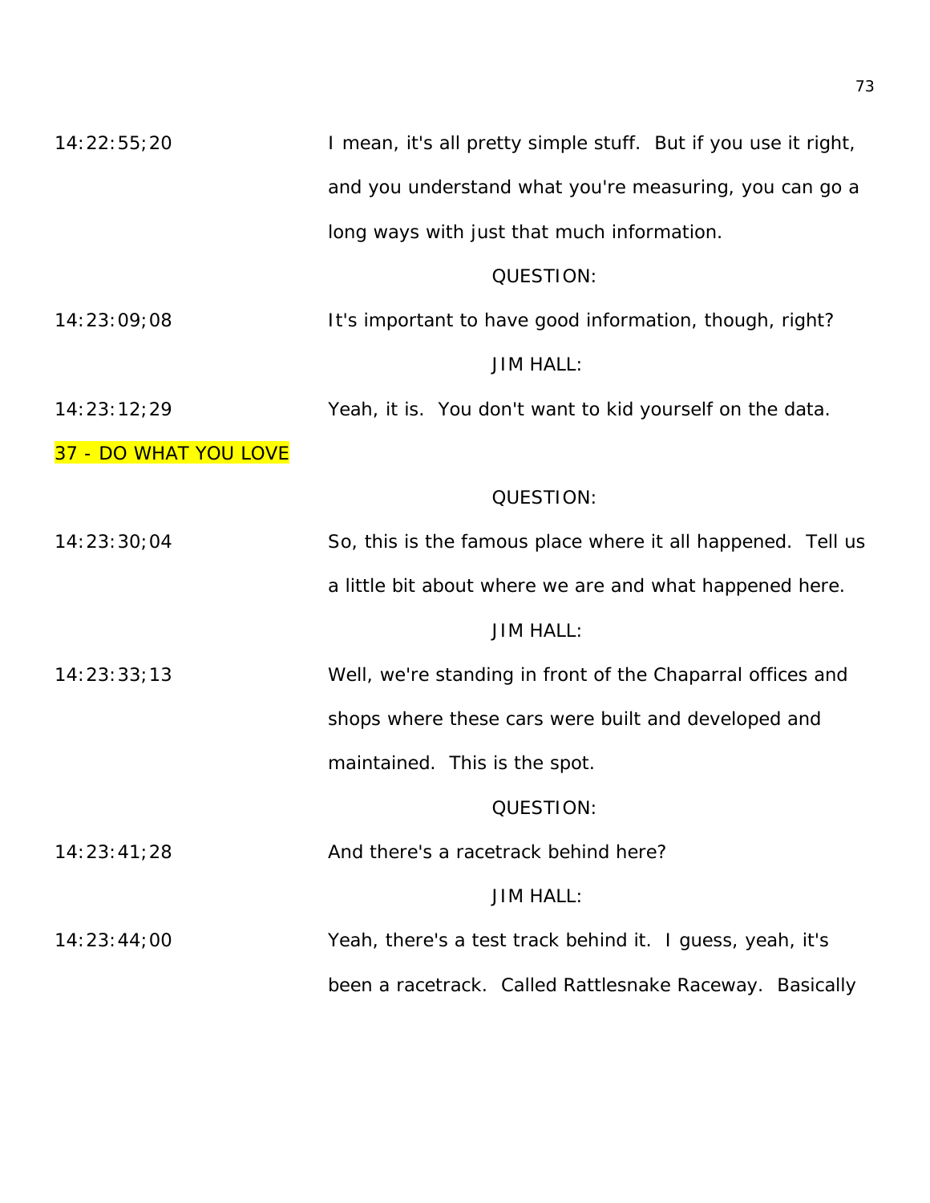14:22:55;20 I mean, it's all pretty simple stuff. But if you use it right, and you understand what you're measuring, you can go a long ways with just that much information.

QUESTION:

14:23:09;08 It's important to have good information, though, right?

JIM HALL:

14:23:12;29 Yeah, it is. You don't want to kid yourself on the data.

## 37 - DO WHAT YOU LOVE

QUESTION:

14:23:30;04 So, this is the famous place where it all happened. Tell us a little bit about where we are and what happened here.

JIM HALL:

14:23:33;13 Well, we're standing in front of the Chaparral offices and shops where these cars were built and developed and maintained. This is the spot.

QUESTION:

14:23:41;28 And there's a racetrack behind here?

JIM HALL:

14:23:44;00 Yeah, there's a test track behind it. I guess, yeah, it's been a racetrack. Called Rattlesnake Raceway. Basically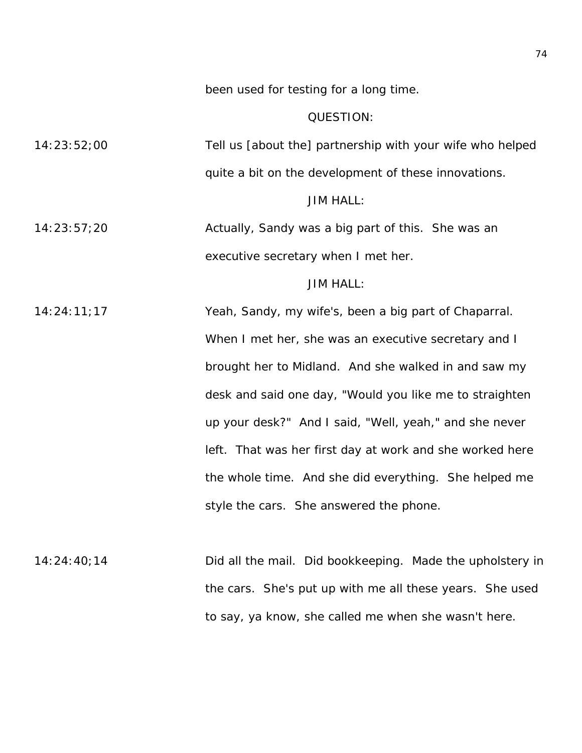been used for testing for a long time.

QUESTION:

14:23:52;00 Tell us [about the] partnership with your wife who helped quite a bit on the development of these innovations.

JIM HALL:

14:23:57;20 Actually, Sandy was a big part of this. She was an executive secretary when I met her.

JIM HALL:

14:24:11;17 Yeah, Sandy, my wife's, been a big part of Chaparral. When I met her, she was an executive secretary and I brought her to Midland. And she walked in and saw my desk and said one day, "Would you like me to straighten up your desk?" And I said, "Well, yeah," and she never left. That was her first day at work and she worked here the whole time. And she did everything. She helped me style the cars. She answered the phone.

14:24:40;14 Did all the mail. Did bookkeeping. Made the upholstery in the cars. She's put up with me all these years. She used to say, ya know, she called me when she wasn't here.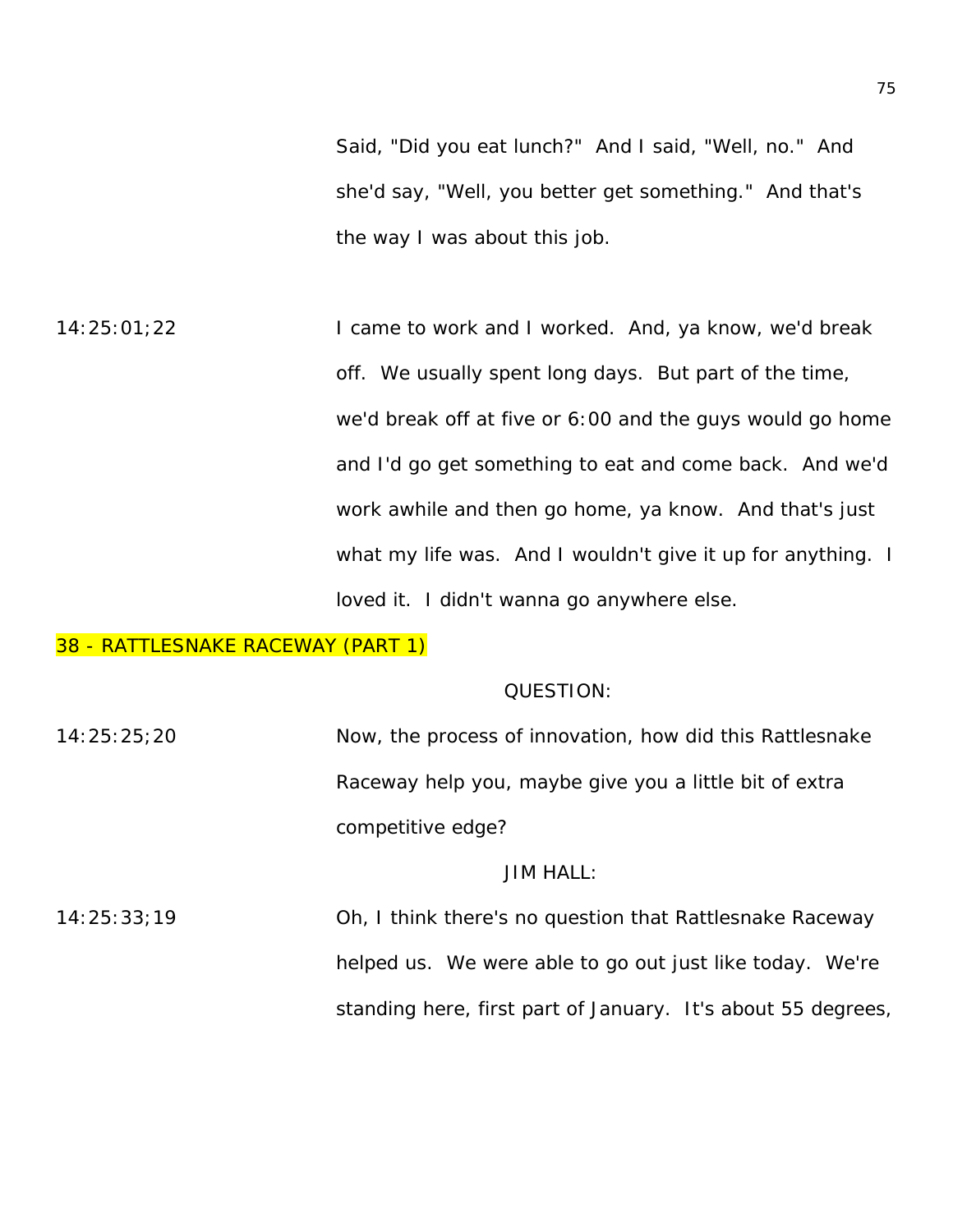Said, "Did you eat lunch?" And I said, "Well, no." And she'd say, "Well, you better get something." And that's the way I was about this job.

14:25:01;22 I came to work and I worked. And, ya know, we'd break off. We usually spent long days. But part of the time, we'd break off at five or 6:00 and the guys would go home and I'd go get something to eat and come back. And we'd work awhile and then go home, ya know. And that's just what my life was. And I wouldn't give it up for anything. I loved it. I didn't wanna go anywhere else.

## 38 - RATTLESNAKE RACEWAY (PART 1)

QUESTION:

14:25:25;20 Now, the process of innovation, how did this Rattlesnake Raceway help you, maybe give you a little bit of extra competitive edge?

JIM HALL:

14:25:33;19 Oh, I think there's no question that Rattlesnake Raceway helped us. We were able to go out just like today. We're standing here, first part of January. It's about 55 degrees,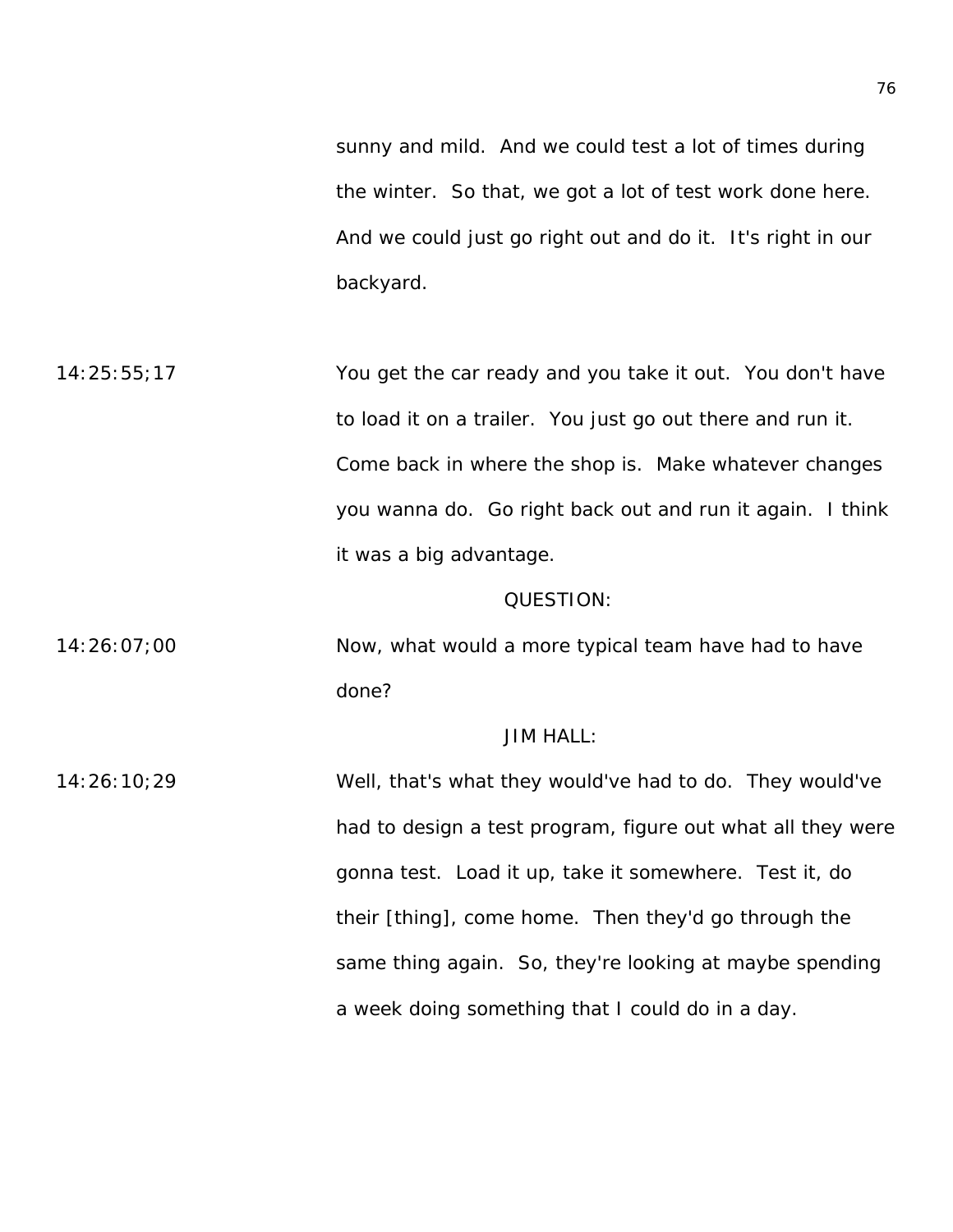sunny and mild. And we could test a lot of times during the winter. So that, we got a lot of test work done here. And we could just go right out and do it. It's right in our backyard.

14:25:55;17 You get the car ready and you take it out. You don't have to load it on a trailer. You just go out there and run it. Come back in where the shop is. Make whatever changes you wanna do. Go right back out and run it again. I think it was a big advantage.

QUESTION:

14:26:07;00 Now, what would a more typical team have had to have done?

JIM HALL:

14:26:10;29 Well, that's what they would've had to do. They would've had to design a test program, figure out what all they were gonna test. Load it up, take it somewhere. Test it, do their [thing], come home. Then they'd go through the same thing again. So, they're looking at maybe spending a week doing something that I could do in a day.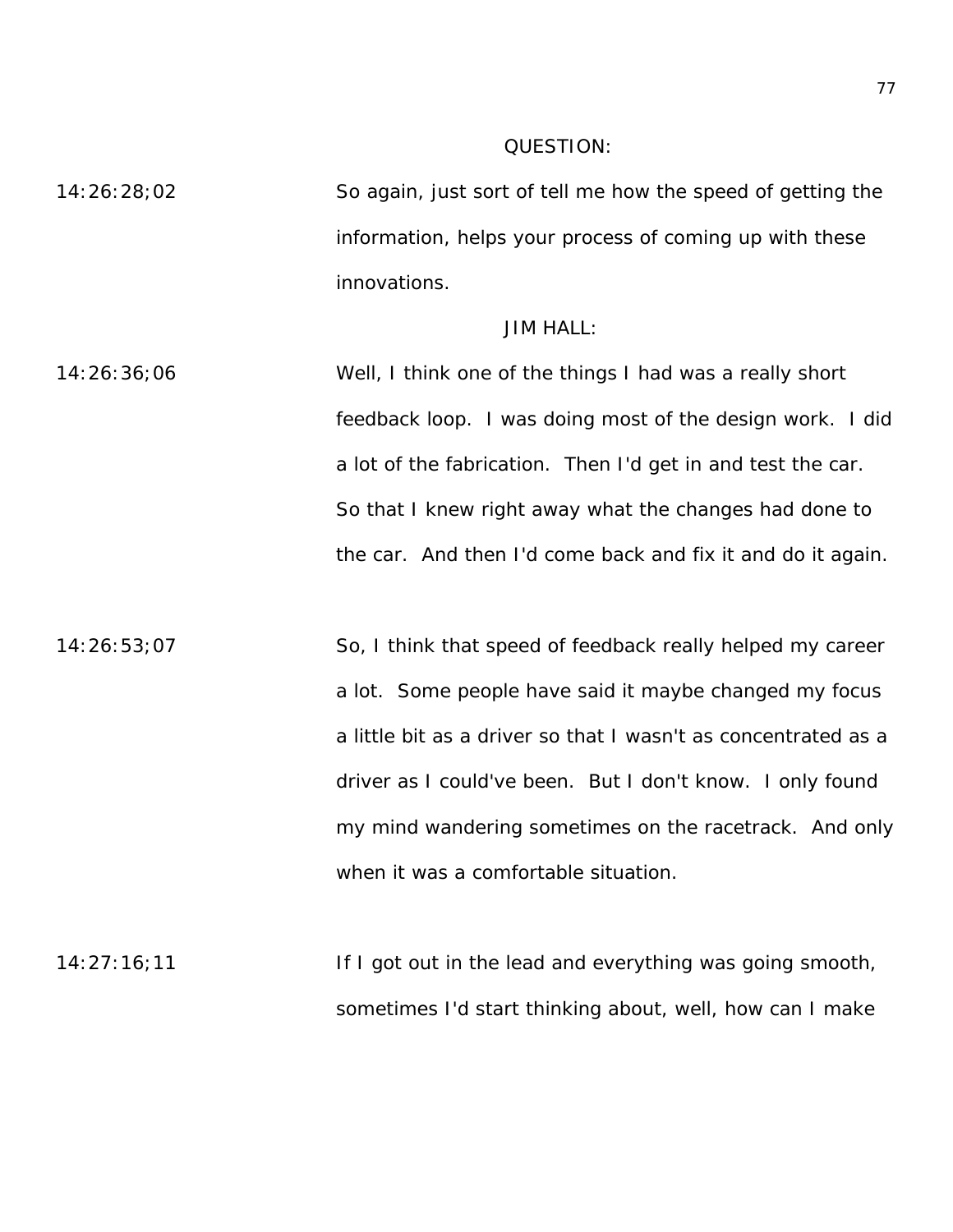QUESTION:

14:26:28;02 So again, just sort of tell me how the speed of getting the information, helps your process of coming up with these innovations.

JIM HALL:

14:26:36;06 Well, I think one of the things I had was a really short feedback loop. I was doing most of the design work. I did a lot of the fabrication. Then I'd get in and test the car. So that I knew right away what the changes had done to the car. And then I'd come back and fix it and do it again.

14:26:53;07 So, I think that speed of feedback really helped my career a lot. Some people have said it maybe changed my focus a little bit as a driver so that I wasn't as concentrated as a driver as I could've been. But I don't know. I only found my mind wandering sometimes on the racetrack. And only when it was a comfortable situation.

14:27:16;11 If I got out in the lead and everything was going smooth, sometimes I'd start thinking about, well, how can I make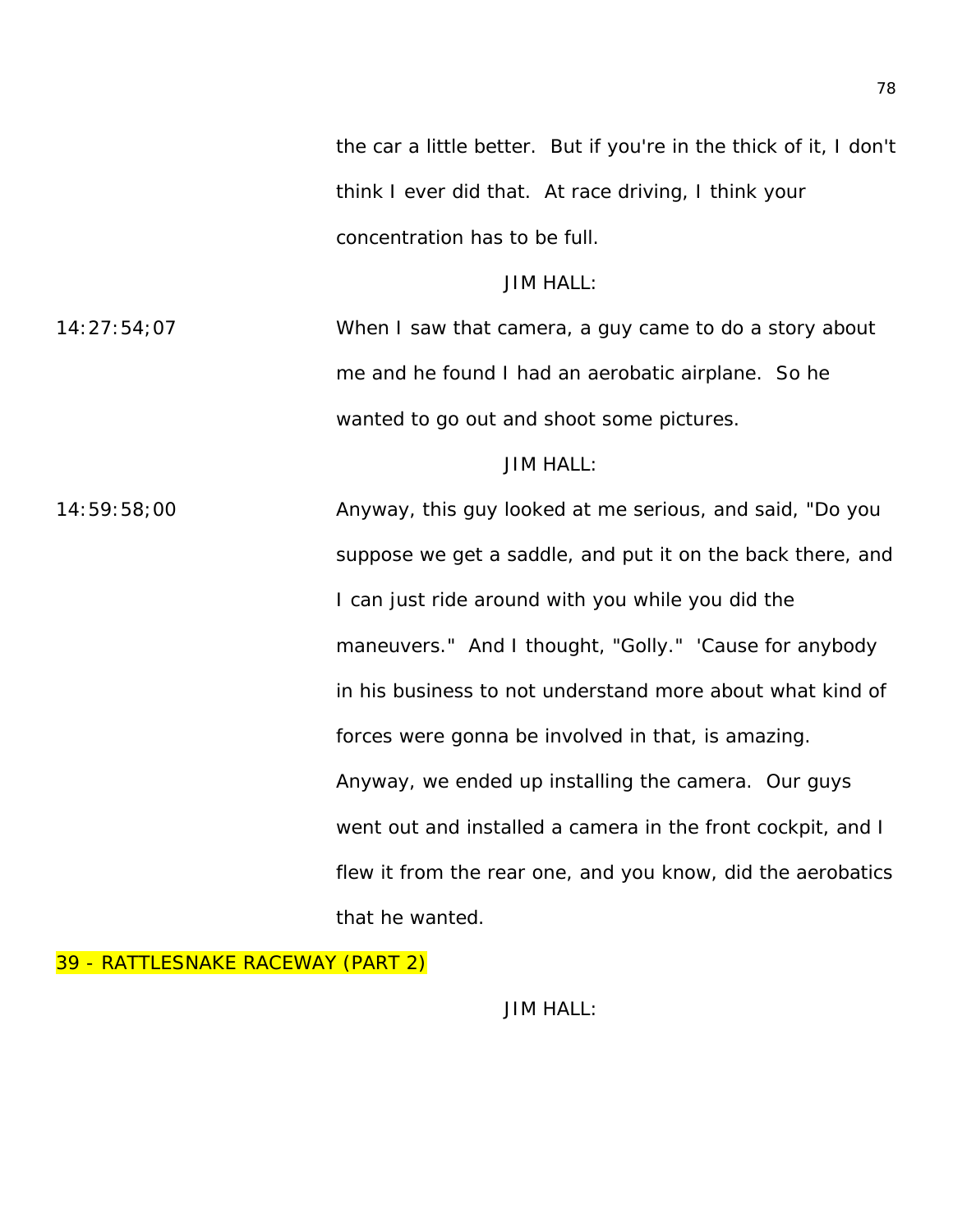the car a little better. But if you're in the thick of it, I don't think I ever did that. At race driving, I think your concentration has to be full.

JIM HALL:

14:27:54;07 When I saw that camera, a guy came to do a story about me and he found I had an aerobatic airplane. So he wanted to go out and shoot some pictures.

JIM HALL:

14:59:58;00 Anyway, this guy looked at me serious, and said, "Do you suppose we get a saddle, and put it on the back there, and I can just ride around with you while you did the maneuvers." And I thought, "Golly." 'Cause for anybody in his business to not understand more about what kind of forces were gonna be involved in that, is amazing. Anyway, we ended up installing the camera. Our guys went out and installed a camera in the front cockpit, and I flew it from the rear one, and you know, did the aerobatics that he wanted.

39 - RATTLESNAKE RACEWAY (PART 2)

JIM HALL: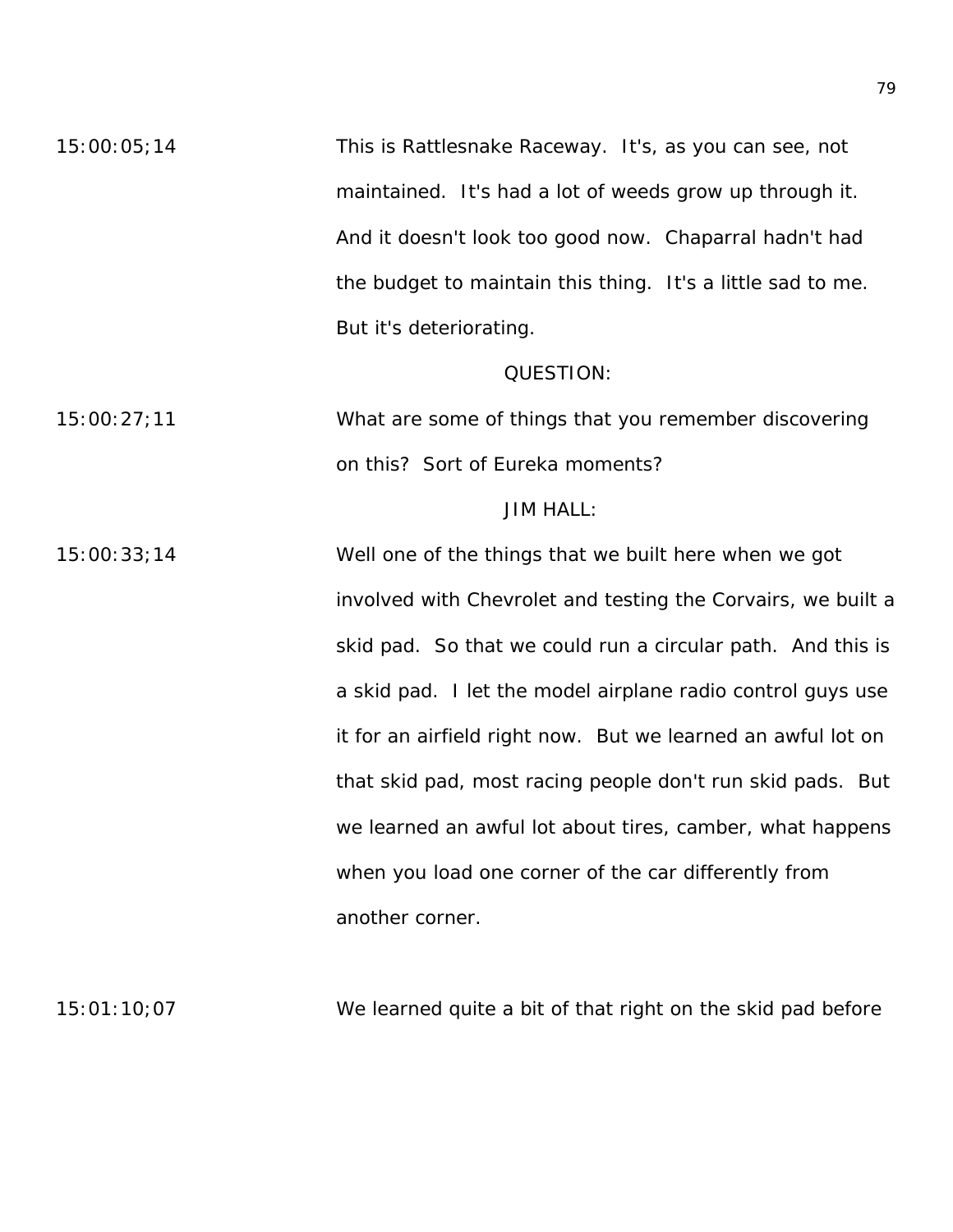15:00:05;14 This is Rattlesnake Raceway. It's, as you can see, not maintained. It's had a lot of weeds grow up through it. And it doesn't look too good now. Chaparral hadn't had the budget to maintain this thing. It's a little sad to me. But it's deteriorating.

QUESTION:

15:00:27;11 What are some of things that you remember discovering on this? Sort of Eureka moments?

JIM HALL:

15:00:33;14 Well one of the things that we built here when we got involved with Chevrolet and testing the Corvairs, we built a skid pad. So that we could run a circular path. And this is a skid pad. I let the model airplane radio control guys use it for an airfield right now. But we learned an awful lot on that skid pad, most racing people don't run skid pads. But we learned an awful lot about tires, camber, what happens when you load one corner of the car differently from another corner.

15:01:10;07 We learned quite a bit of that right on the skid pad before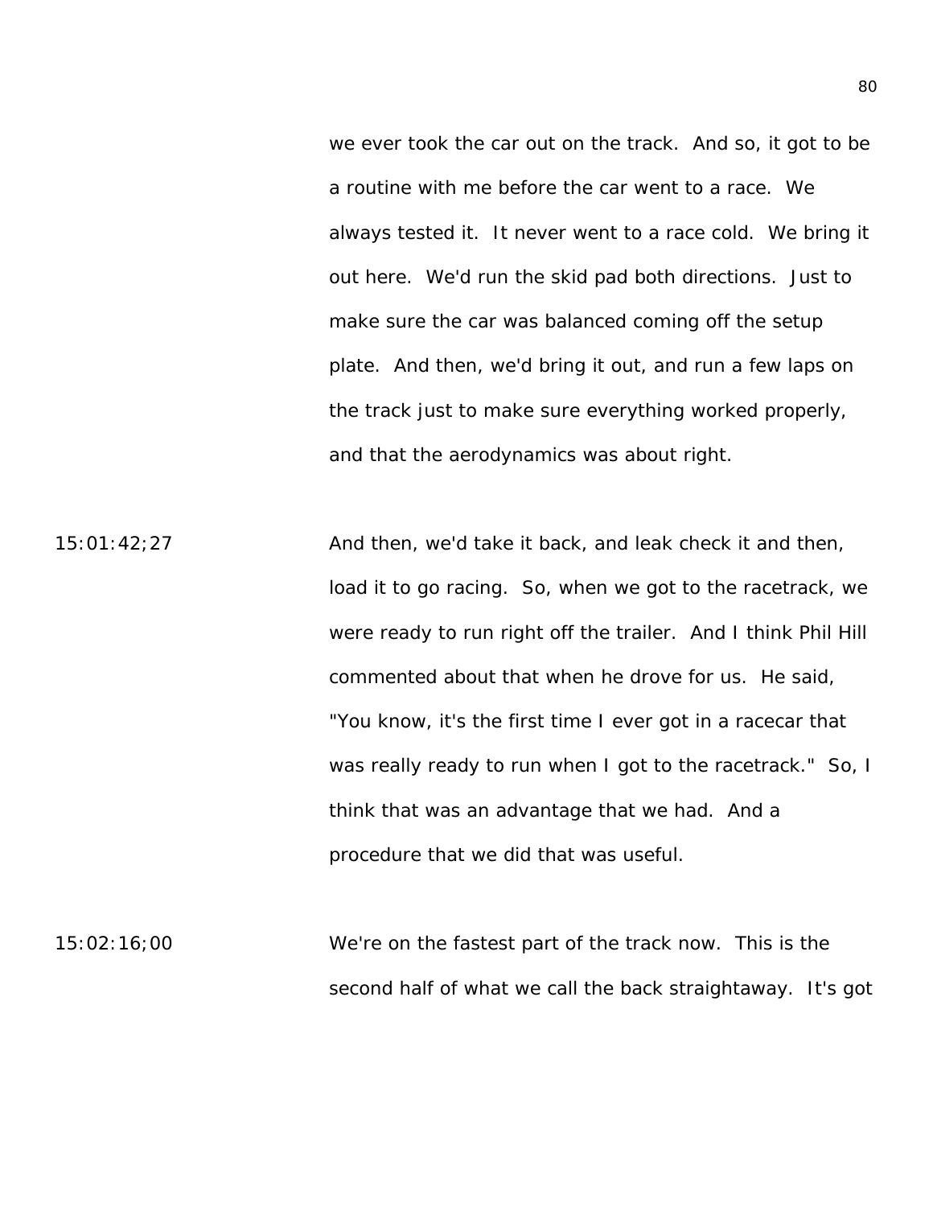we ever took the car out on the track. And so, it got to be a routine with me before the car went to a race. We always tested it. It never went to a race cold. We bring it out here. We'd run the skid pad both directions. Just to make sure the car was balanced coming off the setup plate. And then, we'd bring it out, and run a few laps on the track just to make sure everything worked properly, and that the aerodynamics was about right.

15:01:42;27 And then, we'd take it back, and leak check it and then, load it to go racing. So, when we got to the racetrack, we were ready to run right off the trailer. And I think Phil Hill commented about that when he drove for us. He said, "You know, it's the first time I ever got in a racecar that was really ready to run when I got to the racetrack." So, I think that was an advantage that we had. And a procedure that we did that was useful.

15:02:16;00 We're on the fastest part of the track now. This is the second half of what we call the back straightaway. It's got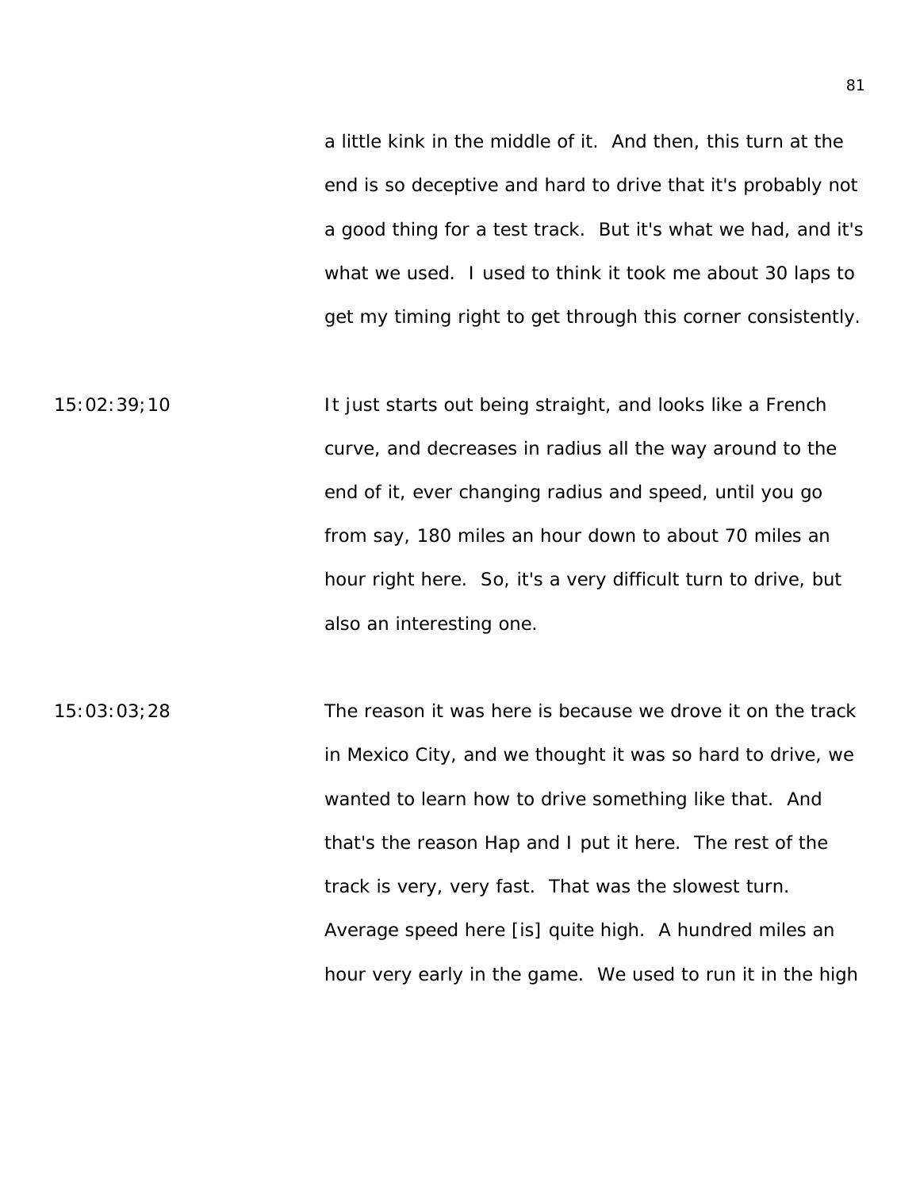a little kink in the middle of it. And then, this turn at the end is so deceptive and hard to drive that it's probably not a good thing for a test track. But it's what we had, and it's what we used. I used to think it took me about 30 laps to get my timing right to get through this corner consistently.

15:02:39;10 It just starts out being straight, and looks like a French curve, and decreases in radius all the way around to the end of it, ever changing radius and speed, until you go from say, 180 miles an hour down to about 70 miles an hour right here. So, it's a very difficult turn to drive, but also an interesting one.

15:03:03;28 The reason it was here is because we drove it on the track in Mexico City, and we thought it was so hard to drive, we wanted to learn how to drive something like that. And that's the reason Hap and I put it here. The rest of the track is very, very fast. That was the slowest turn. Average speed here [is] quite high. A hundred miles an hour very early in the game. We used to run it in the high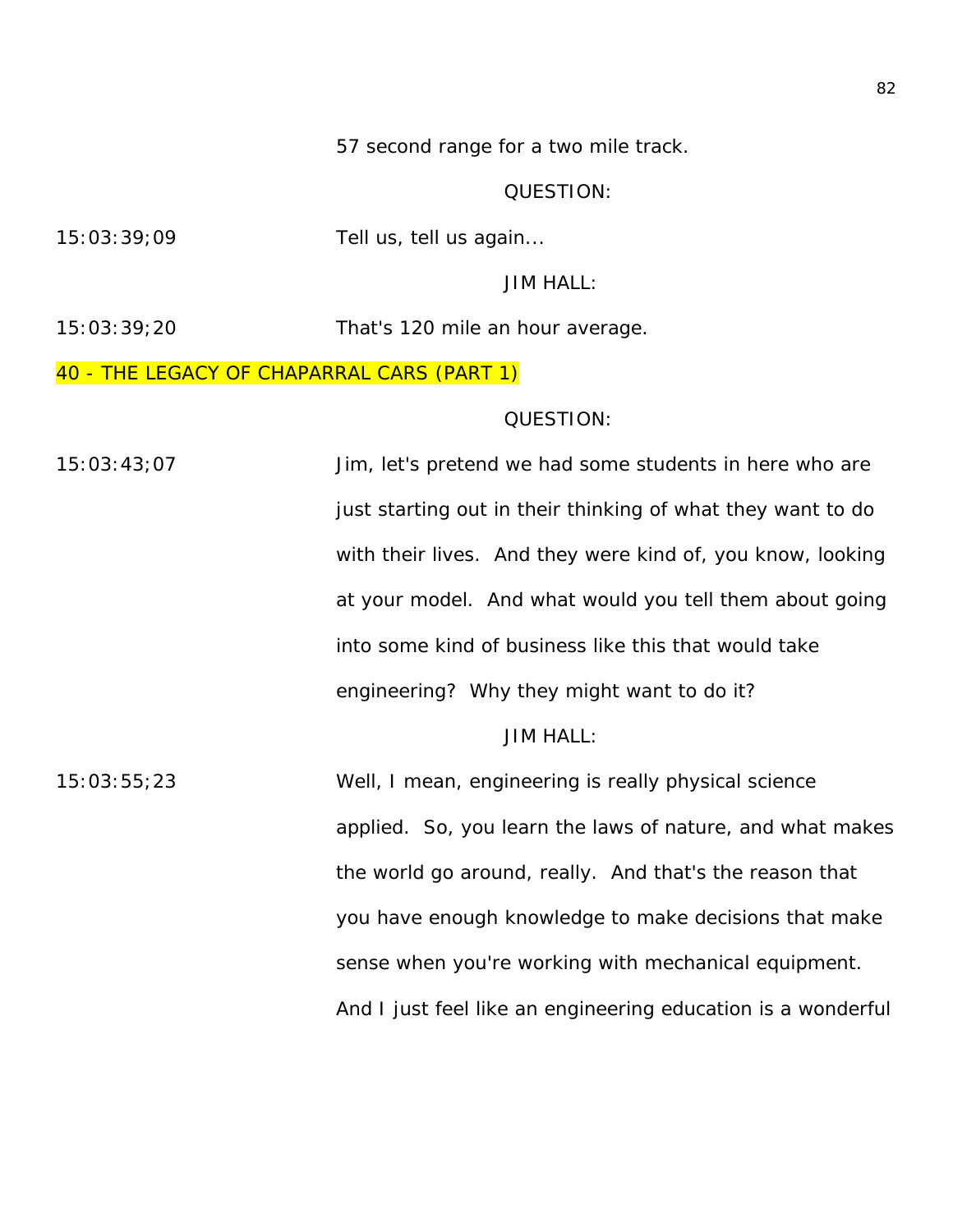57 second range for a two mile track.

QUESTION:

15:03:39;09 Tell us, tell us again...

JIM HALL:

15:03:39;20 That's 120 mile an hour average.

## 40 - THE LEGACY OF CHAPARRAL CARS (PART 1)

QUESTION:

15:03:43;07 Jim, let's pretend we had some students in here who are just starting out in their thinking of what they want to do with their lives. And they were kind of, you know, looking at your model. And what would you tell them about going into some kind of business like this that would take engineering? Why they might want to do it?

JIM HALL:

15:03:55;23 Well, I mean, engineering is really physical science applied. So, you learn the laws of nature, and what makes the world go around, really. And that's the reason that you have enough knowledge to make decisions that make sense when you're working with mechanical equipment. And I just feel like an engineering education is a wonderful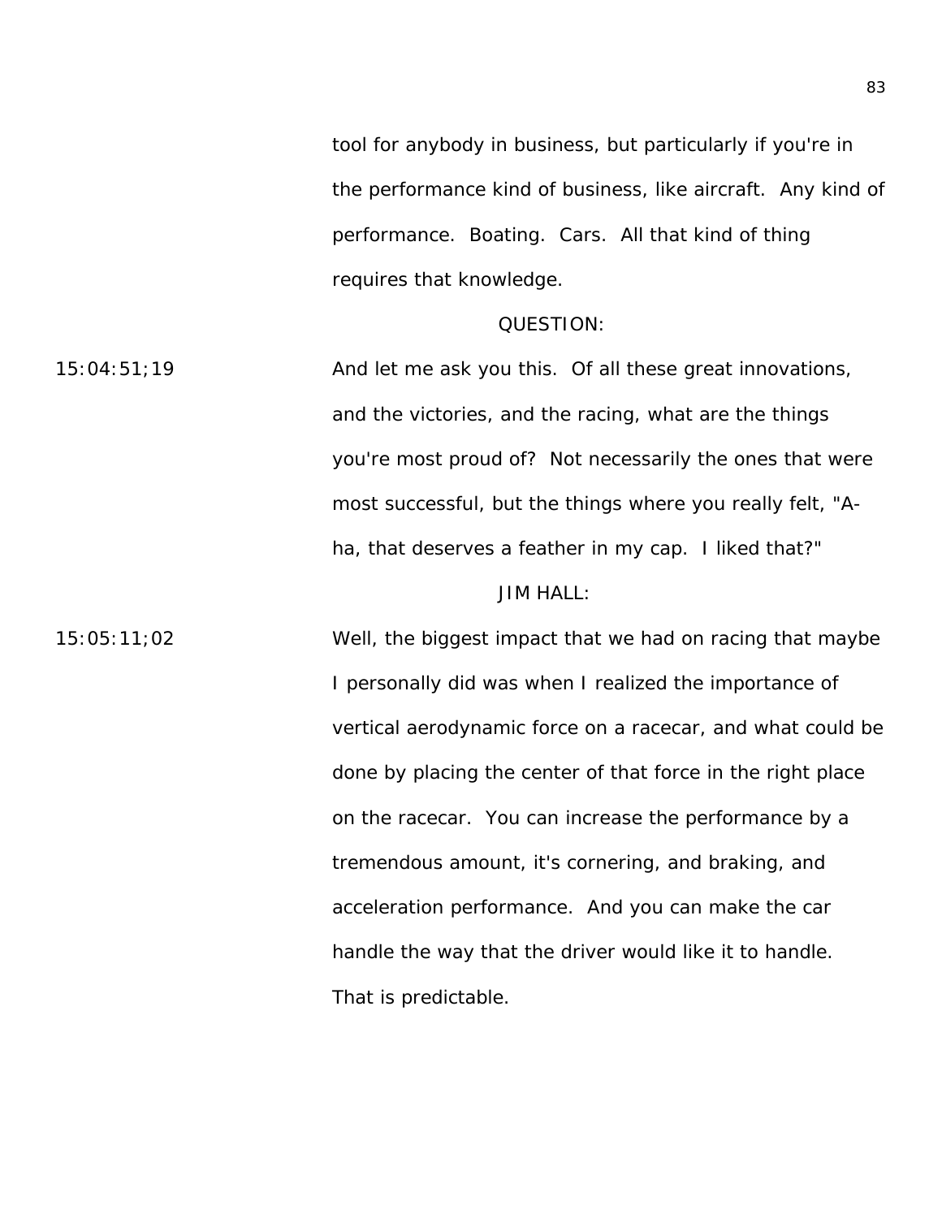tool for anybody in business, but particularly if you're in the performance kind of business, like aircraft. Any kind of performance. Boating. Cars. All that kind of thing requires that knowledge.

QUESTION:

15:04:51;19 And let me ask you this. Of all these great innovations, and the victories, and the racing, what are the things you're most proud of? Not necessarily the ones that were most successful, but the things where you really felt, "A-ha, that deserves a feather in my cap. I liked that?"

JIM HALL:

15:05:11;02 Well, the biggest impact that we had on racing that maybe I personally did was when I realized the importance of vertical aerodynamic force on a racecar, and what could be done by placing the center of that force in the right place on the racecar. You can increase the performance by a tremendous amount, it's cornering, and braking, and acceleration performance. And you can make the car handle the way that the driver would like it to handle. That is predictable.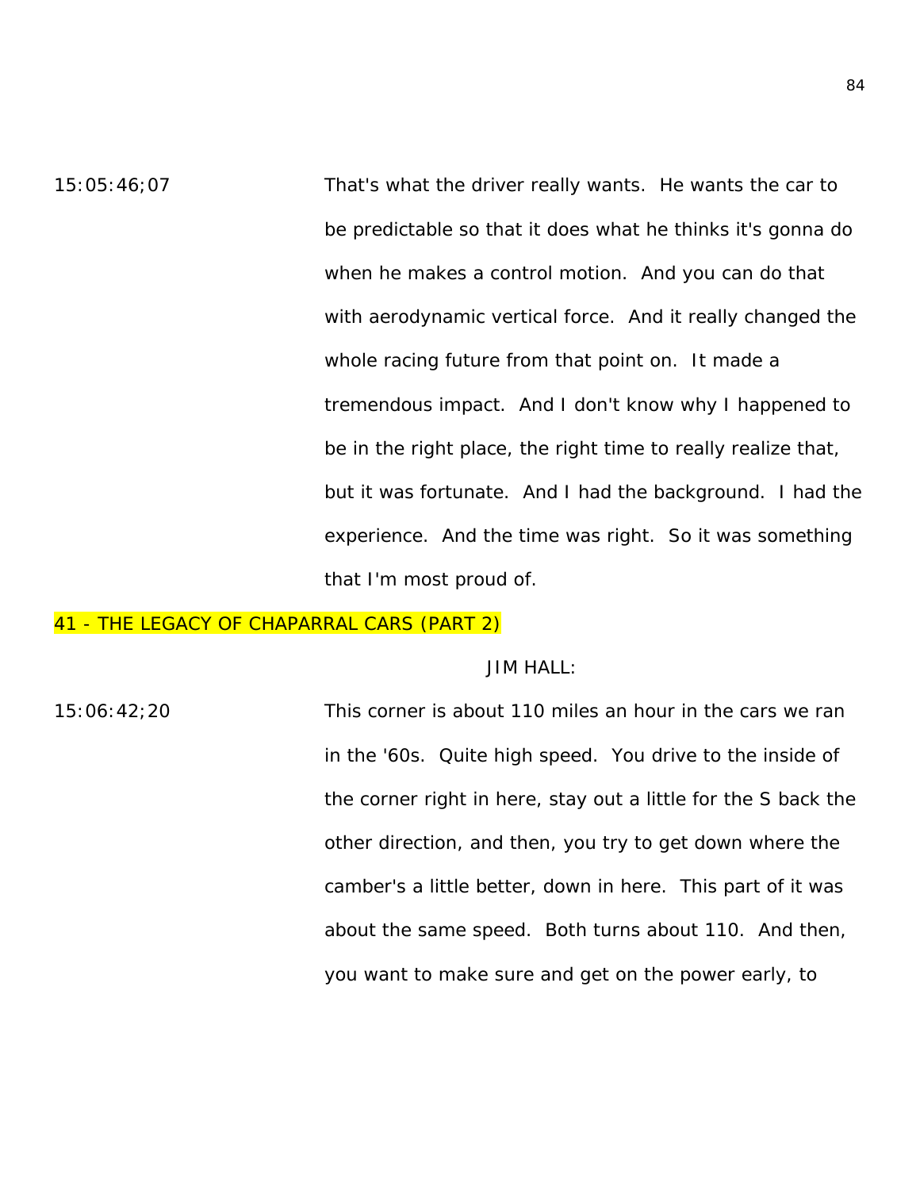15:05:46;07 That's what the driver really wants. He wants the car to be predictable so that it does what he thinks it's gonna do when he makes a control motion. And you can do that with aerodynamic vertical force. And it really changed the whole racing future from that point on. It made a tremendous impact. And I don't know why I happened to be in the right place, the right time to really realize that, but it was fortunate. And I had the background. I had the experience. And the time was right. So it was something that I'm most proud of.

## 41 - THE LEGACY OF CHAPARRAL CARS (PART 2)

JIM HALL:

15:06:42;20 This corner is about 110 miles an hour in the cars we ran in the '60s. Quite high speed. You drive to the inside of the corner right in here, stay out a little for the S back the other direction, and then, you try to get down where the camber's a little better, down in here. This part of it was about the same speed. Both turns about 110. And then, you want to make sure and get on the power early, to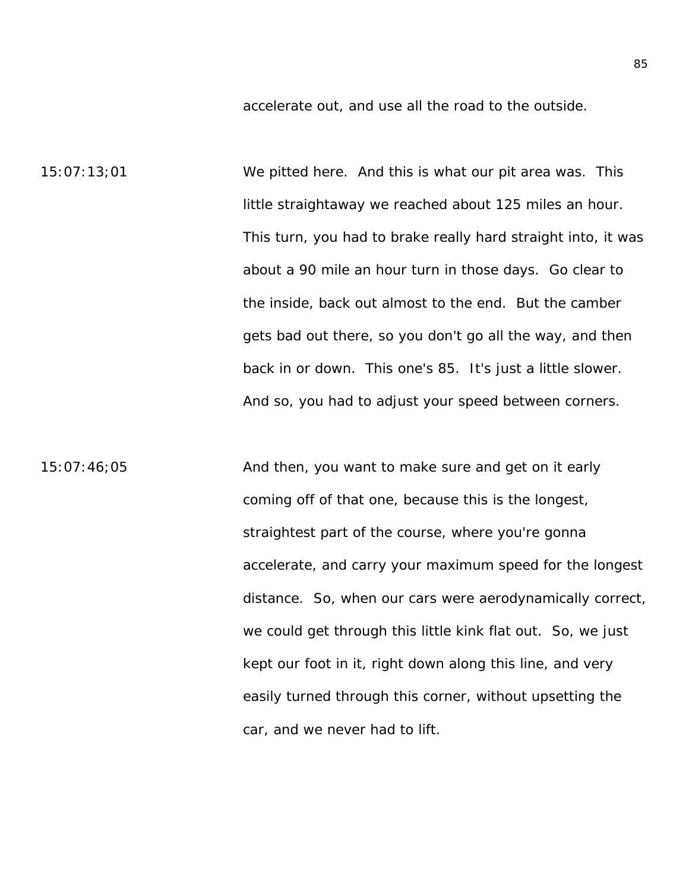accelerate out, and use all the road to the outside.

15:07:13;01 We pitted here. And this is what our pit area was. This little straightaway we reached about 125 miles an hour. This turn, you had to brake really hard straight into, it was about a 90 mile an hour turn in those days. Go clear to the inside, back out almost to the end. But the camber gets bad out there, so you don't go all the way, and then back in or down. This one's 85. It's just a little slower. And so, you had to adjust your speed between corners.

15:07:46;05 And then, you want to make sure and get on it early coming off of that one, because this is the longest, straightest part of the course, where you're gonna accelerate, and carry your maximum speed for the longest distance. So, when our cars were aerodynamically correct, we could get through this little kink flat out. So, we just kept our foot in it, right down along this line, and very easily turned through this corner, without upsetting the car, and we never had to lift.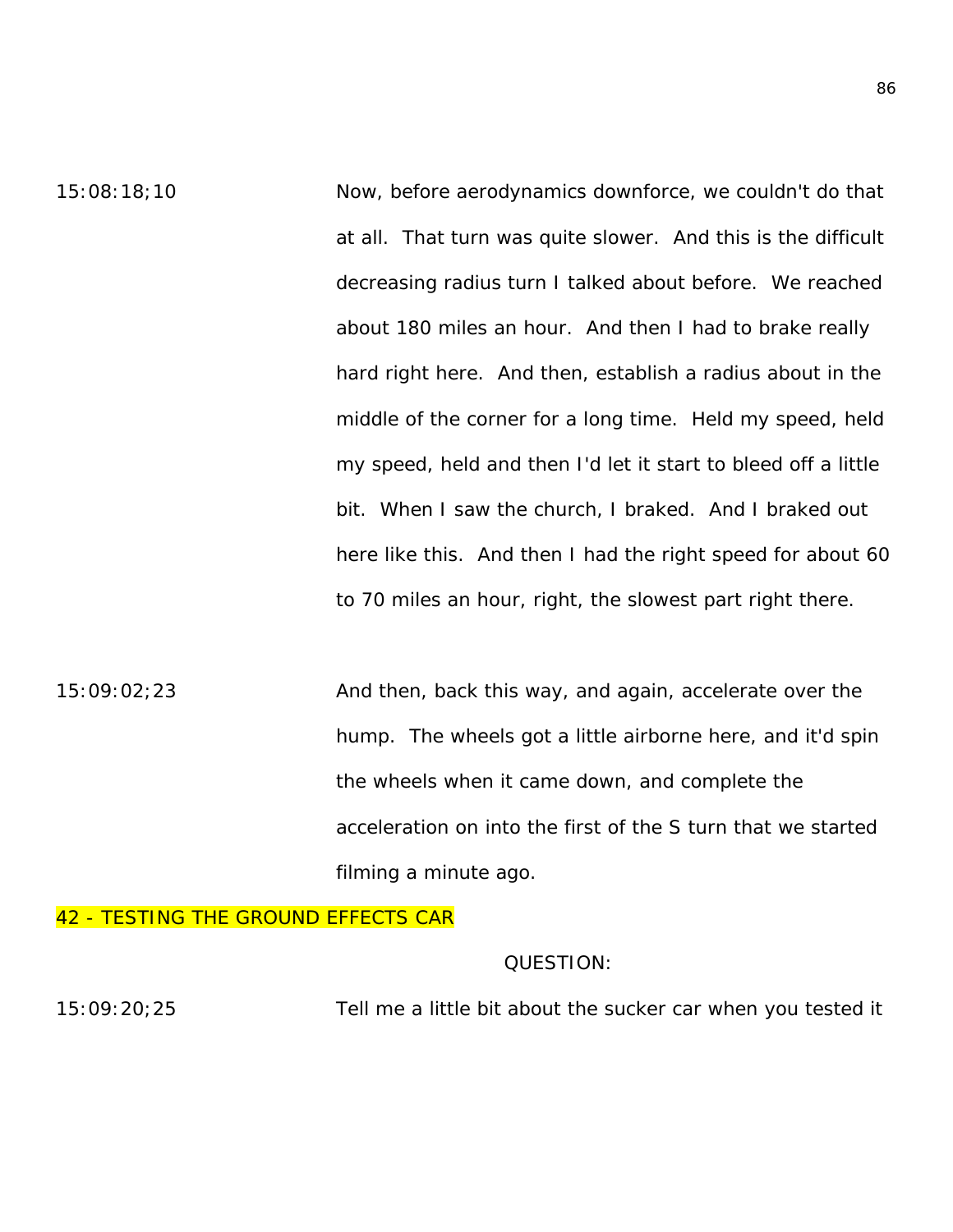15:08:18;10 Now, before aerodynamics downforce, we couldn't do that at all. That turn was quite slower. And this is the difficult decreasing radius turn I talked about before. We reached about 180 miles an hour. And then I had to brake really hard right here. And then, establish a radius about in the middle of the corner for a long time. Held my speed, held my speed, held and then I'd let it start to bleed off a little bit. When I saw the church, I braked. And I braked out here like this. And then I had the right speed for about 60 to 70 miles an hour, right, the slowest part right there.

15:09:02;23 And then, back this way, and again, accelerate over the hump. The wheels got a little airborne here, and it'd spin the wheels when it came down, and complete the acceleration on into the first of the S turn that we started filming a minute ago.

## 42 - TESTING THE GROUND EFFECTS CAR

QUESTION:

15:09:20;25 Tell me a little bit about the sucker car when you tested it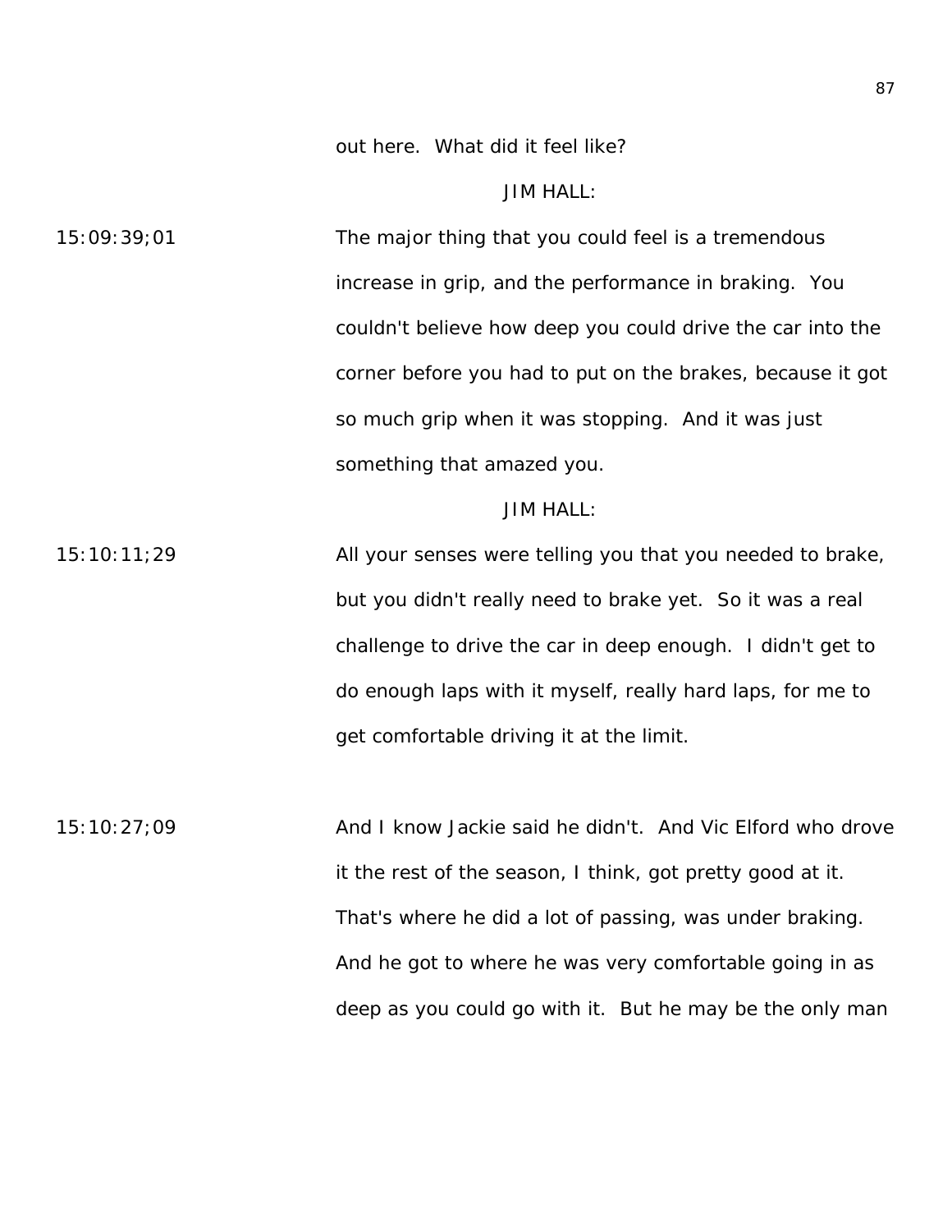out here. What did it feel like?

JIM HALL:

15:09:39;01 The major thing that you could feel is a tremendous increase in grip, and the performance in braking. You couldn't believe how deep you could drive the car into the corner before you had to put on the brakes, because it got so much grip when it was stopping. And it was just something that amazed you.

JIM HALL:

15:10:11;29 All your senses were telling you that you needed to brake, but you didn't really need to brake yet. So it was a real challenge to drive the car in deep enough. I didn't get to do enough laps with it myself, really hard laps, for me to get comfortable driving it at the limit.

15:10:27;09 And I know Jackie said he didn't. And Vic Elford who drove it the rest of the season, I think, got pretty good at it. That's where he did a lot of passing, was under braking. And he got to where he was very comfortable going in as deep as you could go with it. But he may be the only man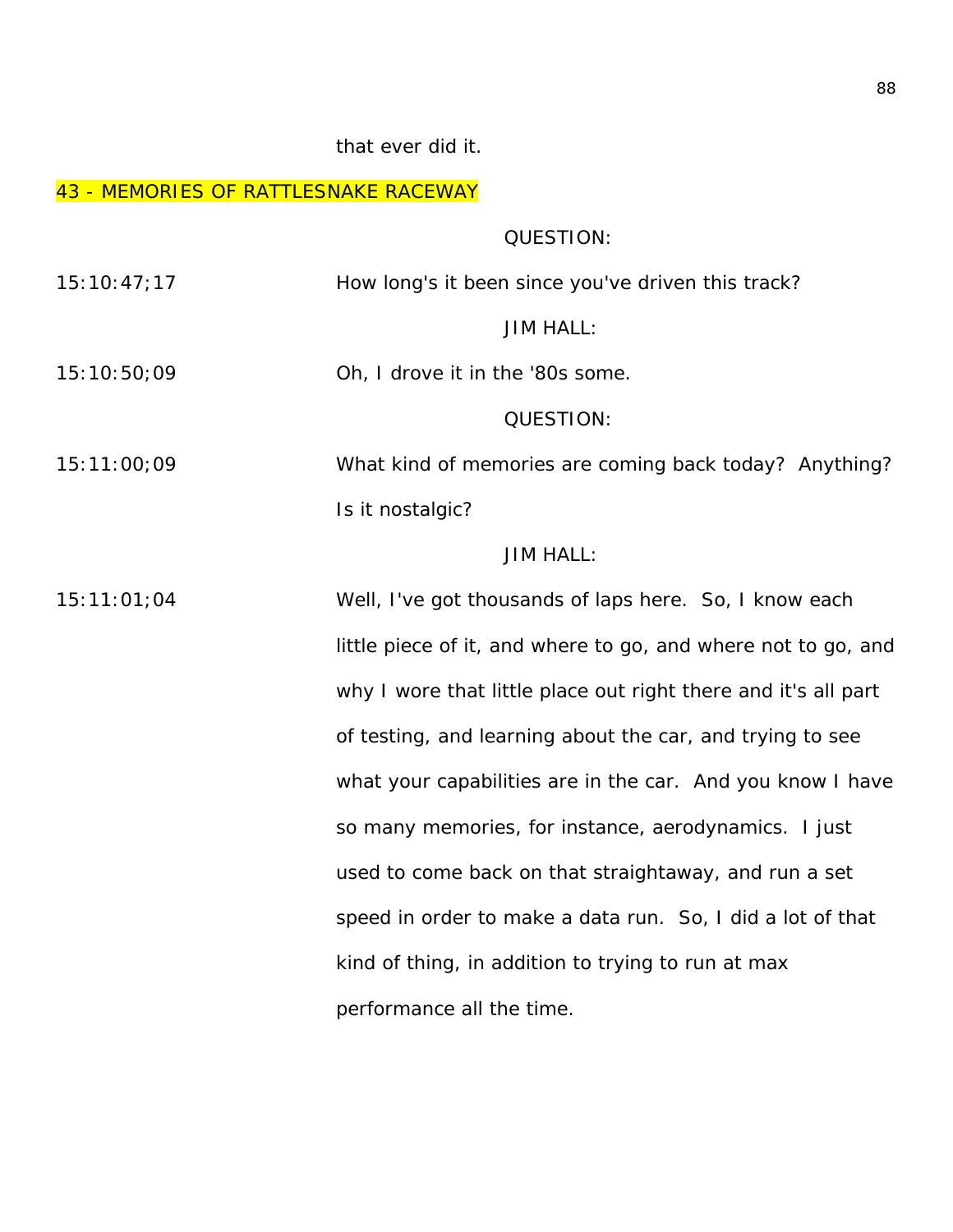that ever did it.

## 43 - MEMORIES OF RATTLESNAKE RACEWAY

QUESTION:

15:10:47;17 How long's it been since you've driven this track?

JIM HALL:

15:10:50;09 Oh, I drove it in the '80s some.

QUESTION:

15:11:00;09 What kind of memories are coming back today? Anything? Is it nostalgic?

JIM HALL:

15:11:01;04 Well, I've got thousands of laps here. So, I know each little piece of it, and where to go, and where not to go, and why I wore that little place out right there and it's all part of testing, and learning about the car, and trying to see what your capabilities are in the car. And you know I have so many memories, for instance, aerodynamics. I just used to come back on that straightaway, and run a set speed in order to make a data run. So, I did a lot of that kind of thing, in addition to trying to run at max performance all the time.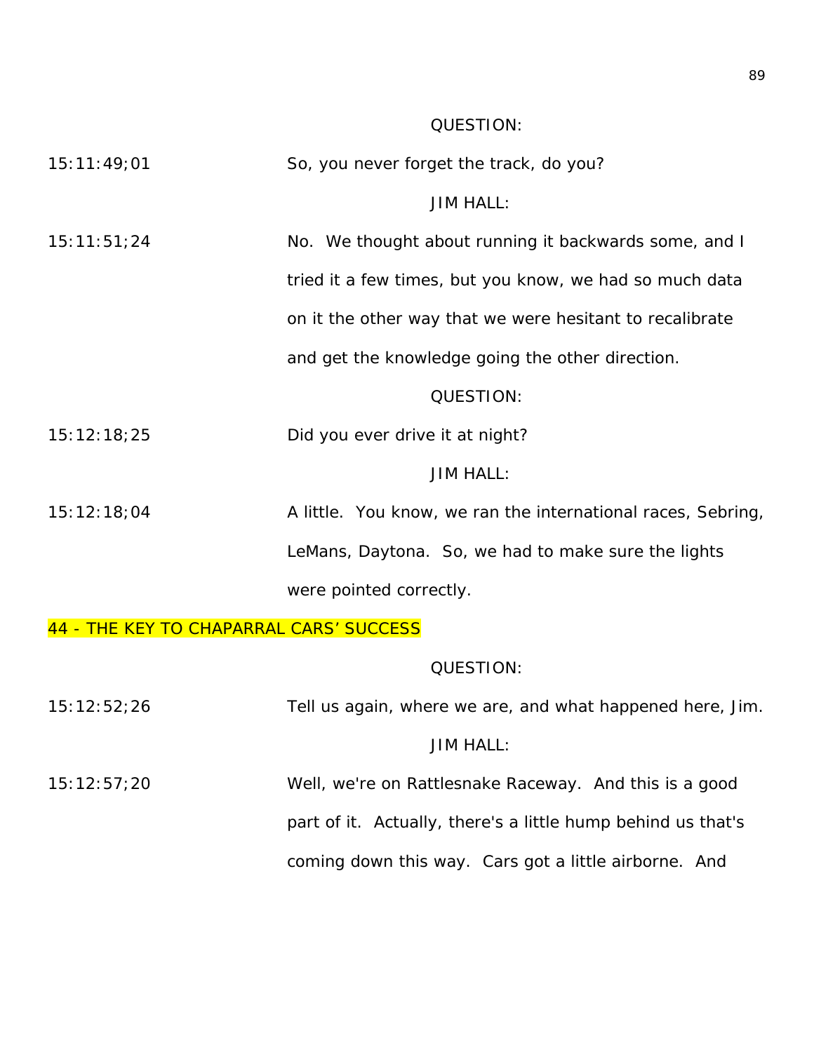QUESTION:

15:11:49;01 So, you never forget the track, do you?

JIM HALL:

15:11:51;24 No. We thought about running it backwards some, and I tried it a few times, but you know, we had so much data on it the other way that we were hesitant to recalibrate and get the knowledge going the other direction.

QUESTION:

15:12:18;25 Did you ever drive it at night?

JIM HALL:

15:12:18;04 A little. You know, we ran the international races, Sebring, LeMans, Daytona. So, we had to make sure the lights were pointed correctly.

## 44 - THE KEY TO CHAPARRAL CARS' SUCCESS

QUESTION:

15:12:52;26 Tell us again, where we are, and what happened here, Jim.

JIM HALL:

15:12:57;20 Well, we're on Rattlesnake Raceway. And this is a good part of it. Actually, there's a little hump behind us that's coming down this way. Cars got a little airborne. And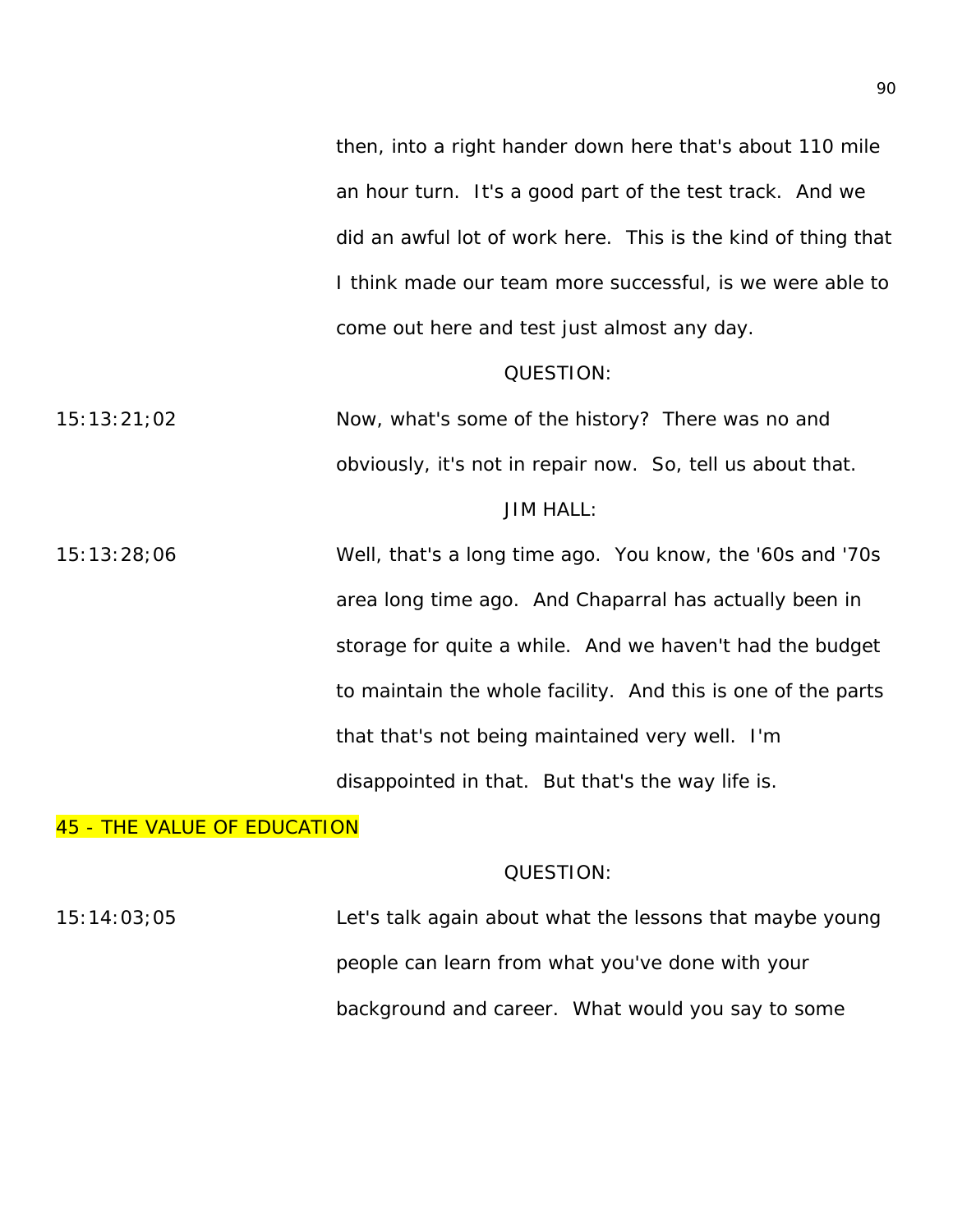then, into a right hander down here that's about 110 mile an hour turn. It's a good part of the test track. And we did an awful lot of work here. This is the kind of thing that I think made our team more successful, is we were able to come out here and test just almost any day.

QUESTION:

15:13:21;02 Now, what's some of the history? There was no and obviously, it's not in repair now. So, tell us about that.

JIM HALL:

15:13:28;06 Well, that's a long time ago. You know, the '60s and '70s area long time ago. And Chaparral has actually been in storage for quite a while. And we haven't had the budget to maintain the whole facility. And this is one of the parts that that's not being maintained very well. I'm disappointed in that. But that's the way life is.

## 45 - THE VALUE OF EDUCATION

QUESTION:

15:14:03;05 Let's talk again about what the lessons that maybe young people can learn from what you've done with your background and career. What would you say to some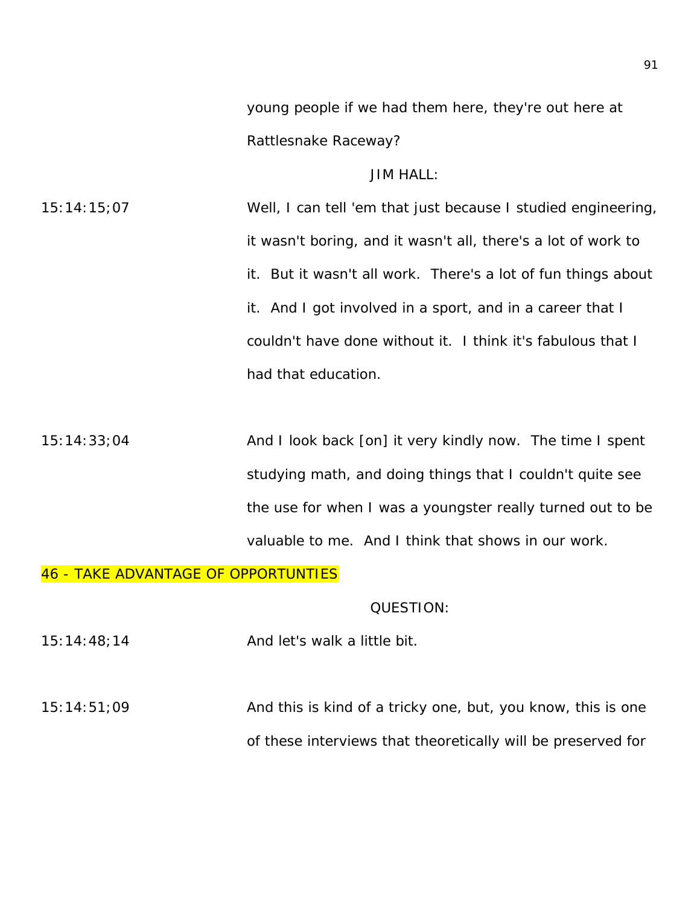young people if we had them here, they're out here at Rattlesnake Raceway?

JIM HALL:

15:14:15;07 Well, I can tell 'em that just because I studied engineering, it wasn't boring, and it wasn't all, there's a lot of work to it. But it wasn't all work. There's a lot of fun things about it. And I got involved in a sport, and in a career that I couldn't have done without it. I think it's fabulous that I had that education.

15:14:33;04 And I look back [on] it very kindly now. The time I spent studying math, and doing things that I couldn't quite see the use for when I was a youngster really turned out to be valuable to me. And I think that shows in our work.

46 - TAKE ADVANTAGE OF OPPORTUNTIES

QUESTION:

15:14:48;14 And let's walk a little bit.

15:14:51;09 And this is kind of a tricky one, but, you know, this is one of these interviews that theoretically will be preserved for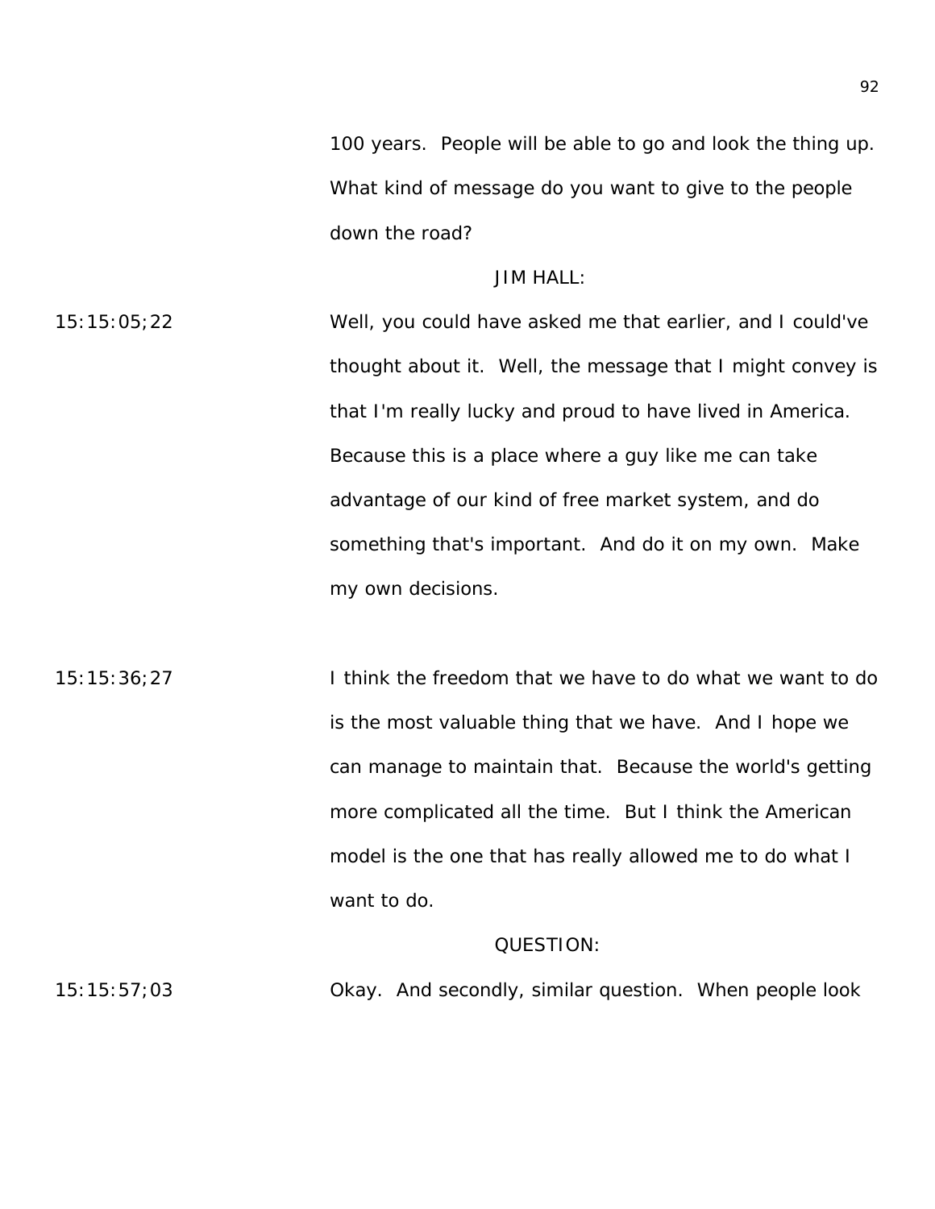100 years. People will be able to go and look the thing up. What kind of message do you want to give to the people down the road?

JIM HALL:

15:15:05;22 Well, you could have asked me that earlier, and I could've thought about it. Well, the message that I might convey is that I'm really lucky and proud to have lived in America. Because this is a place where a guy like me can take advantage of our kind of free market system, and do something that's important. And do it on my own. Make my own decisions.

15:15:36;27 I think the freedom that we have to do what we want to do is the most valuable thing that we have. And I hope we can manage to maintain that. Because the world's getting more complicated all the time. But I think the American model is the one that has really allowed me to do what I want to do.

QUESTION:

15:15:57;03 Okay. And secondly, similar question. When people look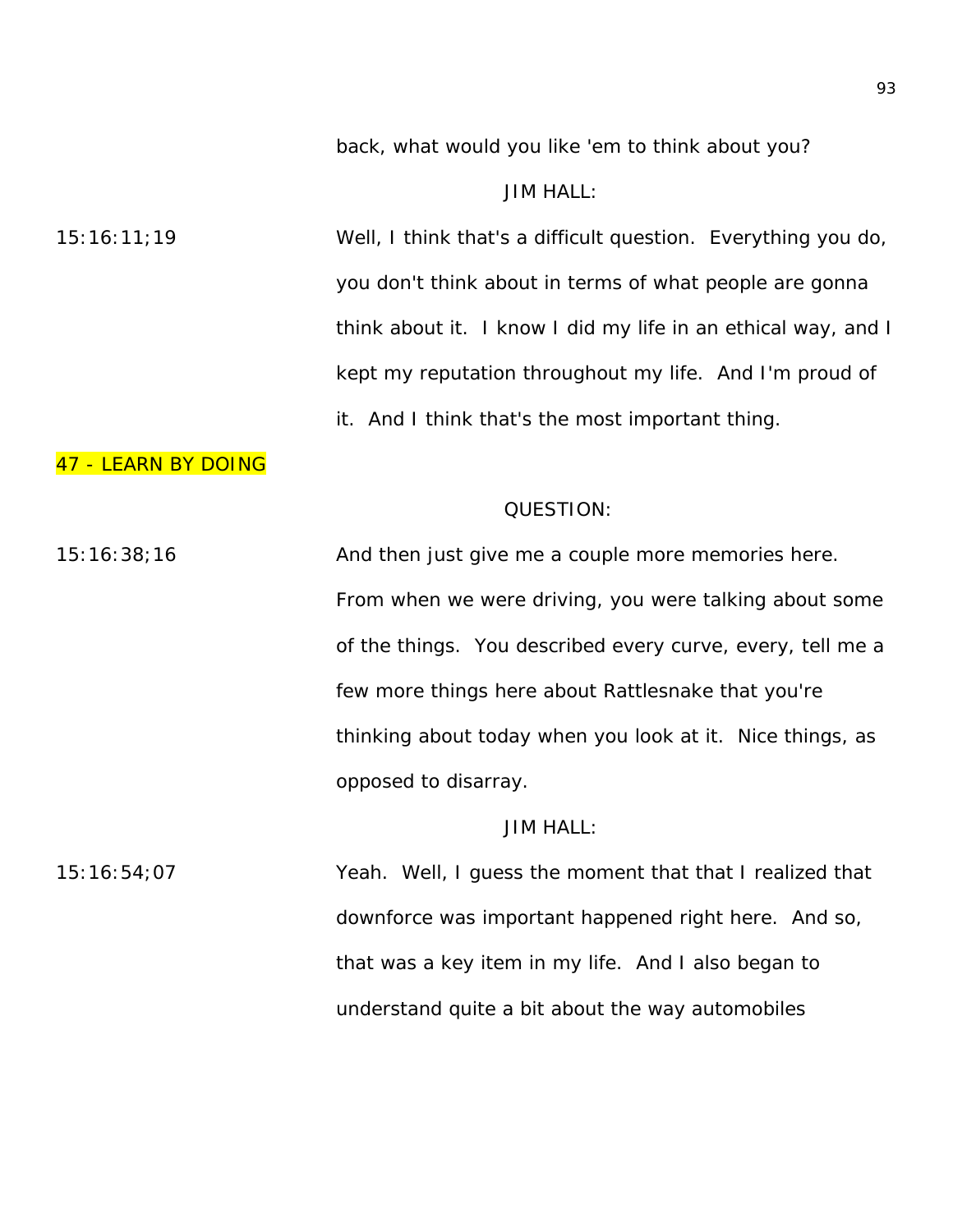back, what would you like 'em to think about you?

JIM HALL:

15:16:11;19

Well, I think that's a difficult question. Everything you do, you don't think about in terms of what people are gonna think about it. I know I did my life in an ethical way, and I kept my reputation throughout my life. And I'm proud of it. And I think that's the most important thing.

47 - LEARN BY DOING

QUESTION:

15:16:38;16

And then just give me a couple more memories here. From when we were driving, you were talking about some of the things. You described every curve, every, tell me a few more things here about Rattlesnake that you're thinking about today when you look at it. Nice things, as opposed to disarray.

JIM HALL:

15:16:54;07

Yeah. Well, I guess the moment that that I realized that downforce was important happened right here. And so, that was a key item in my life. And I also began to understand quite a bit about the way automobiles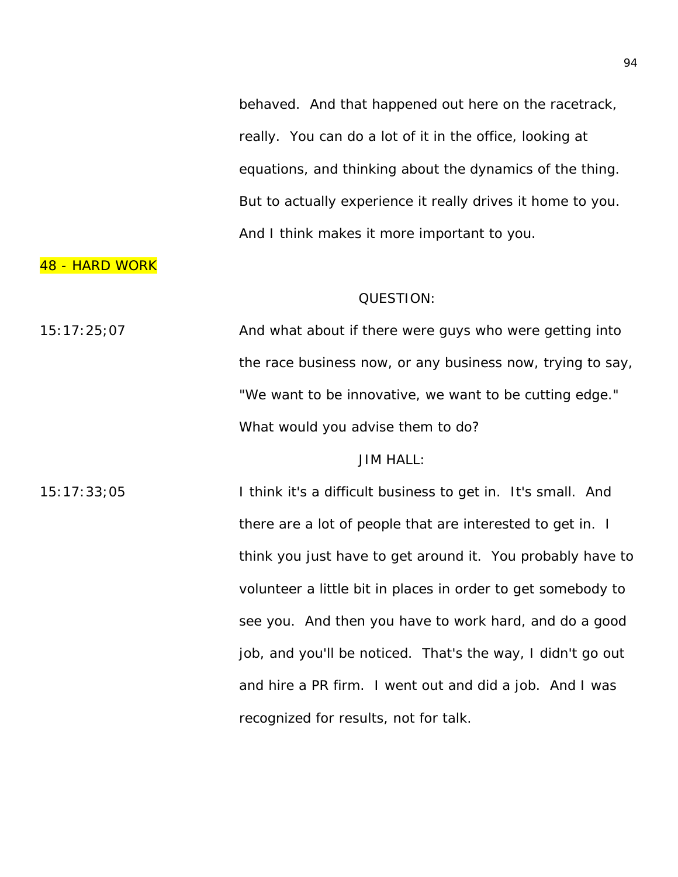behaved.  And that happened out here on the racetrack, really.  You can do a lot of it in the office, looking at equations, and thinking about the dynamics of the thing.  But to actually experience it really drives it home to you.  And I think makes it more important to you.

48 - HARD WORK

QUESTION:

15:17:25;07 And what about if there were guys who were getting into the race business now, or any business now, trying to say, "We want to be innovative, we want to be cutting edge."  What would you advise them to do?

JIM HALL:

15:17:33;05 I think it's a difficult business to get in.  It's small.  And there are a lot of people that are interested to get in.  I think you just have to get around it.  You probably have to volunteer a little bit in places in order to get somebody to see you.  And then you have to work hard, and do a good job, and you'll be noticed.  That's the way, I didn't go out and hire a PR firm.  I went out and did a job.  And I was recognized for results, not for talk.